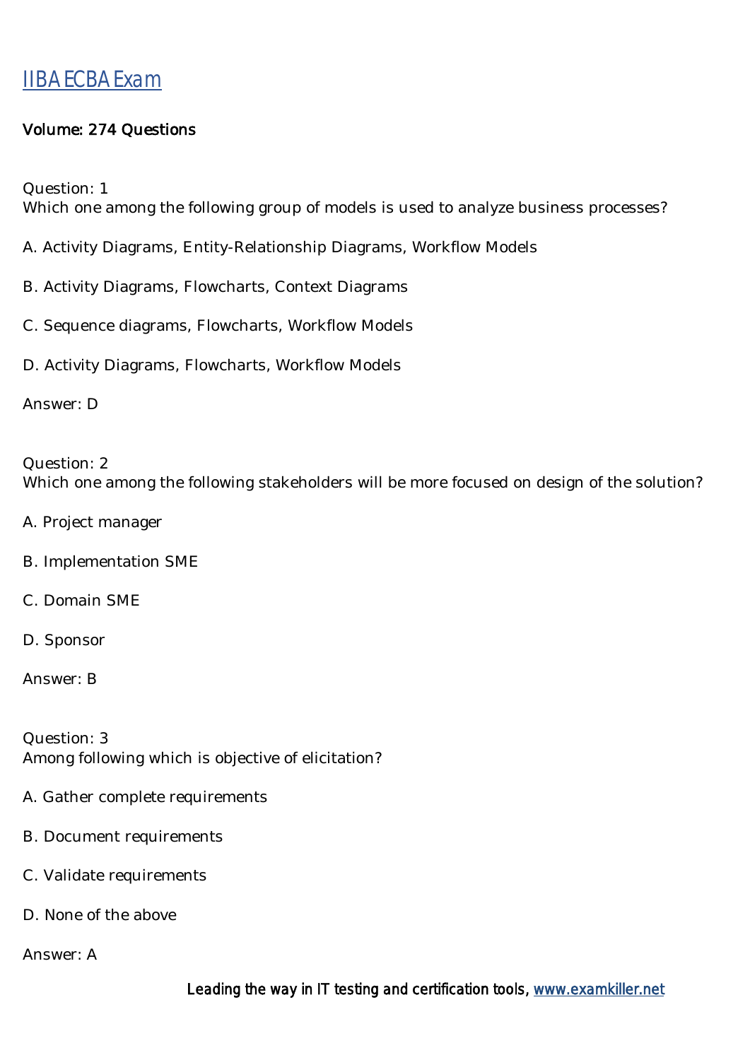# IIBA ECBA Exam

**Volume: 274 Questions**

Question: 1
Which one among the following group of models is used to analyze business processes?

A. Activity Diagrams, Entity-Relationship Diagrams, Workflow Models

B. Activity Diagrams, Flowcharts, Context Diagrams

C. Sequence diagrams, Flowcharts, Workflow Models

D. Activity Diagrams, Flowcharts, Workflow Models

Answer: D

Question: 2
Which one among the following stakeholders will be more focused on design of the solution?

A. Project manager

B. Implementation SME

C. Domain SME

D. Sponsor

Answer: B

Question: 3
Among following which is objective of elicitation?

A. Gather complete requirements

B. Document requirements

C. Validate requirements

D. None of the above

Answer: A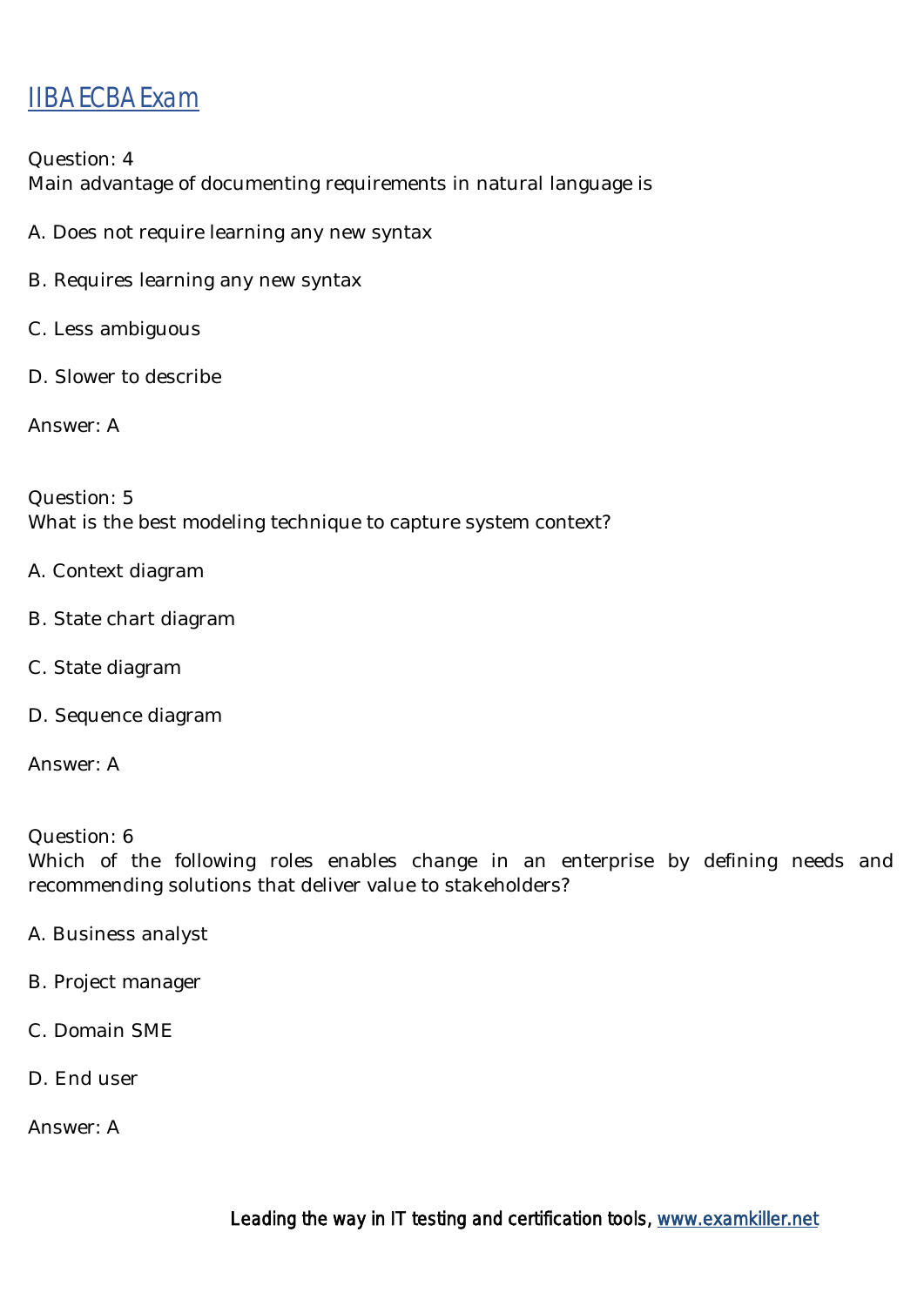Question: 4
Main advantage of documenting requirements in natural language is

A. Does not require learning any new syntax

B. Requires learning any new syntax

C. Less ambiguous

D. Slower to describe

Answer: A

Question: 5
What is the best modeling technique to capture system context?

A. Context diagram

B. State chart diagram

C. State diagram

D. Sequence diagram

Answer: A

Question: 6
Which of the following roles enables change in an enterprise by defining needs and recommending solutions that deliver value to stakeholders?

A. Business analyst

B. Project manager

C. Domain SME

D. End user

Answer: A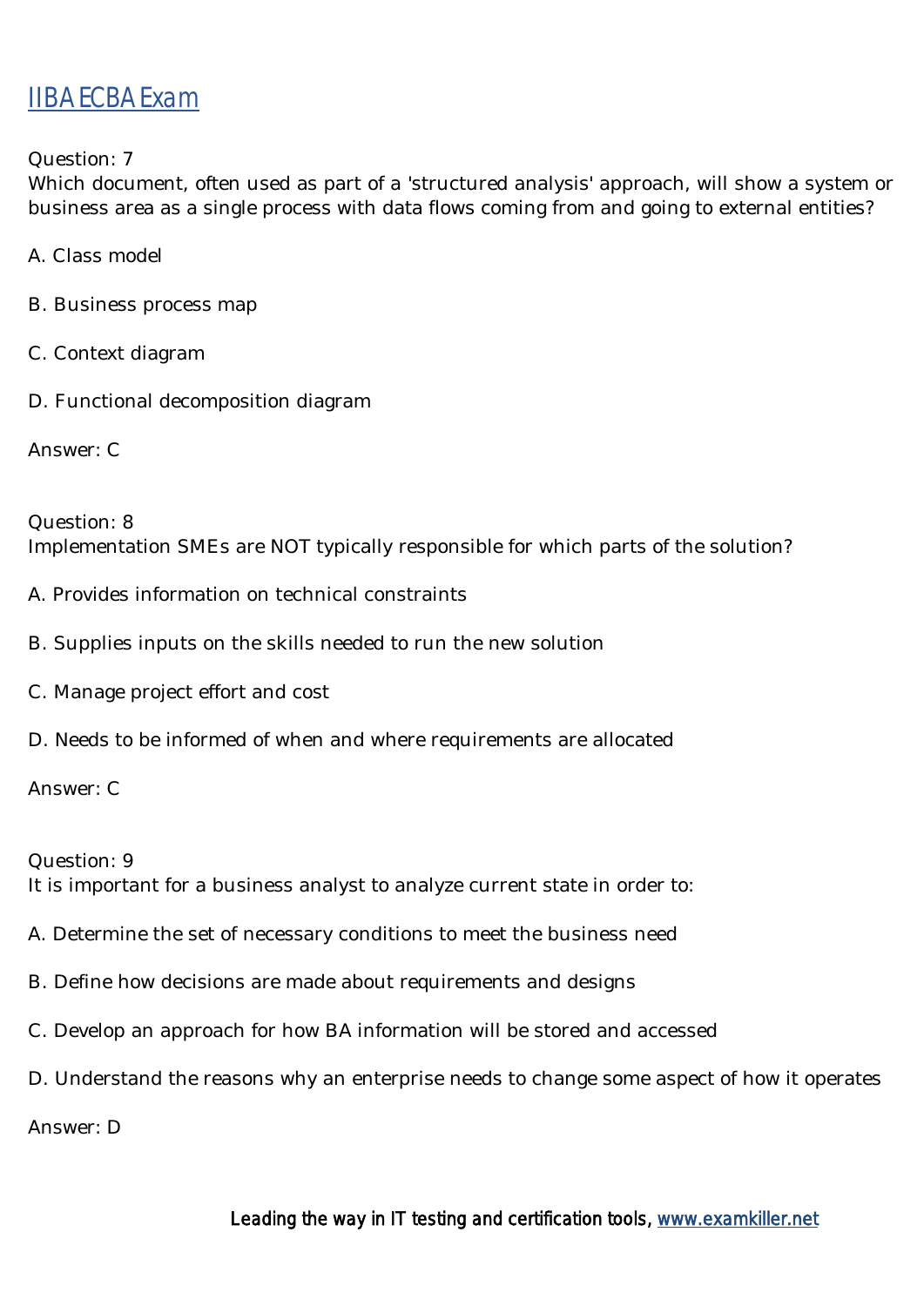Question: 7
Which document, often used as part of a 'structured analysis' approach, will show a system or business area as a single process with data flows coming from and going to external entities?

A. Class model

B. Business process map

C. Context diagram

D. Functional decomposition diagram

Answer: C

Question: 8
Implementation SMEs are NOT typically responsible for which parts of the solution?

A. Provides information on technical constraints

B. Supplies inputs on the skills needed to run the new solution

C. Manage project effort and cost

D. Needs to be informed of when and where requirements are allocated

Answer: C

Question: 9
It is important for a business analyst to analyze current state in order to:

A. Determine the set of necessary conditions to meet the business need

B. Define how decisions are made about requirements and designs

C. Develop an approach for how BA information will be stored and accessed

D. Understand the reasons why an enterprise needs to change some aspect of how it operates

Answer: D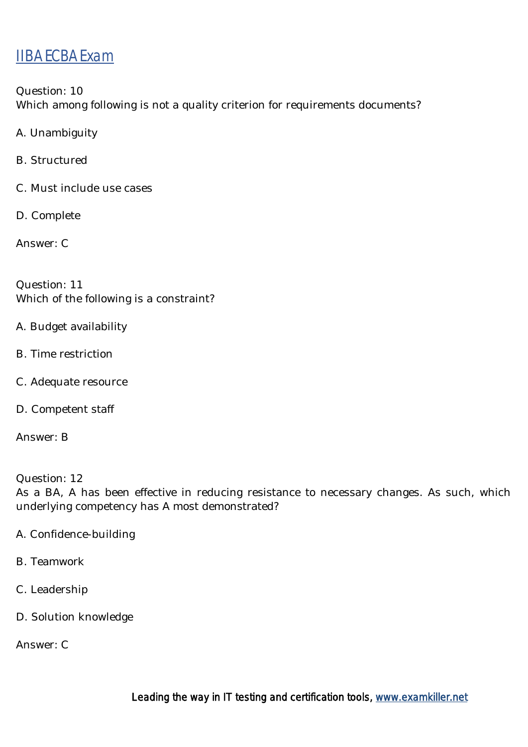Question: 10
Which among following is not a quality criterion for requirements documents?

A. Unambiguity

B. Structured

C. Must include use cases

D. Complete

Answer: C

Question: 11
Which of the following is a constraint?

A. Budget availability

B. Time restriction

C. Adequate resource

D. Competent staff

Answer: B

Question: 12
As a BA, A has been effective in reducing resistance to necessary changes. As such, which underlying competency has A most demonstrated?

A. Confidence-building

B. Teamwork

C. Leadership

D. Solution knowledge

Answer: C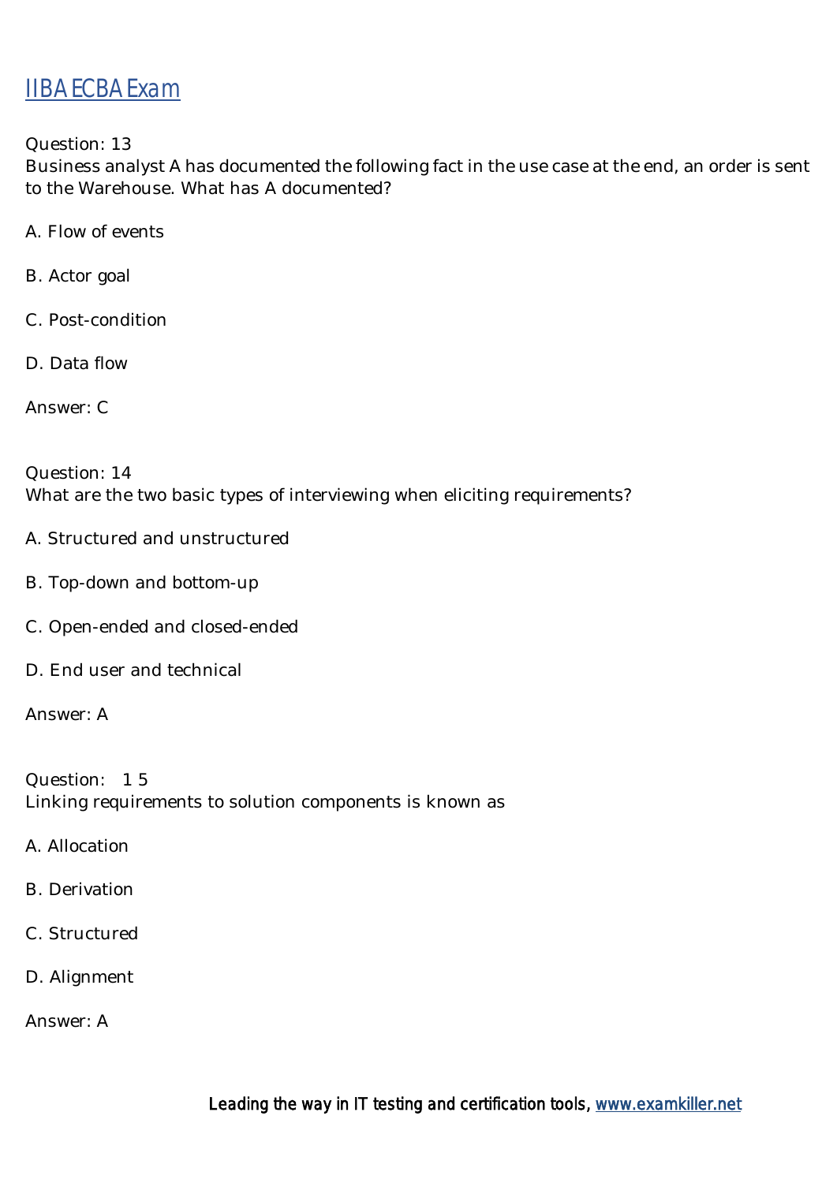Question: 13
Business analyst A has documented the following fact in the use case at the end, an order is sent to the Warehouse. What has A documented?

A. Flow of events

B. Actor goal

C. Post-condition

D. Data flow

Answer: C

Question: 14
What are the two basic types of interviewing when eliciting requirements?

A. Structured and unstructured

B. Top-down and bottom-up

C. Open-ended and closed-ended

D. End user and technical

Answer: A

Question: 1 5
Linking requirements to solution components is known as

A. Allocation

B. Derivation

C. Structured

D. Alignment

Answer: A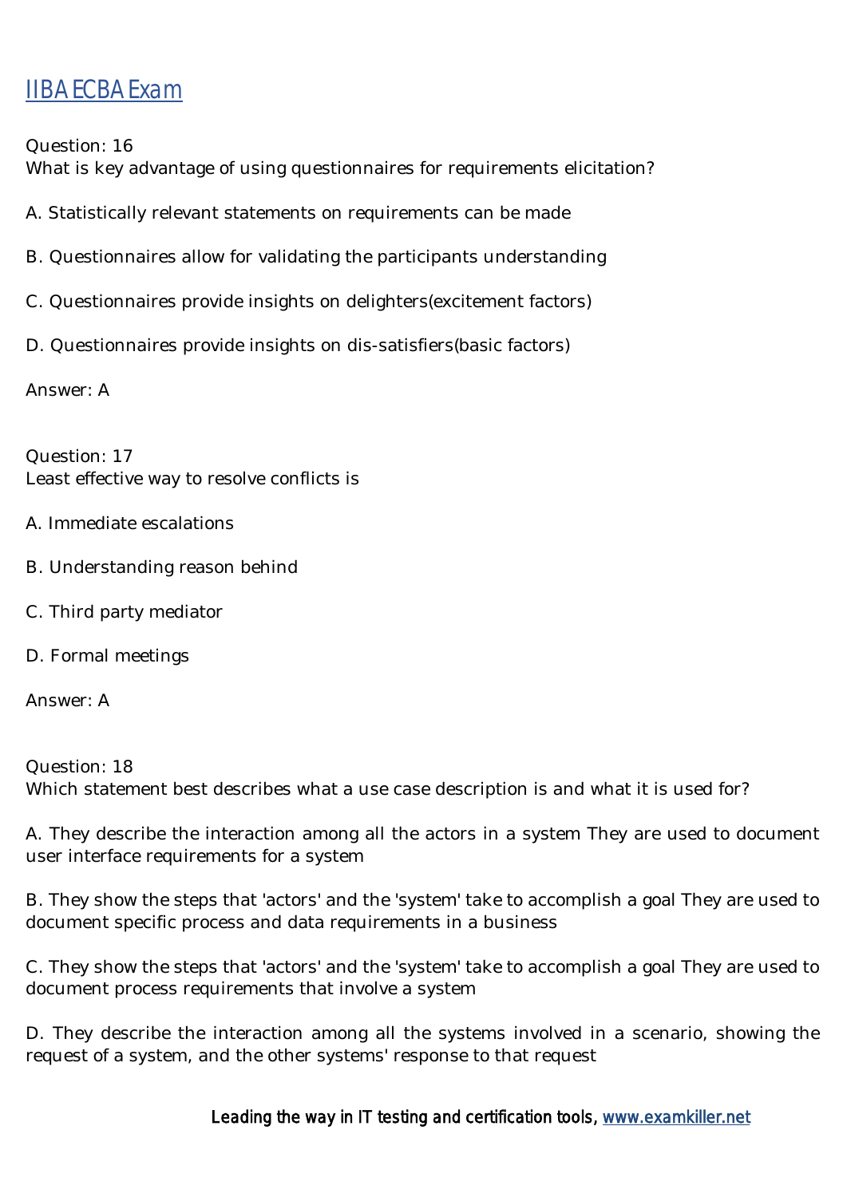IIBA ECBA Exam

Question: 16
What is key advantage of using questionnaires for requirements elicitation?

A. Statistically relevant statements on requirements can be made

B. Questionnaires allow for validating the participants understanding

C. Questionnaires provide insights on delighters(excitement factors)

D. Questionnaires provide insights on dis-satisfiers(basic factors)

Answer: A

Question: 17
Least effective way to resolve conflicts is

A. Immediate escalations

B. Understanding reason behind

C. Third party mediator

D. Formal meetings

Answer: A

Question: 18
Which statement best describes what a use case description is and what it is used for?

A. They describe the interaction among all the actors in a system They are used to document user interface requirements for a system

B. They show the steps that 'actors' and the 'system' take to accomplish a goal They are used to document specific process and data requirements in a business

C. They show the steps that 'actors' and the 'system' take to accomplish a goal They are used to document process requirements that involve a system

D. They describe the interaction among all the systems involved in a scenario, showing the request of a system, and the other systems' response to that request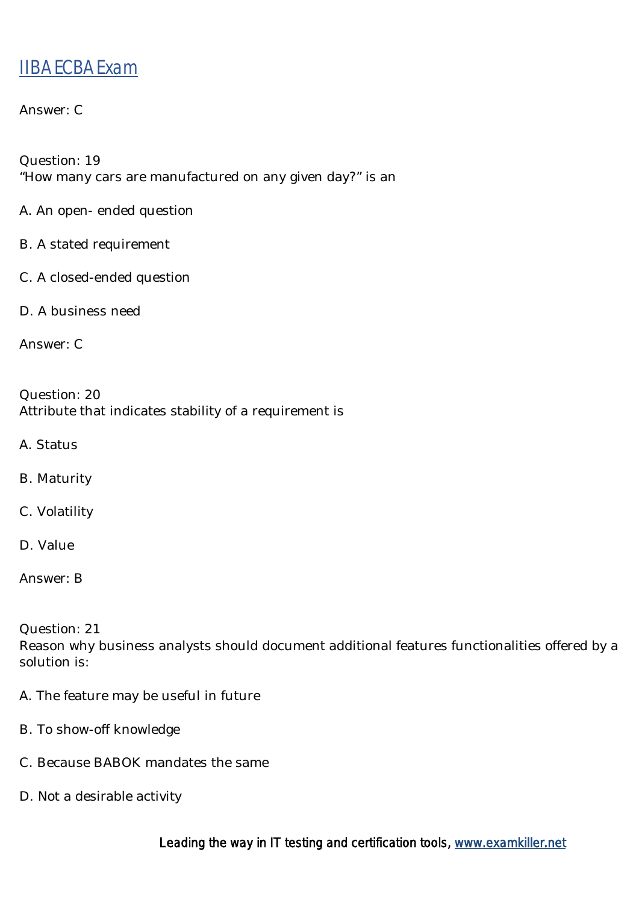Answer: C

Question: 19
"How many cars are manufactured on any given day?" is an

A. An open- ended question

B. A stated requirement

C. A closed-ended question

D. A business need

Answer: C

Question: 20
Attribute that indicates stability of a requirement is

A. Status

B. Maturity

C. Volatility

D. Value

Answer: B

Question: 21
Reason why business analysts should document additional features functionalities offered by a solution is:

A. The feature may be useful in future

B. To show-off knowledge

C. Because BABOK mandates the same

D. Not a desirable activity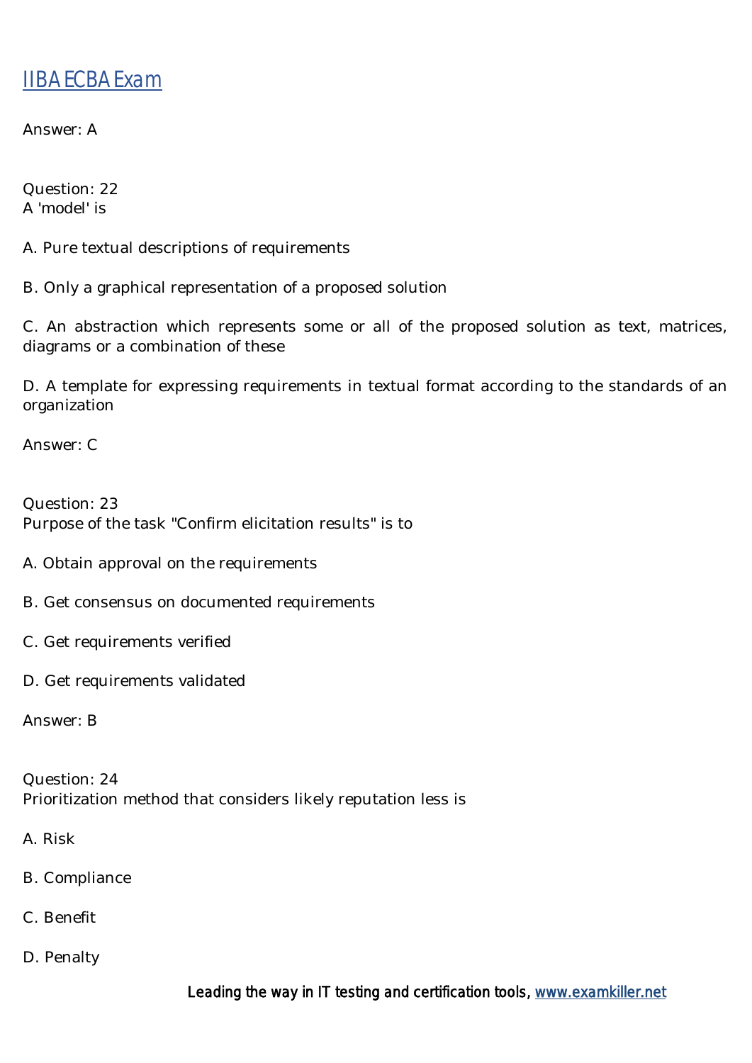Answer: A

Question: 22

A 'model' is

A. Pure textual descriptions of requirements

B. Only a graphical representation of a proposed solution

C. An abstraction which represents some or all of the proposed solution as text, matrices, diagrams or a combination of these

D. A template for expressing requirements in textual format according to the standards of an organization

Answer: C

Question: 23

Purpose of the task "Confirm elicitation results" is to

A. Obtain approval on the requirements

B. Get consensus on documented requirements

C. Get requirements verified

D. Get requirements validated

Answer: B

Question: 24

Prioritization method that considers likely reputation less is

A. Risk

B. Compliance

C. Benefit

D. Penalty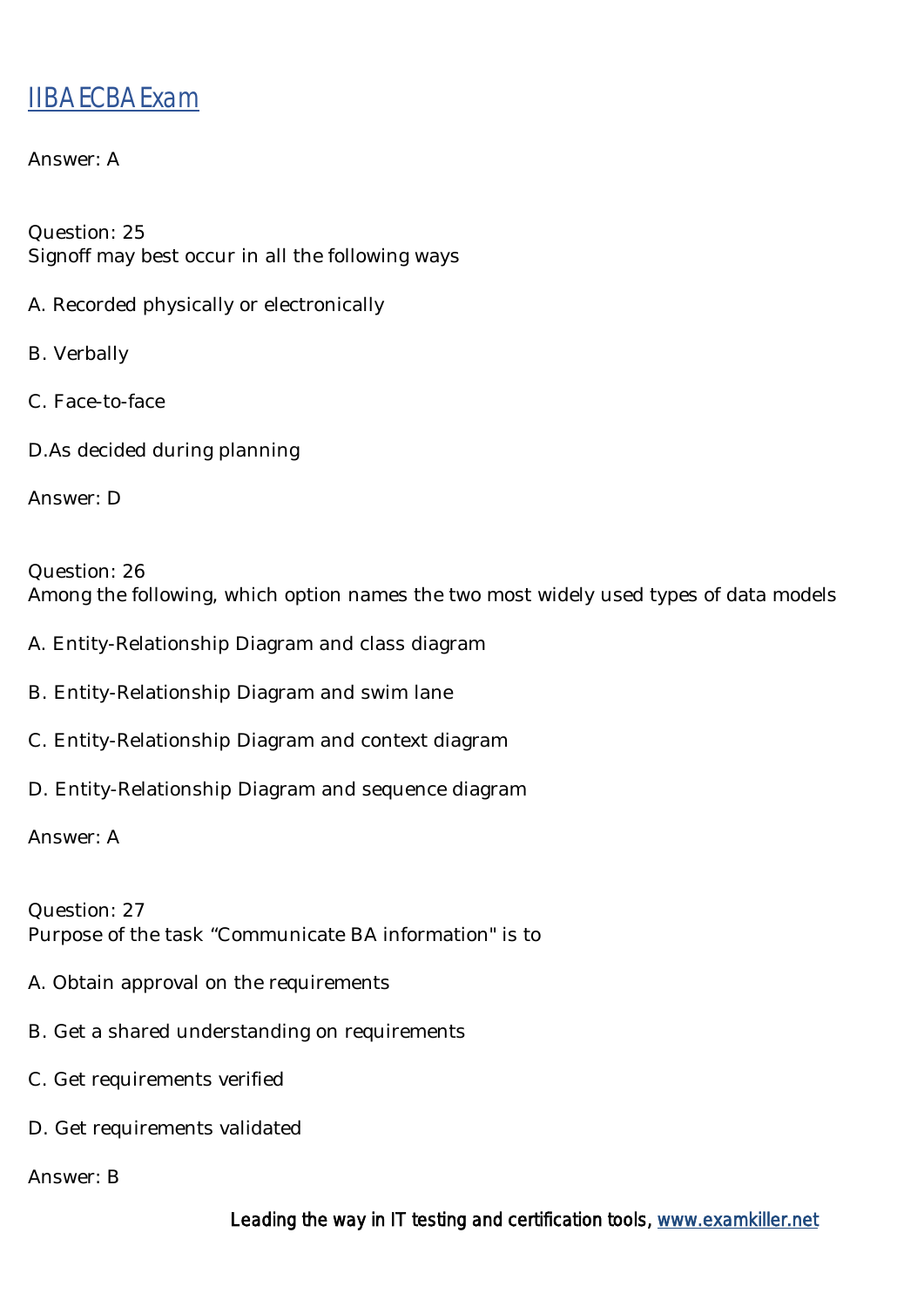Answer: A

Question: 25
Signoff may best occur in all the following ways

A. Recorded physically or electronically

B. Verbally

C. Face-to-face

D.As decided during planning

Answer: D

Question: 26
Among the following, which option names the two most widely used types of data models

A. Entity-Relationship Diagram and class diagram

B. Entity-Relationship Diagram and swim lane

C. Entity-Relationship Diagram and context diagram

D. Entity-Relationship Diagram and sequence diagram

Answer: A

Question: 27
Purpose of the task “Communicate BA information" is to

A. Obtain approval on the requirements

B. Get a shared understanding on requirements

C. Get requirements verified

D. Get requirements validated

Answer: B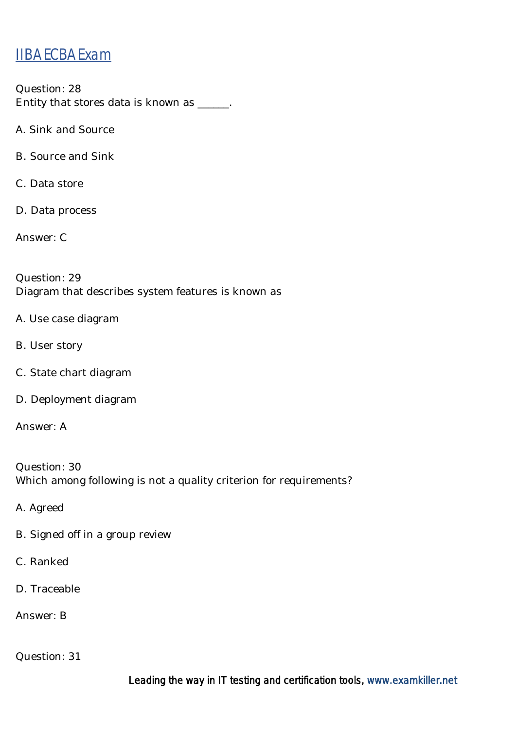Question: 28
Entity that stores data is known as ______.

A. Sink and Source

B. Source and Sink

C. Data store

D. Data process

Answer: C

Question: 29
Diagram that describes system features is known as

A. Use case diagram

B. User story

C. State chart diagram

D. Deployment diagram

Answer: A

Question: 30
Which among following is not a quality criterion for requirements?

A. Agreed

B. Signed off in a group review

C. Ranked

D. Traceable

Answer: B

Question: 31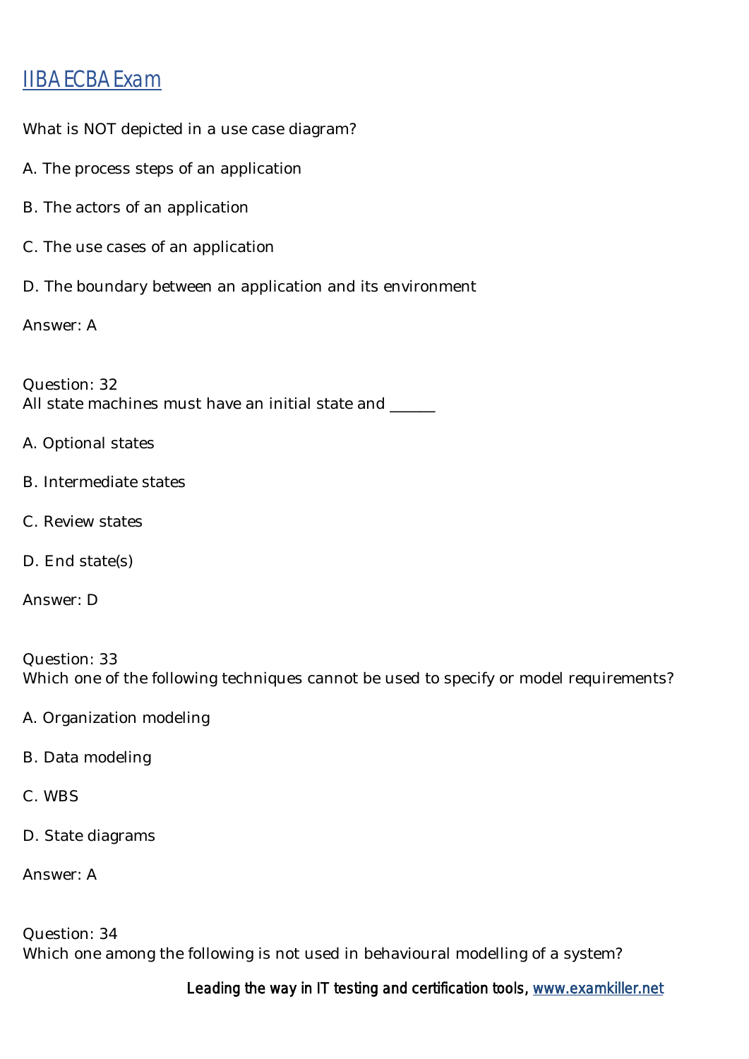What is NOT depicted in a use case diagram?

A. The process steps of an application

B. The actors of an application

C. The use cases of an application

D. The boundary between an application and its environment

Answer: A

Question: 32
All state machines must have an initial state and ______

A. Optional states

B. Intermediate states

C. Review states

D. End state(s)

Answer: D

Question: 33
Which one of the following techniques cannot be used to specify or model requirements?

A. Organization modeling

B. Data modeling

C. WBS

D. State diagrams

Answer: A

Question: 34
Which one among the following is not used in behavioural modelling of a system?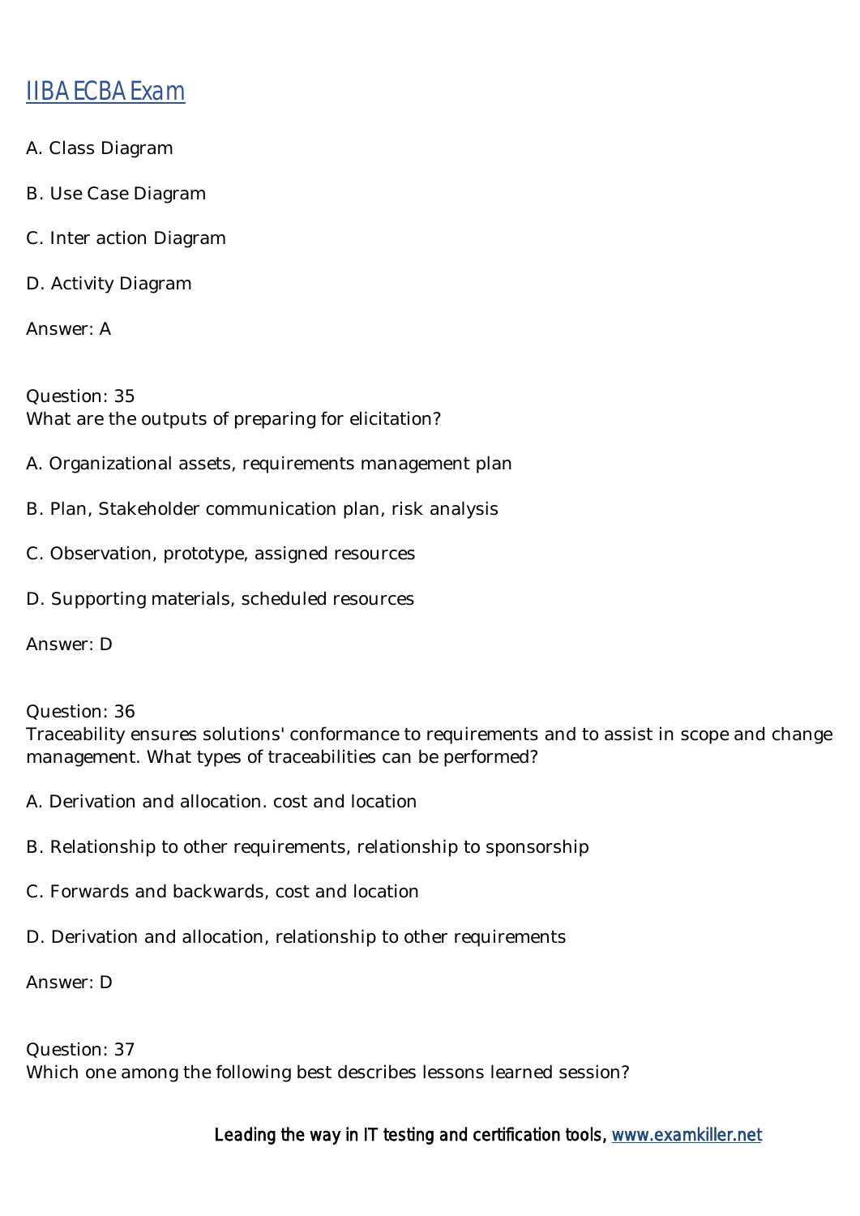A. Class Diagram

B. Use Case Diagram

C. Inter action Diagram

D. Activity Diagram

Answer: A

Question: 35
What are the outputs of preparing for elicitation?

A. Organizational assets, requirements management plan

B. Plan, Stakeholder communication plan, risk analysis

C. Observation, prototype, assigned resources

D. Supporting materials, scheduled resources

Answer: D

Question: 36
Traceability ensures solutions' conformance to requirements and to assist in scope and change management. What types of traceabilities can be performed?

A. Derivation and allocation. cost and location

B. Relationship to other requirements, relationship to sponsorship

C. Forwards and backwards, cost and location

D. Derivation and allocation, relationship to other requirements

Answer: D

Question: 37
Which one among the following best describes lessons learned session?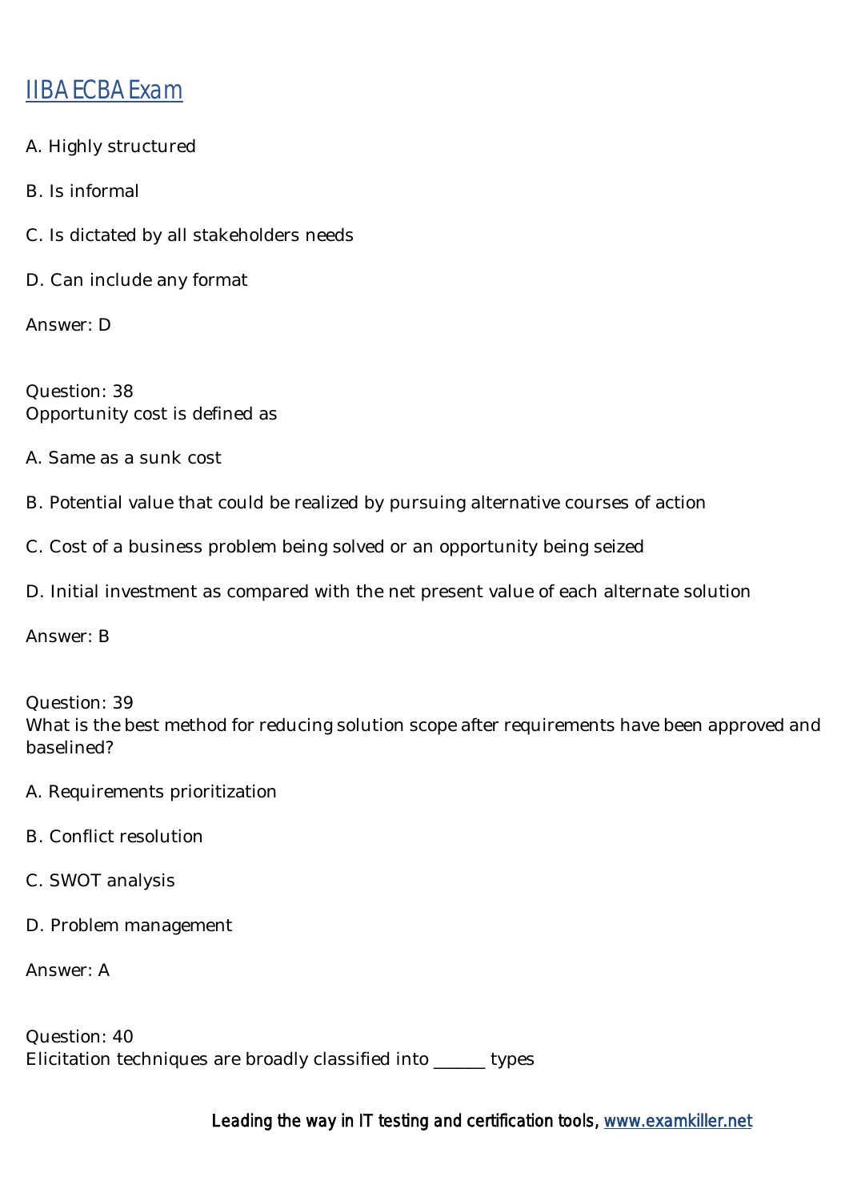A. Highly structured

B. Is informal

C. Is dictated by all stakeholders needs

D. Can include any format

Answer: D

Question: 38
Opportunity cost is defined as

A. Same as a sunk cost

B. Potential value that could be realized by pursuing alternative courses of action

C. Cost of a business problem being solved or an opportunity being seized

D. Initial investment as compared with the net present value of each alternate solution

Answer: B

Question: 39
What is the best method for reducing solution scope after requirements have been approved and baselined?

A. Requirements prioritization

B. Conflict resolution

C. SWOT analysis

D. Problem management

Answer: A

Question: 40
Elicitation techniques are broadly classified into ______ types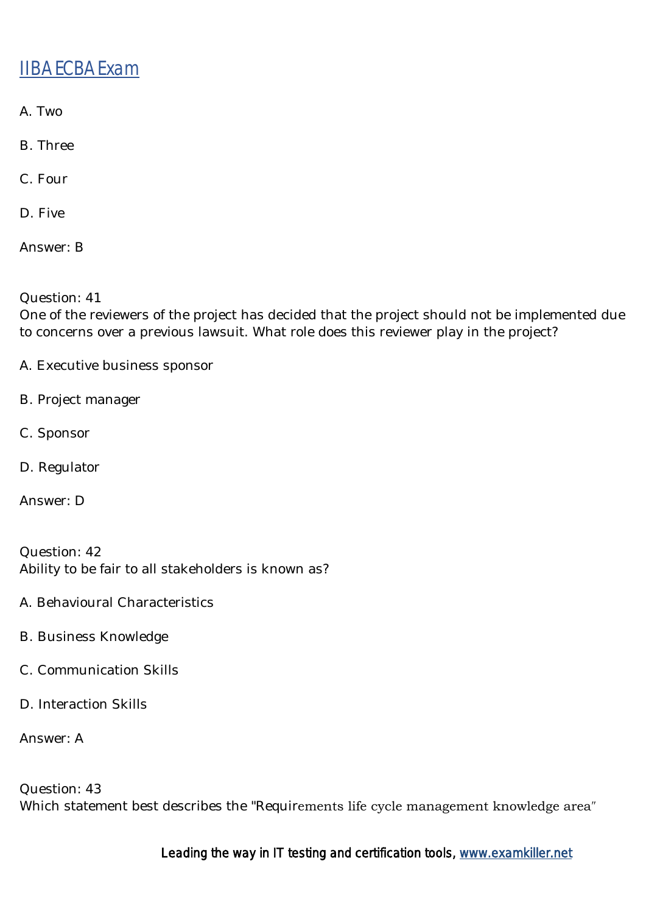A. Two

B. Three

C. Four

D. Five

Answer: B

Question: 41
One of the reviewers of the project has decided that the project should not be implemented due to concerns over a previous lawsuit. What role does this reviewer play in the project?

A. Executive business sponsor

B. Project manager

C. Sponsor

D. Regulator

Answer: D

Question: 42
Ability to be fair to all stakeholders is known as?

A. Behavioural Characteristics

B. Business Knowledge

C. Communication Skills

D. Interaction Skills

Answer: A

Question: 43
Which statement best describes the "Requirements life cycle management knowledge area"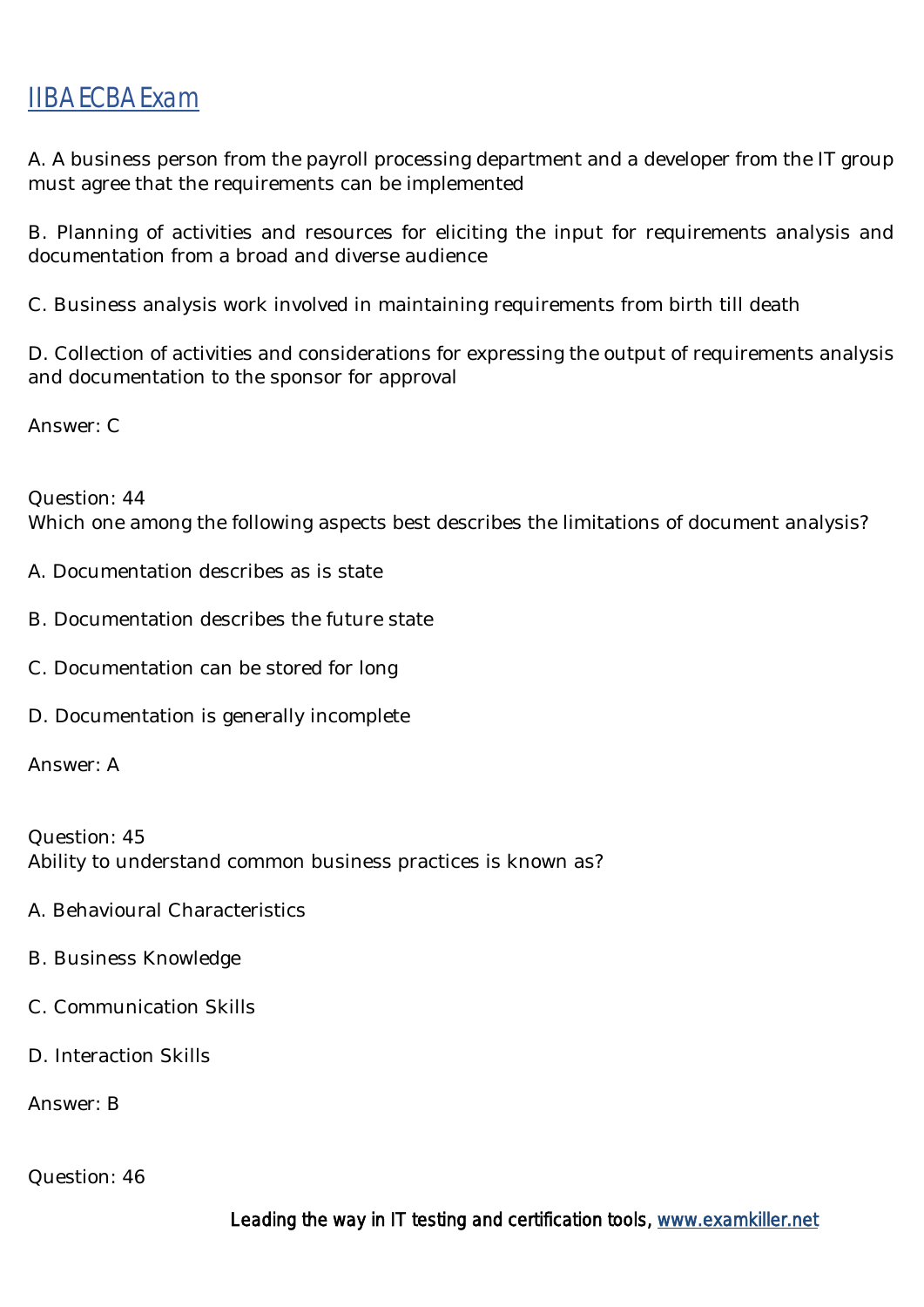A. A business person from the payroll processing department and a developer from the IT group must agree that the requirements can be implemented

B. Planning of activities and resources for eliciting the input for requirements analysis and documentation from a broad and diverse audience

C. Business analysis work involved in maintaining requirements from birth till death

D. Collection of activities and considerations for expressing the output of requirements analysis and documentation to the sponsor for approval

Answer: C

Question: 44

Which one among the following aspects best describes the limitations of document analysis?

A. Documentation describes as is state

B. Documentation describes the future state

C. Documentation can be stored for long

D. Documentation is generally incomplete

Answer: A

Question: 45

Ability to understand common business practices is known as?

A. Behavioural Characteristics

B. Business Knowledge

C. Communication Skills

D. Interaction Skills

Answer: B

Question: 46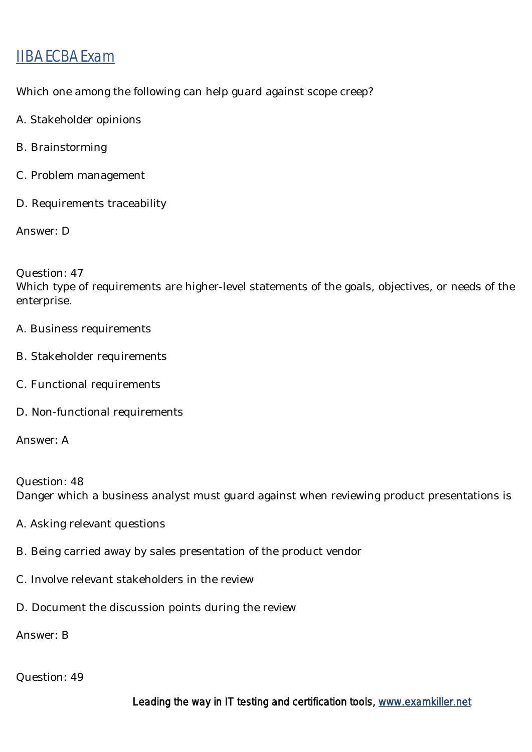Which one among the following can help guard against scope creep?

A. Stakeholder opinions

B. Brainstorming

C. Problem management

D. Requirements traceability

Answer: D

Question: 47
Which type of requirements are higher-level statements of the goals, objectives, or needs of the enterprise.

A. Business requirements

B. Stakeholder requirements

C. Functional requirements

D. Non-functional requirements

Answer: A

Question: 48
Danger which a business analyst must guard against when reviewing product presentations is

A. Asking relevant questions

B. Being carried away by sales presentation of the product vendor

C. Involve relevant stakeholders in the review

D. Document the discussion points during the review

Answer: B

Question: 49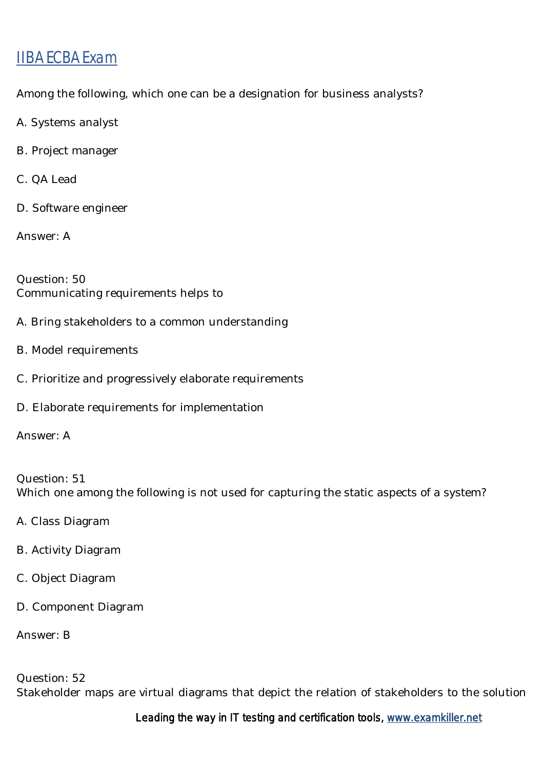Among the following, which one can be a designation for business analysts?

A. Systems analyst

B. Project manager

C. QA Lead

D. Software engineer

Answer: A

Question: 50
Communicating requirements helps to

A. Bring stakeholders to a common understanding

B. Model requirements

C. Prioritize and progressively elaborate requirements

D. Elaborate requirements for implementation

Answer: A

Question: 51
Which one among the following is not used for capturing the static aspects of a system?

A. Class Diagram

B. Activity Diagram

C. Object Diagram

D. Component Diagram

Answer: B

Question: 52
Stakeholder maps are virtual diagrams that depict the relation of stakeholders to the solution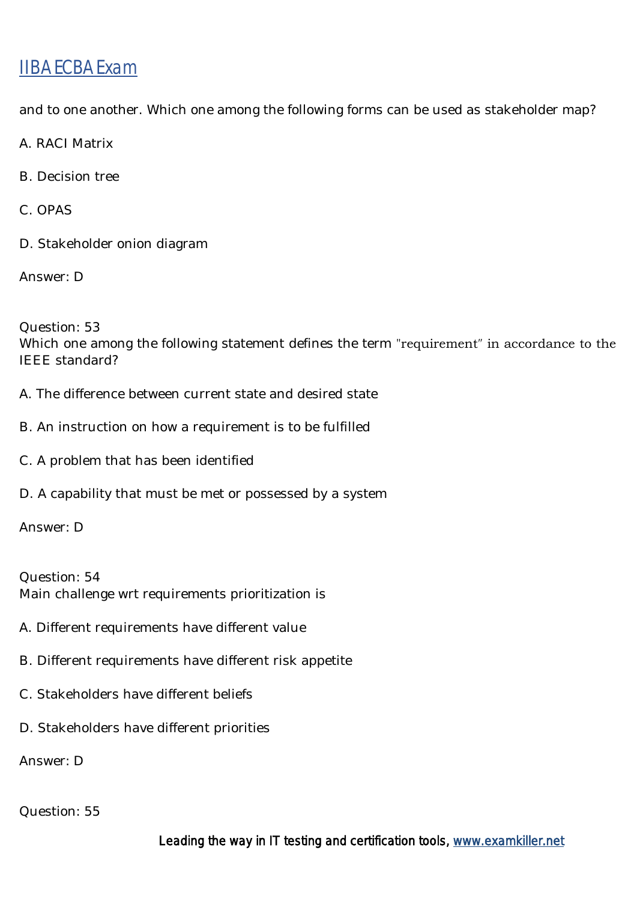and to one another. Which one among the following forms can be used as stakeholder map?

A. RACI Matrix

B. Decision tree

C. OPAS

D. Stakeholder onion diagram

Answer: D

Question: 53
Which one among the following statement defines the term "requirement" in accordance to the IEEE standard?

A. The difference between current state and desired state

B. An instruction on how a requirement is to be fulfilled

C. A problem that has been identified

D. A capability that must be met or possessed by a system

Answer: D

Question: 54
Main challenge wrt requirements prioritization is

A. Different requirements have different value

B. Different requirements have different risk appetite

C. Stakeholders have different beliefs

D. Stakeholders have different priorities

Answer: D

Question: 55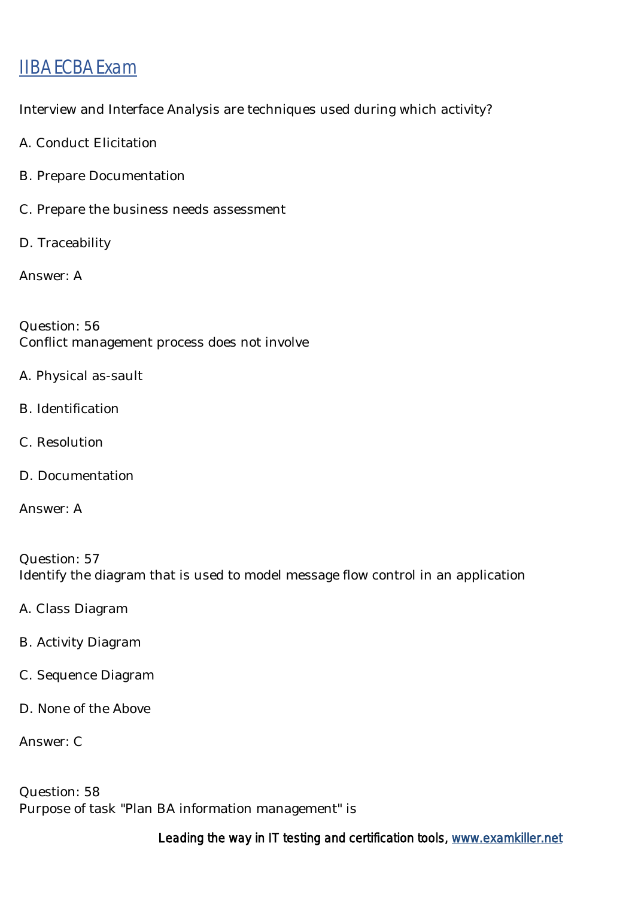Interview and Interface Analysis are techniques used during which activity?

A. Conduct Elicitation

B. Prepare Documentation

C. Prepare the business needs assessment

D. Traceability

Answer: A

Question: 56
Conflict management process does not involve

A. Physical as-sault

B. Identification

C. Resolution

D. Documentation

Answer: A

Question: 57
Identify the diagram that is used to model message flow control in an application

A. Class Diagram

B. Activity Diagram

C. Sequence Diagram

D. None of the Above

Answer: C

Question: 58
Purpose of task "Plan BA information management" is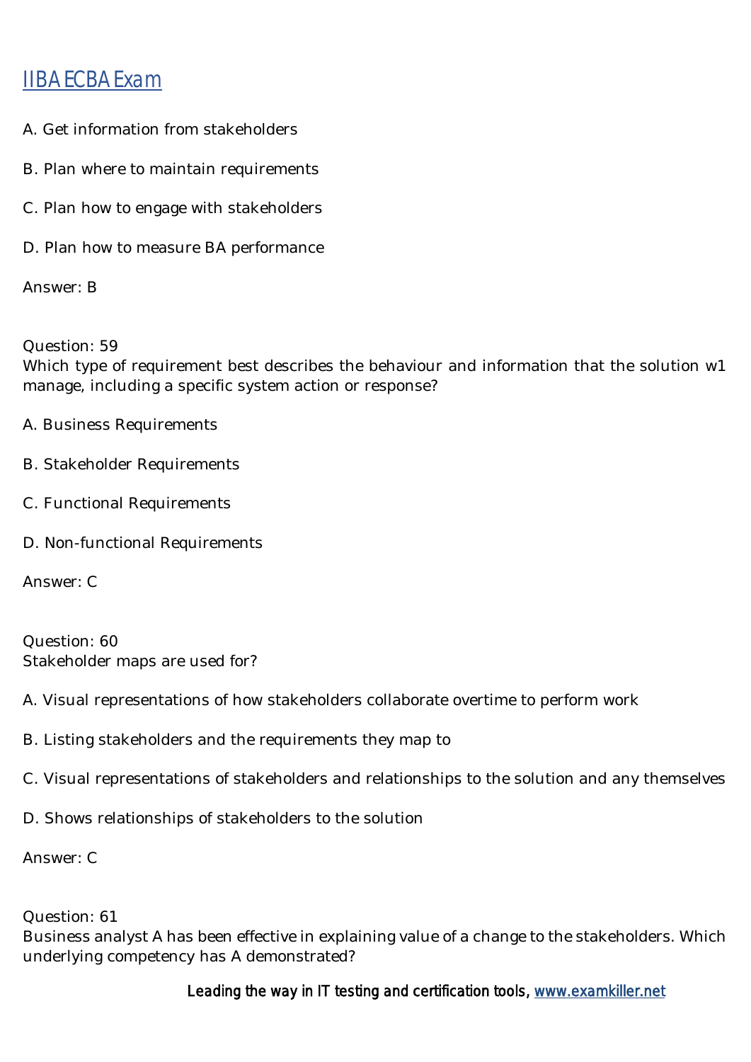A. Get information from stakeholders

B. Plan where to maintain requirements

C. Plan how to engage with stakeholders

D. Plan how to measure BA performance

Answer: B

Question: 59
Which type of requirement best describes the behaviour and information that the solution w1 manage, including a specific system action or response?

A. Business Requirements

B. Stakeholder Requirements

C. Functional Requirements

D. Non-functional Requirements

Answer: C

Question: 60
Stakeholder maps are used for?

A. Visual representations of how stakeholders collaborate overtime to perform work

B. Listing stakeholders and the requirements they map to

C. Visual representations of stakeholders and relationships to the solution and any themselves

D. Shows relationships of stakeholders to the solution

Answer: C

Question: 61
Business analyst A has been effective in explaining value of a change to the stakeholders. Which underlying competency has A demonstrated?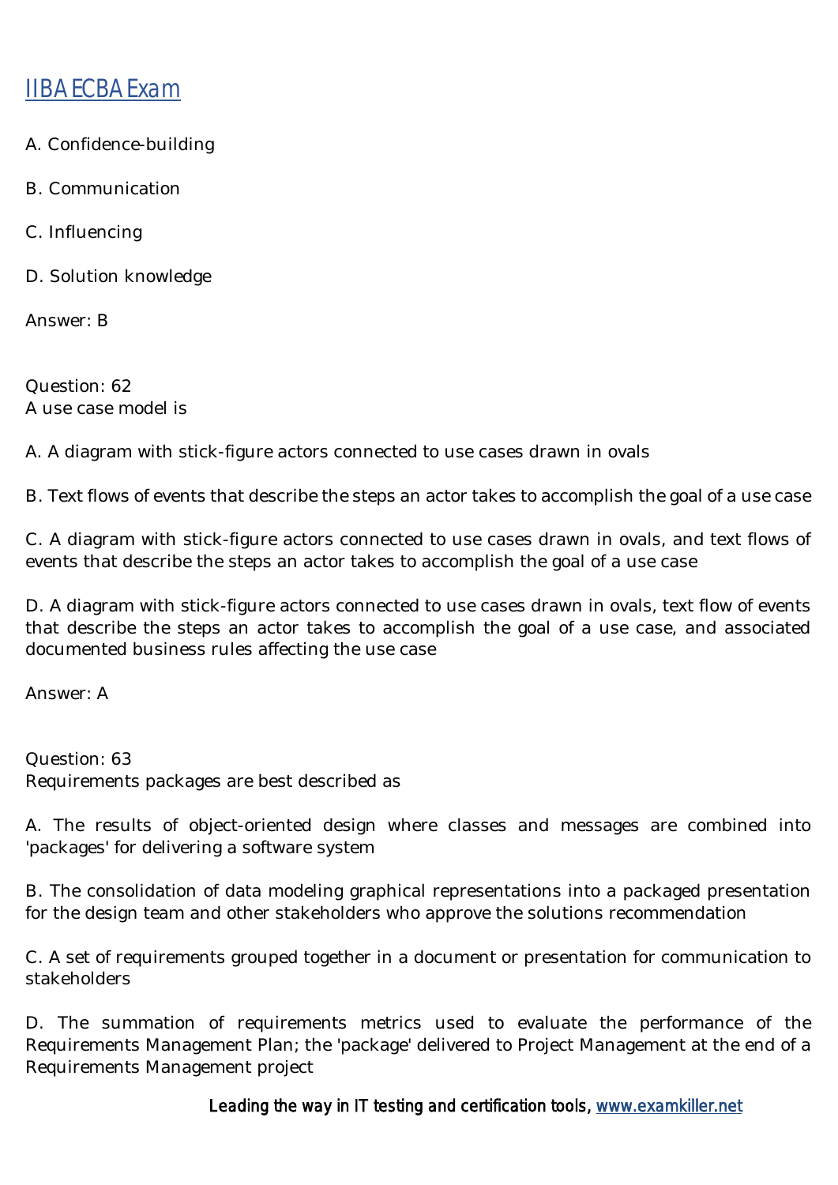A. Confidence-building

B. Communication

C. Influencing

D. Solution knowledge

Answer: B

Question: 62
A use case model is

A. A diagram with stick-figure actors connected to use cases drawn in ovals

B. Text flows of events that describe the steps an actor takes to accomplish the goal of a use case

C. A diagram with stick-figure actors connected to use cases drawn in ovals, and text flows of events that describe the steps an actor takes to accomplish the goal of a use case

D. A diagram with stick-figure actors connected to use cases drawn in ovals, text flow of events that describe the steps an actor takes to accomplish the goal of a use case, and associated documented business rules affecting the use case

Answer: A

Question: 63
Requirements packages are best described as

A. The results of object-oriented design where classes and messages are combined into 'packages' for delivering a software system

B. The consolidation of data modeling graphical representations into a packaged presentation for the design team and other stakeholders who approve the solutions recommendation

C. A set of requirements grouped together in a document or presentation for communication to stakeholders

D. The summation of requirements metrics used to evaluate the performance of the Requirements Management Plan; the 'package' delivered to Project Management at the end of a Requirements Management project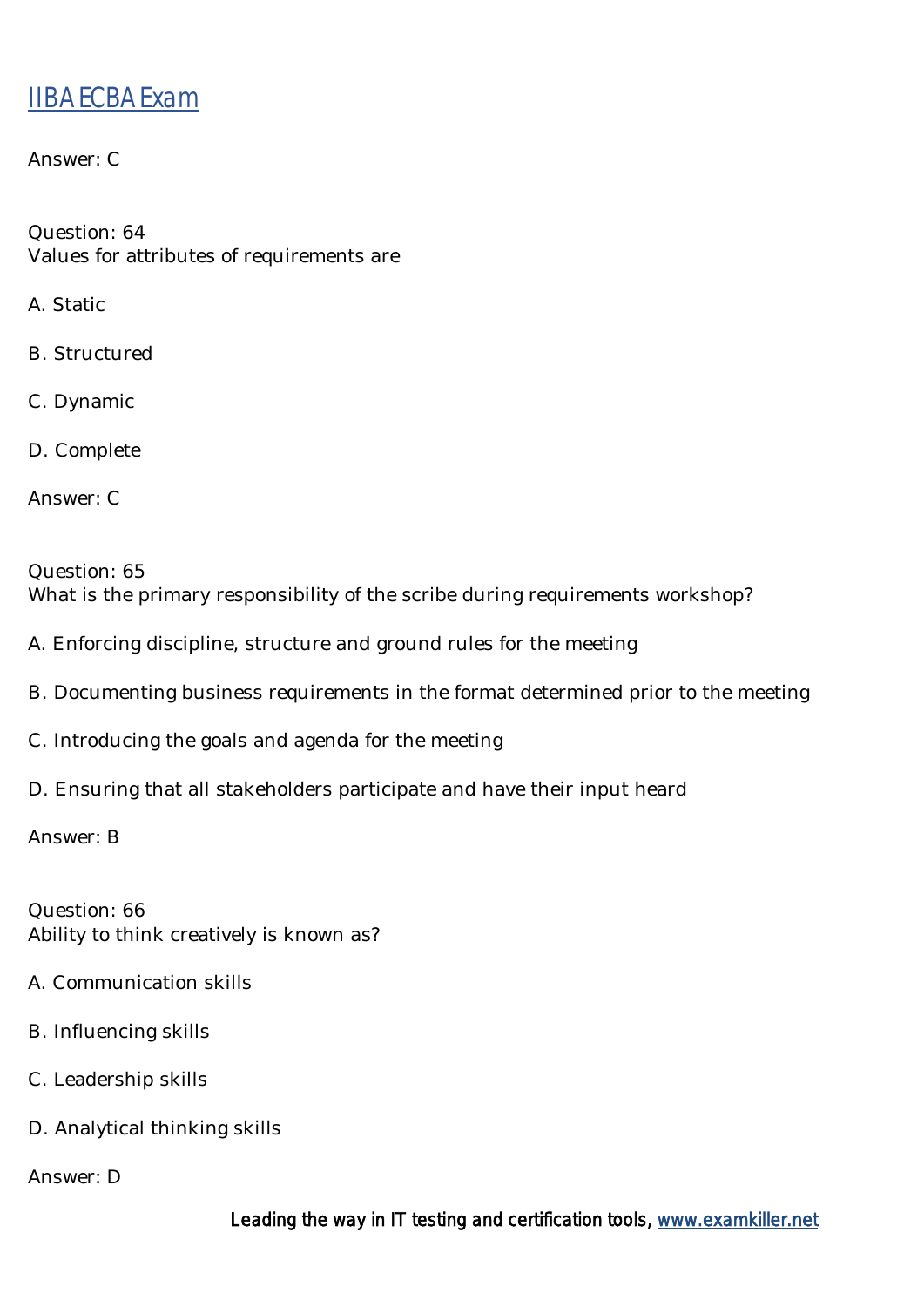Answer: C

Question: 64
Values for attributes of requirements are

A. Static

B. Structured

C. Dynamic

D. Complete

Answer: C

Question: 65
What is the primary responsibility of the scribe during requirements workshop?

A. Enforcing discipline, structure and ground rules for the meeting

B. Documenting business requirements in the format determined prior to the meeting

C. Introducing the goals and agenda for the meeting

D. Ensuring that all stakeholders participate and have their input heard

Answer: B

Question: 66
Ability to think creatively is known as?

A. Communication skills

B. Influencing skills

C. Leadership skills

D. Analytical thinking skills

Answer: D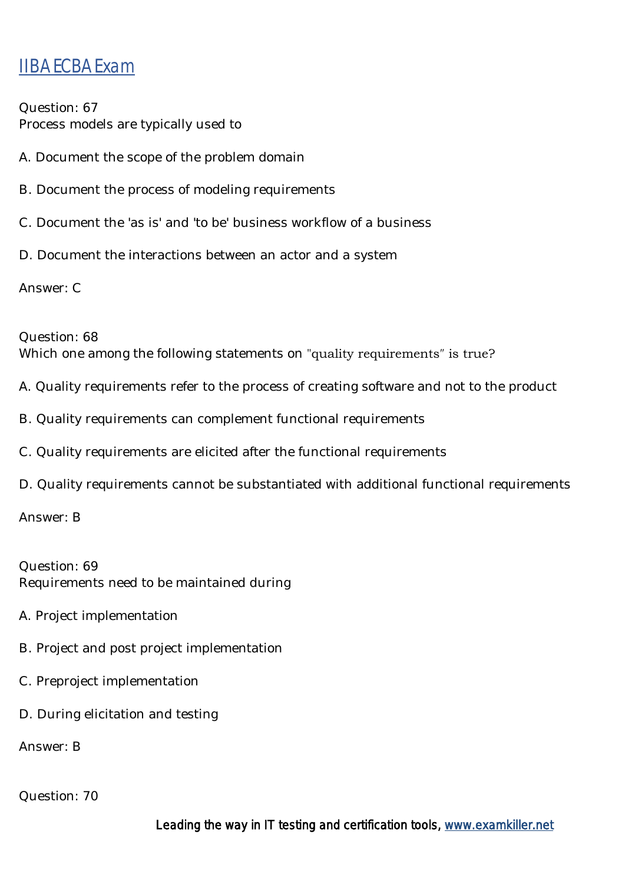# IIBA ECBA Exam

Question: 67
Process models are typically used to

A. Document the scope of the problem domain

B. Document the process of modeling requirements

C. Document the 'as is' and 'to be' business workflow of a business

D. Document the interactions between an actor and a system

Answer: C

Question: 68
Which one among the following statements on "quality requirements" is true?

A. Quality requirements refer to the process of creating software and not to the product

B. Quality requirements can complement functional requirements

C. Quality requirements are elicited after the functional requirements

D. Quality requirements cannot be substantiated with additional functional requirements

Answer: B

Question: 69
Requirements need to be maintained during

A. Project implementation

B. Project and post project implementation

C. Preproject implementation

D. During elicitation and testing

Answer: B

Question: 70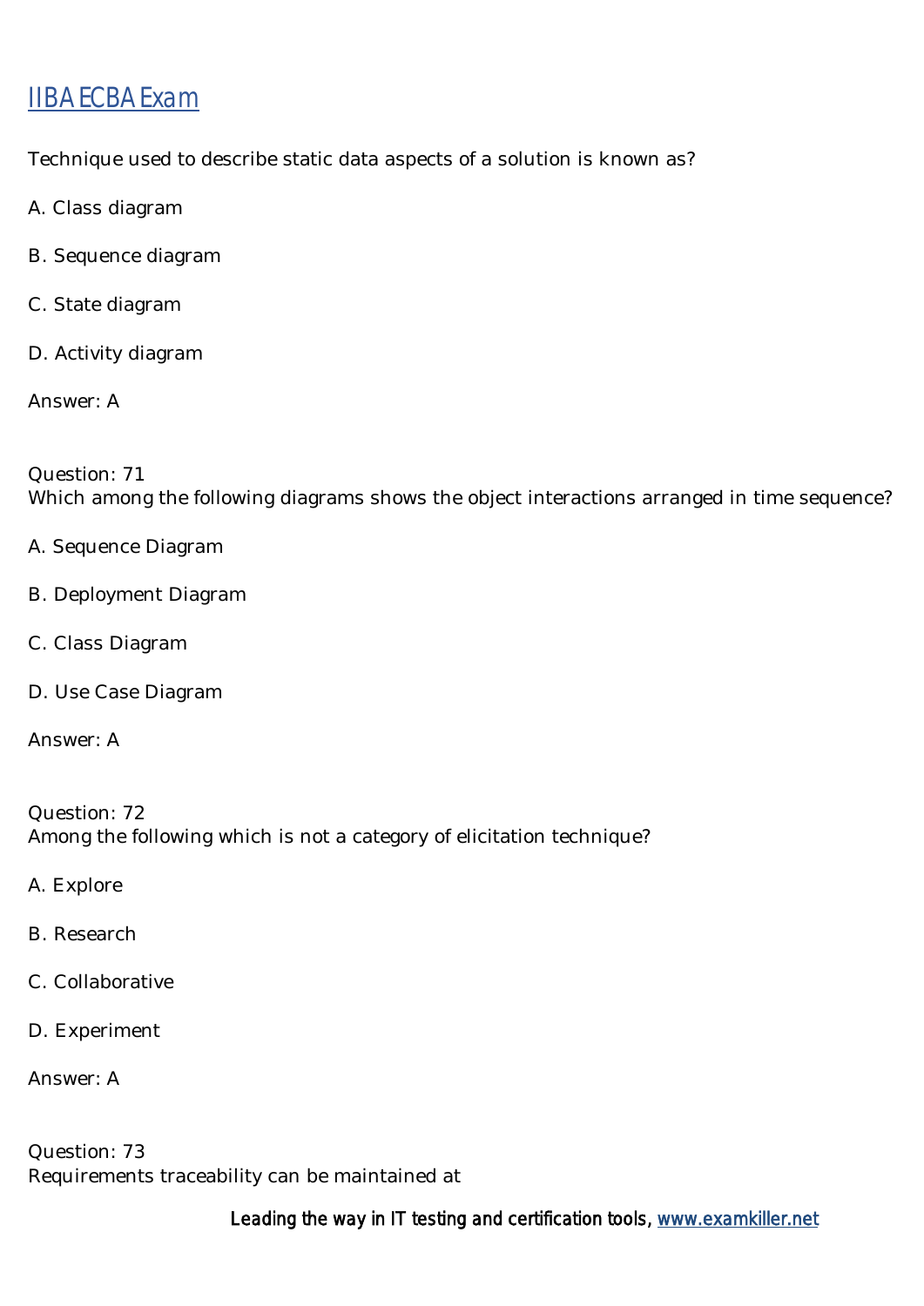Technique used to describe static data aspects of a solution is known as?

A. Class diagram

B. Sequence diagram

C. State diagram

D. Activity diagram

Answer: A

Question: 71
Which among the following diagrams shows the object interactions arranged in time sequence?

A. Sequence Diagram

B. Deployment Diagram

C. Class Diagram

D. Use Case Diagram

Answer: A

Question: 72
Among the following which is not a category of elicitation technique?

A. Explore

B. Research

C. Collaborative

D. Experiment

Answer: A

Question: 73
Requirements traceability can be maintained at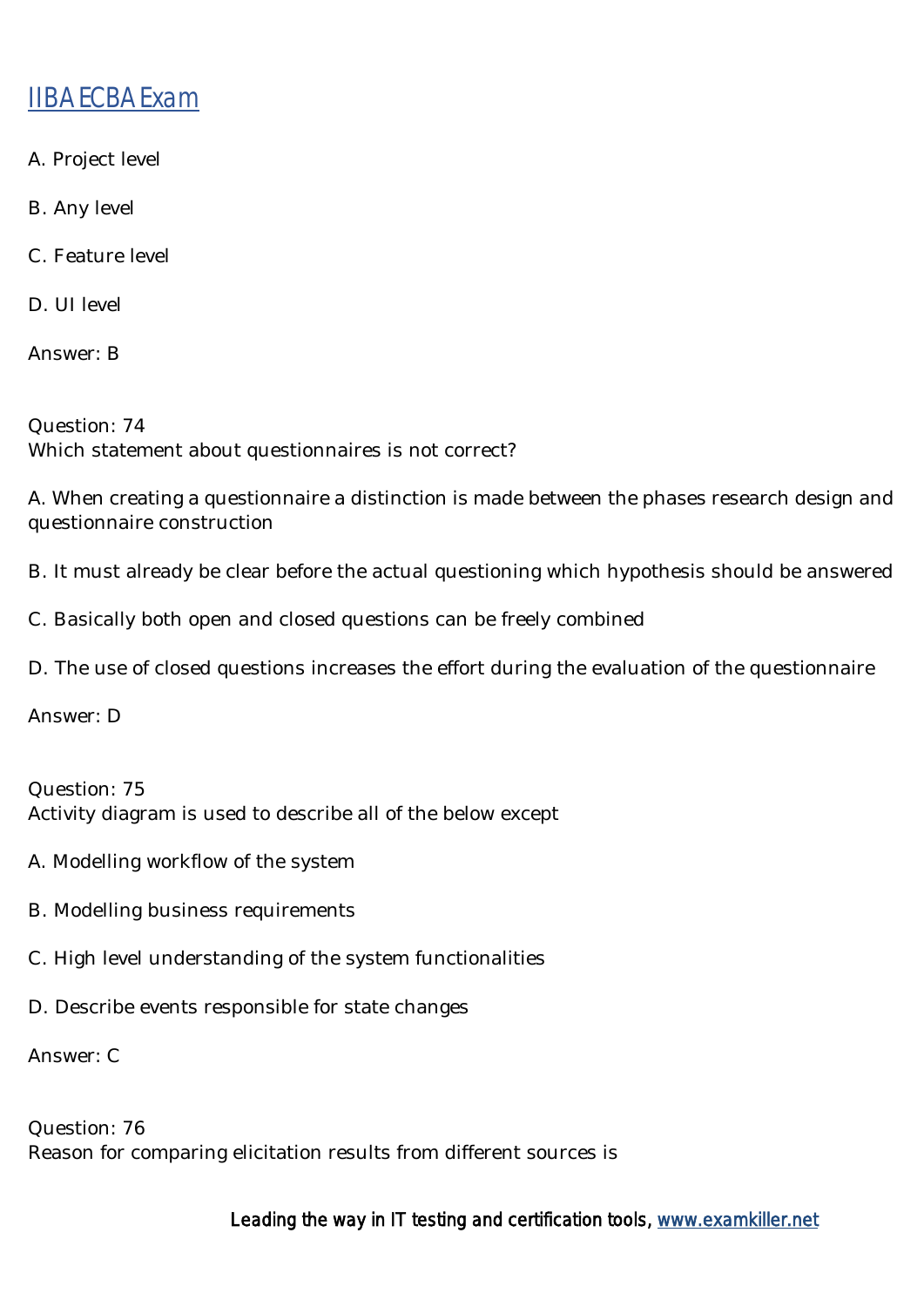A. Project level

B. Any level

C. Feature level

D. UI level

Answer: B

Question: 74
Which statement about questionnaires is not correct?

A. When creating a questionnaire a distinction is made between the phases research design and questionnaire construction

B. It must already be clear before the actual questioning which hypothesis should be answered

C. Basically both open and closed questions can be freely combined

D. The use of closed questions increases the effort during the evaluation of the questionnaire

Answer: D

Question: 75
Activity diagram is used to describe all of the below except

A. Modelling workflow of the system

B. Modelling business requirements

C. High level understanding of the system functionalities

D. Describe events responsible for state changes

Answer: C

Question: 76
Reason for comparing elicitation results from different sources is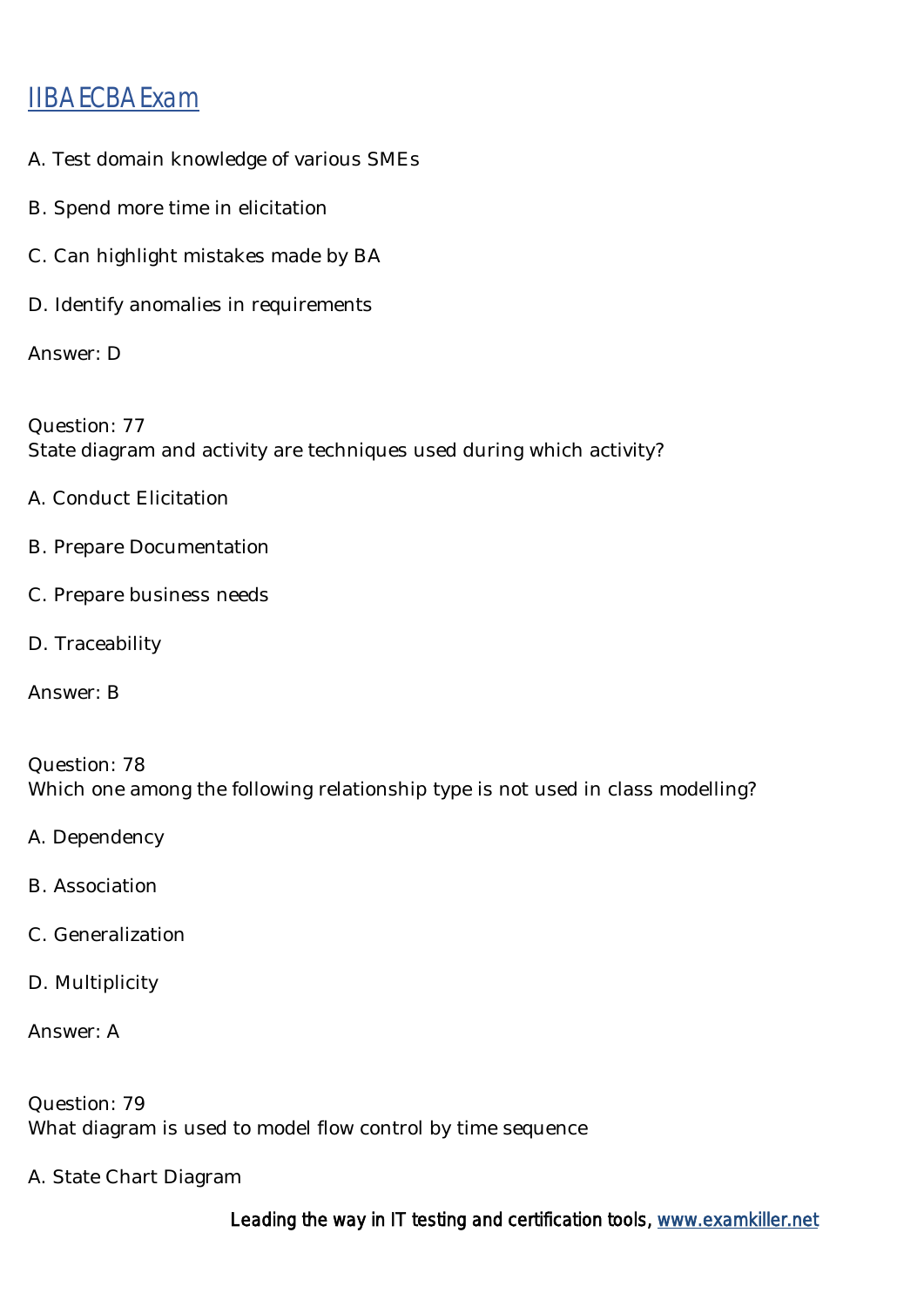A. Test domain knowledge of various SMEs

B. Spend more time in elicitation

C. Can highlight mistakes made by BA

D. Identify anomalies in requirements

Answer: D

Question: 77
State diagram and activity are techniques used during which activity?

A. Conduct Elicitation

B. Prepare Documentation

C. Prepare business needs

D. Traceability

Answer: B

Question: 78
Which one among the following relationship type is not used in class modelling?

A. Dependency

B. Association

C. Generalization

D. Multiplicity

Answer: A

Question: 79
What diagram is used to model flow control by time sequence

A. State Chart Diagram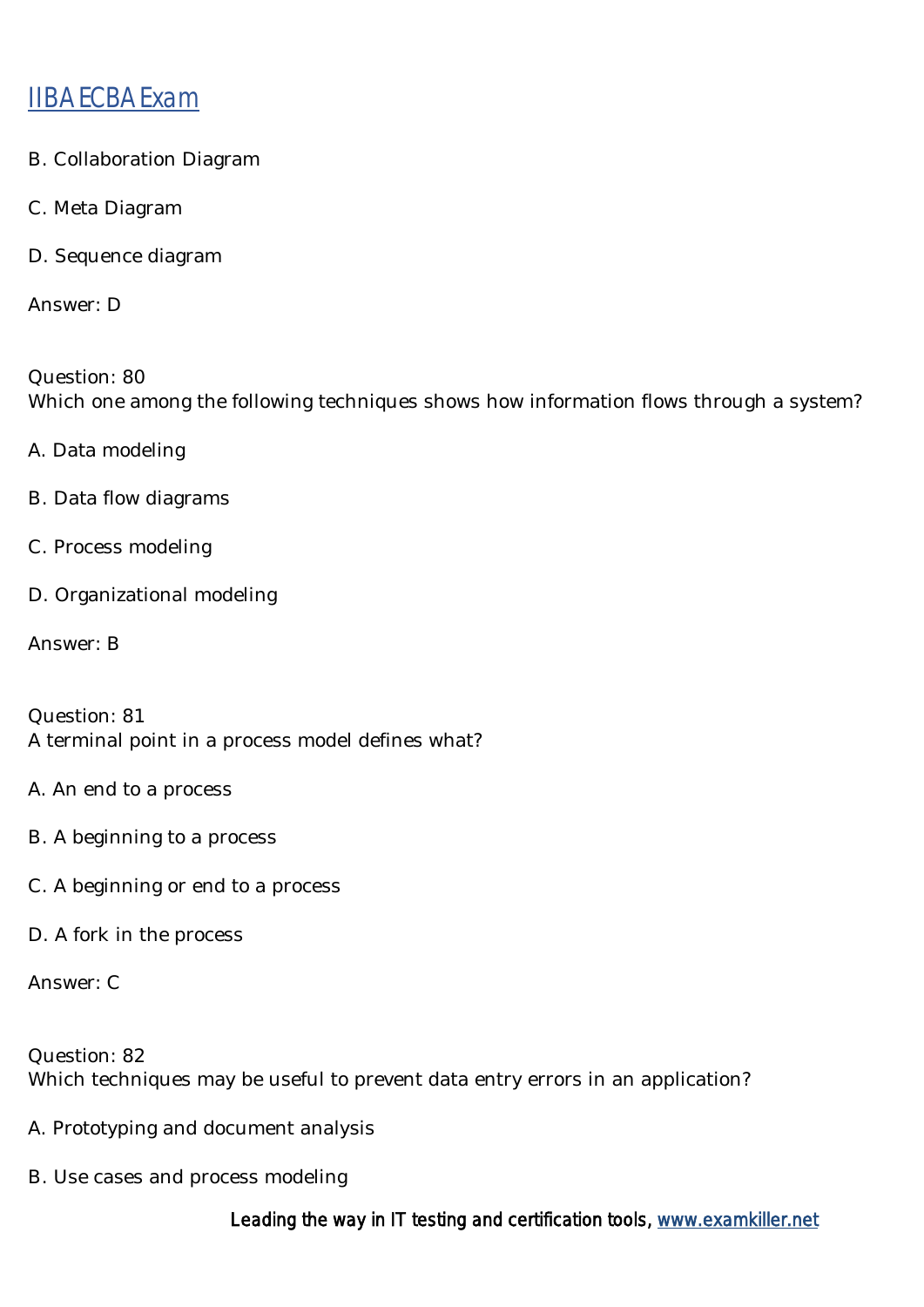B. Collaboration Diagram

C. Meta Diagram

D. Sequence diagram

Answer: D

Question: 80
Which one among the following techniques shows how information flows through a system?

A. Data modeling

B. Data flow diagrams

C. Process modeling

D. Organizational modeling

Answer: B

Question: 81
A terminal point in a process model defines what?

A. An end to a process

B. A beginning to a process

C. A beginning or end to a process

D. A fork in the process

Answer: C

Question: 82
Which techniques may be useful to prevent data entry errors in an application?

A. Prototyping and document analysis

B. Use cases and process modeling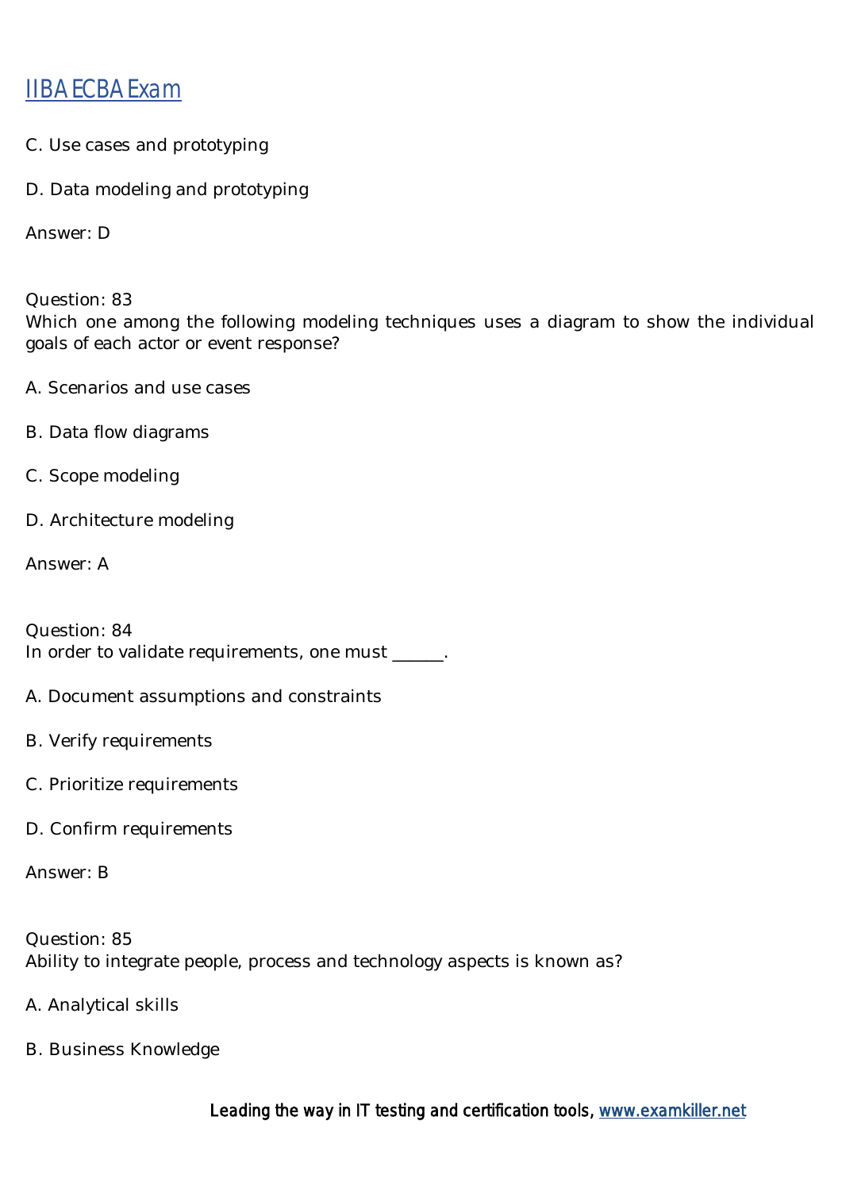C. Use cases and prototyping

D. Data modeling and prototyping

Answer: D

Question: 83
Which one among the following modeling techniques uses a diagram to show the individual goals of each actor or event response?

A. Scenarios and use cases

B. Data flow diagrams

C. Scope modeling

D. Architecture modeling

Answer: A

Question: 84
In order to validate requirements, one must ______.

A. Document assumptions and constraints

B. Verify requirements

C. Prioritize requirements

D. Confirm requirements

Answer: B

Question: 85
Ability to integrate people, process and technology aspects is known as?

A. Analytical skills

B. Business Knowledge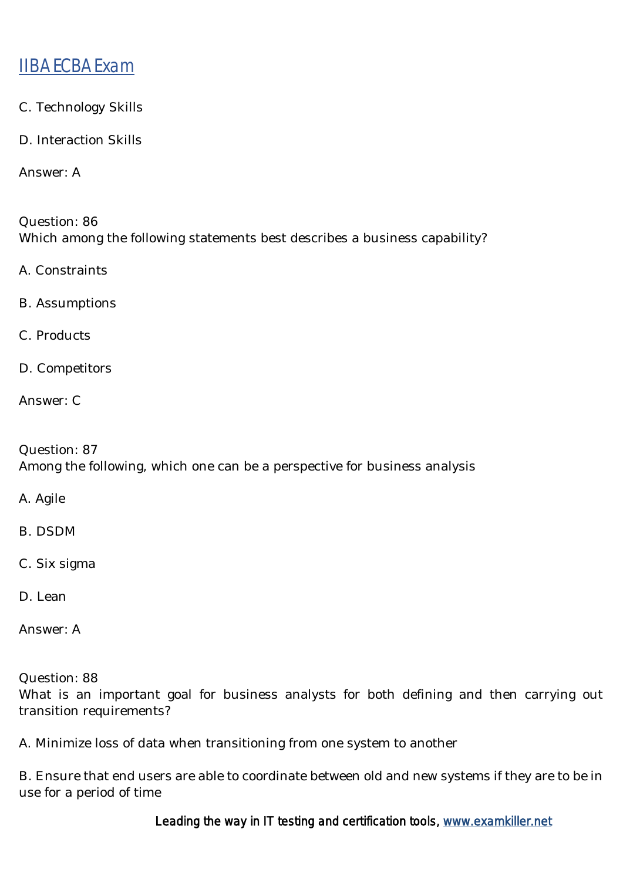C. Technology Skills

D. Interaction Skills

Answer: A

Question: 86
Which among the following statements best describes a business capability?

A. Constraints

B. Assumptions

C. Products

D. Competitors

Answer: C

Question: 87
Among the following, which one can be a perspective for business analysis

A. Agile

B. DSDM

C. Six sigma

D. Lean

Answer: A

Question: 88
What is an important goal for business analysts for both defining and then carrying out transition requirements?

A. Minimize loss of data when transitioning from one system to another

B. Ensure that end users are able to coordinate between old and new systems if they are to be in use for a period of time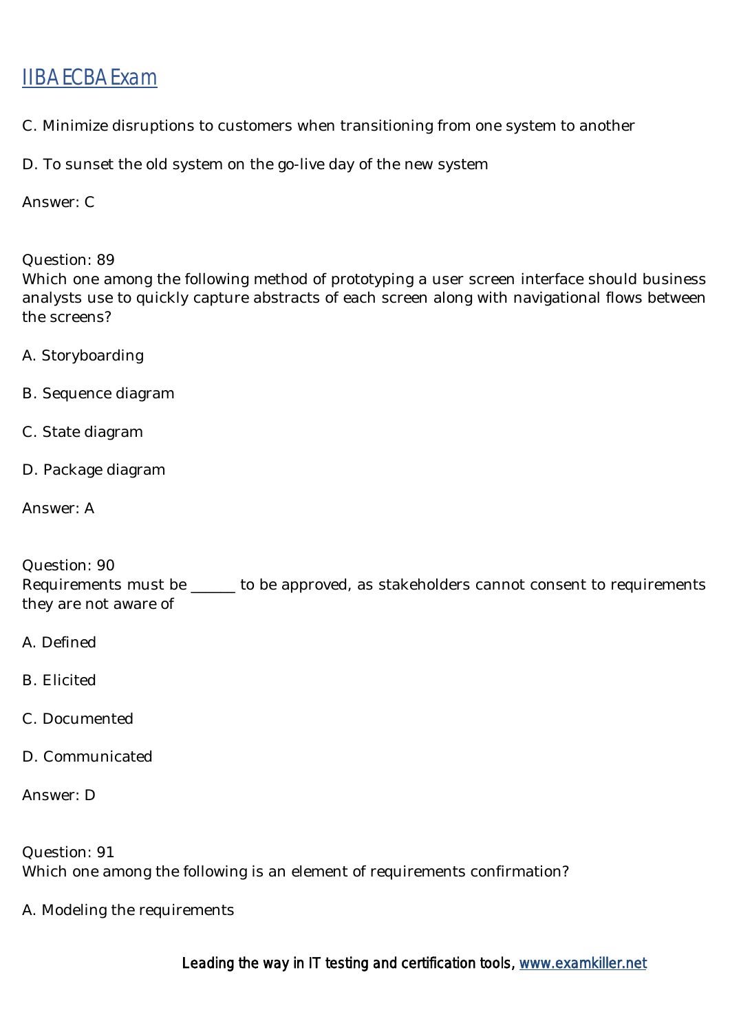C. Minimize disruptions to customers when transitioning from one system to another

D. To sunset the old system on the go-live day of the new system

Answer: C

Question: 89
Which one among the following method of prototyping a user screen interface should business analysts use to quickly capture abstracts of each screen along with navigational flows between the screens?

A. Storyboarding

B. Sequence diagram

C. State diagram

D. Package diagram

Answer: A

Question: 90
Requirements must be ______ to be approved, as stakeholders cannot consent to requirements they are not aware of

A. Defined

B. Elicited

C. Documented

D. Communicated

Answer: D

Question: 91
Which one among the following is an element of requirements confirmation?

A. Modeling the requirements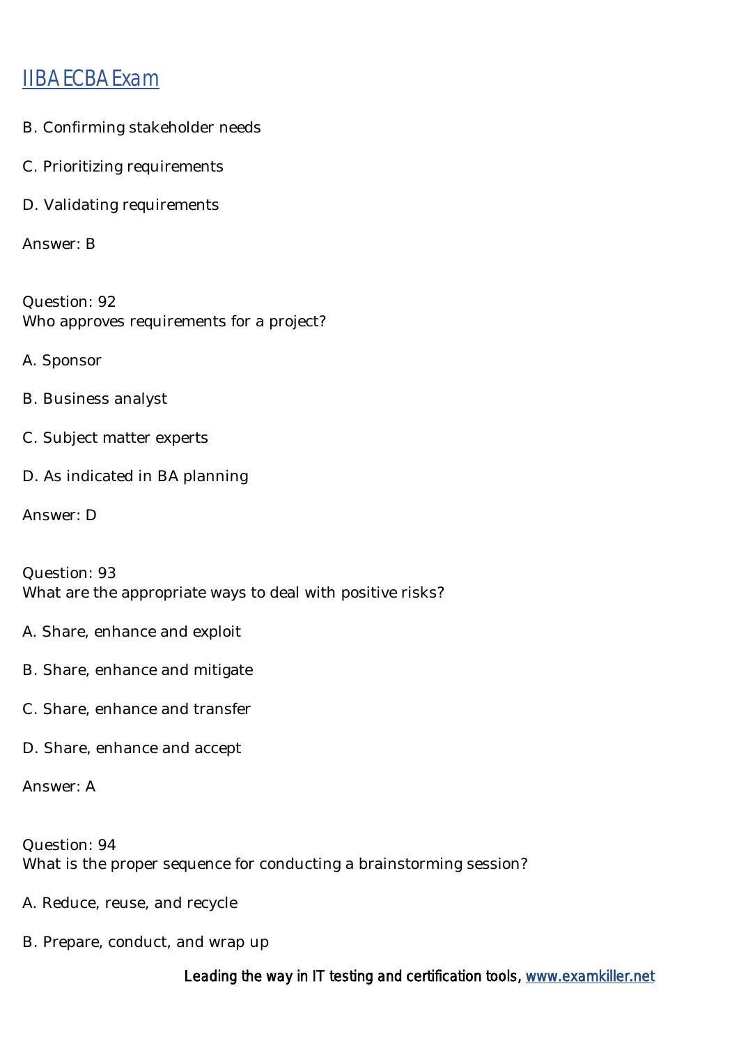B. Confirming stakeholder needs

C. Prioritizing requirements

D. Validating requirements

Answer: B

Question: 92
Who approves requirements for a project?

A. Sponsor

B. Business analyst

C. Subject matter experts

D. As indicated in BA planning

Answer: D

Question: 93
What are the appropriate ways to deal with positive risks?

A. Share, enhance and exploit

B. Share, enhance and mitigate

C. Share, enhance and transfer

D. Share, enhance and accept

Answer: A

Question: 94
What is the proper sequence for conducting a brainstorming session?

A. Reduce, reuse, and recycle

B. Prepare, conduct, and wrap up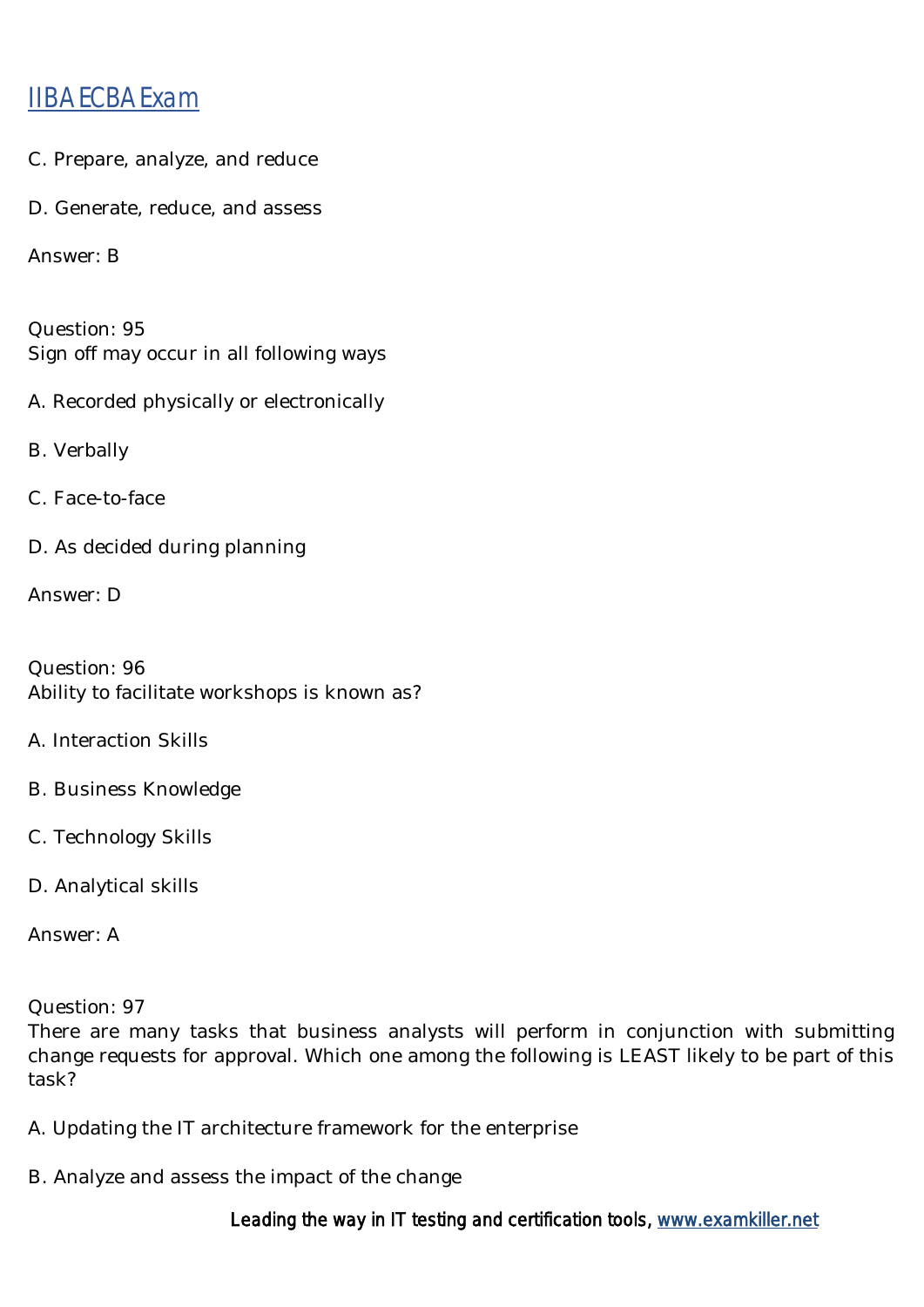C. Prepare, analyze, and reduce

D. Generate, reduce, and assess

Answer: B

Question: 95
Sign off may occur in all following ways

A. Recorded physically or electronically

B. Verbally

C. Face-to-face

D. As decided during planning

Answer: D

Question: 96
Ability to facilitate workshops is known as?

A. Interaction Skills

B. Business Knowledge

C. Technology Skills

D. Analytical skills

Answer: A

Question: 97
There are many tasks that business analysts will perform in conjunction with submitting change requests for approval. Which one among the following is LEAST likely to be part of this task?

A. Updating the IT architecture framework for the enterprise

B. Analyze and assess the impact of the change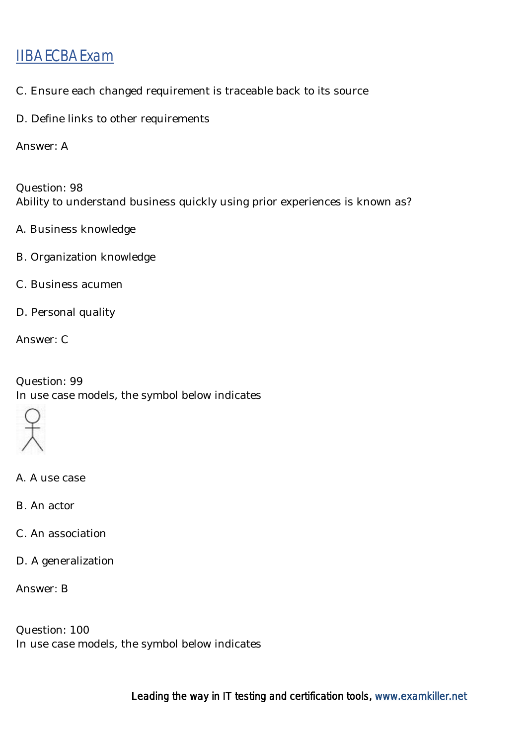C. Ensure each changed requirement is traceable back to its source

D. Define links to other requirements

Answer: A

Question: 98
Ability to understand business quickly using prior experiences is known as?

A. Business knowledge

B. Organization knowledge

C. Business acumen

D. Personal quality

Answer: C

Question: 99
In use case models, the symbol below indicates

A. A use case

B. An actor

C. An association

D. A generalization

Answer: B

Question: 100
In use case models, the symbol below indicates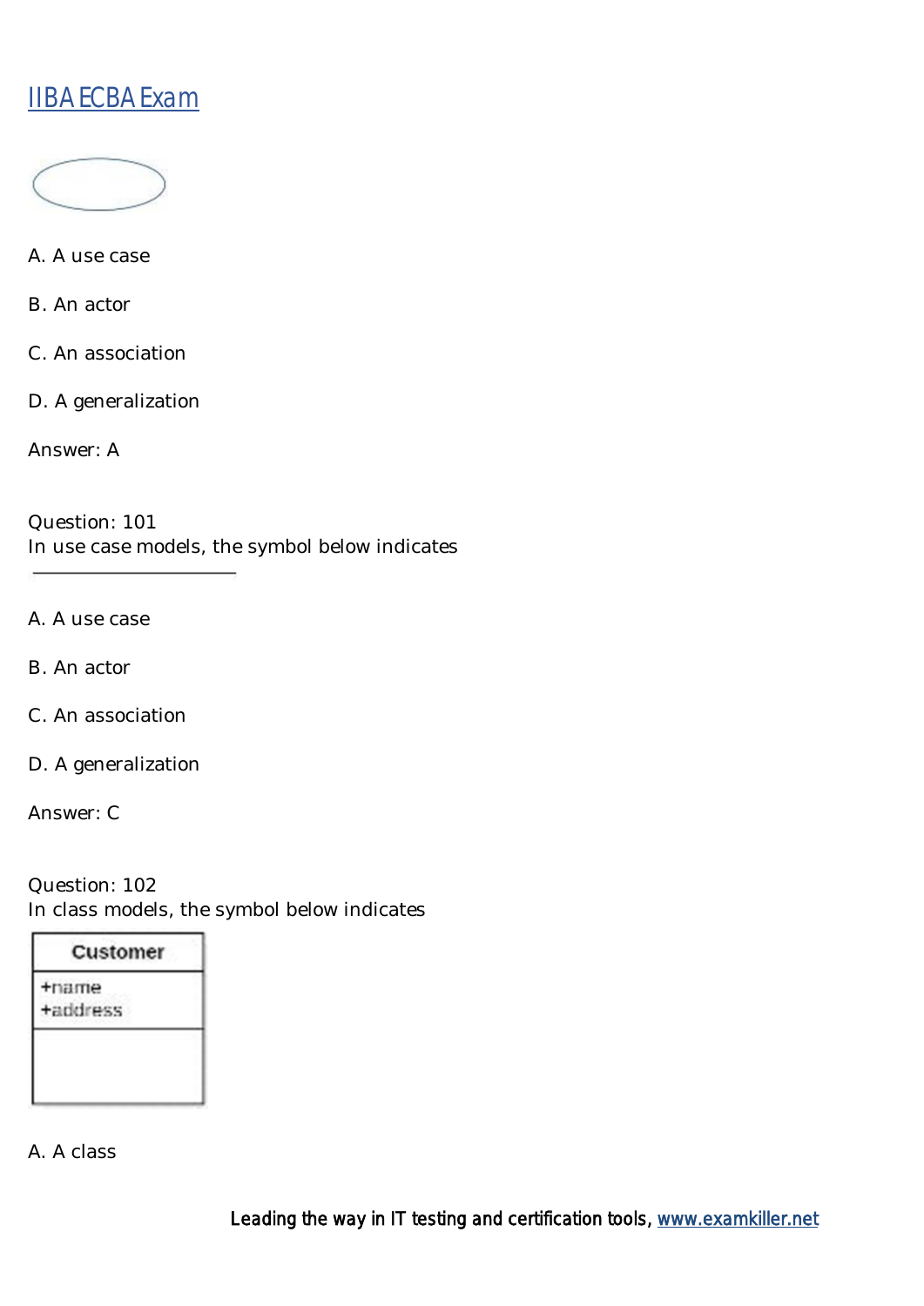A. A use case

B. An actor

C. An association

D. A generalization

Answer: A

Question: 101
In use case models, the symbol below indicates

A. A use case

B. An actor

C. An association

D. A generalization

Answer: C

Question: 102
In class models, the symbol below indicates

A. A class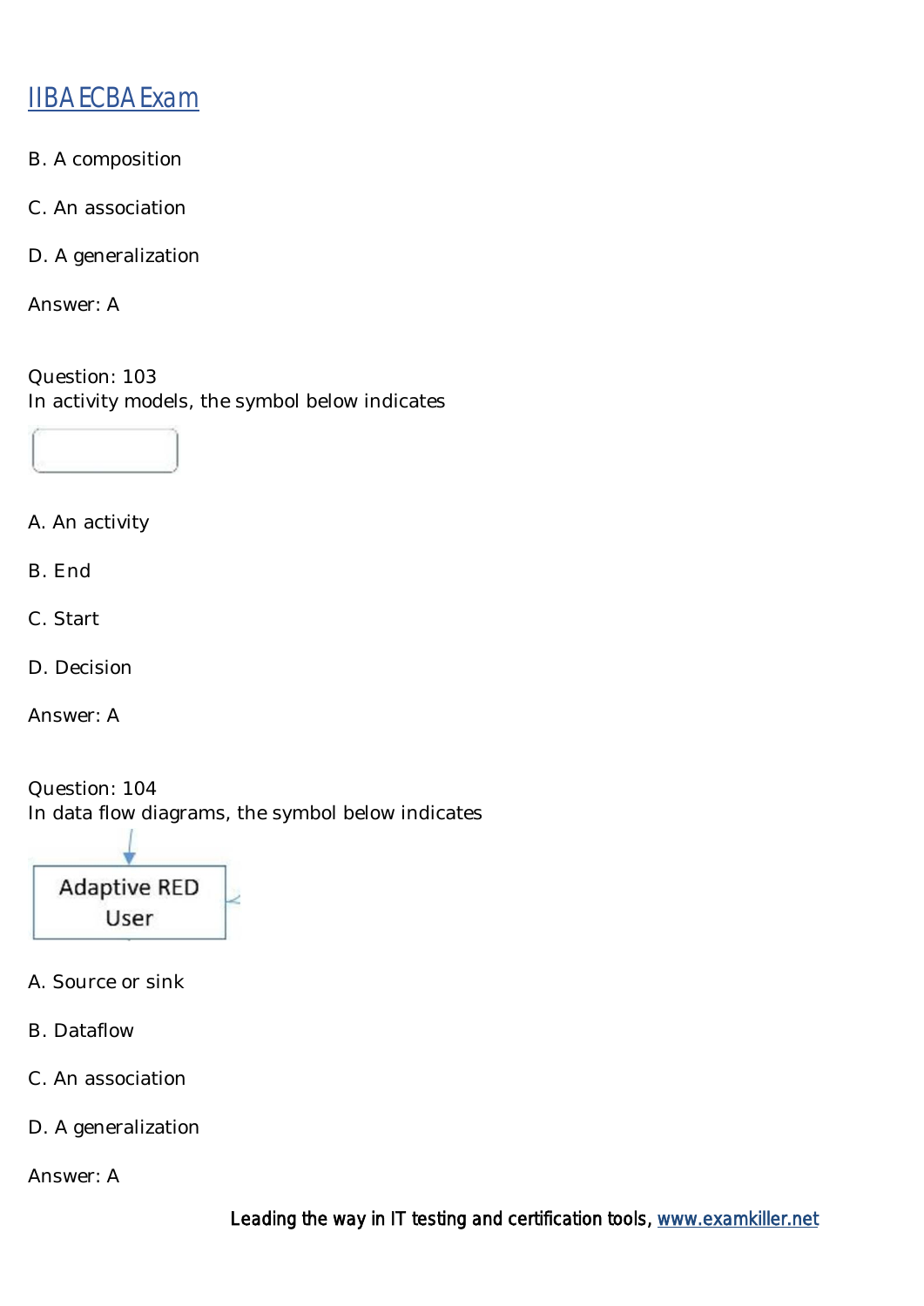B. A composition

C. An association

D. A generalization

Answer: A

Question: 103
In activity models, the symbol below indicates

A. An activity

B. End

C. Start

D. Decision

Answer: A

Question: 104
In data flow diagrams, the symbol below indicates

Adaptive RED User

A. Source or sink

B. Dataflow

C. An association

D. A generalization

Answer: A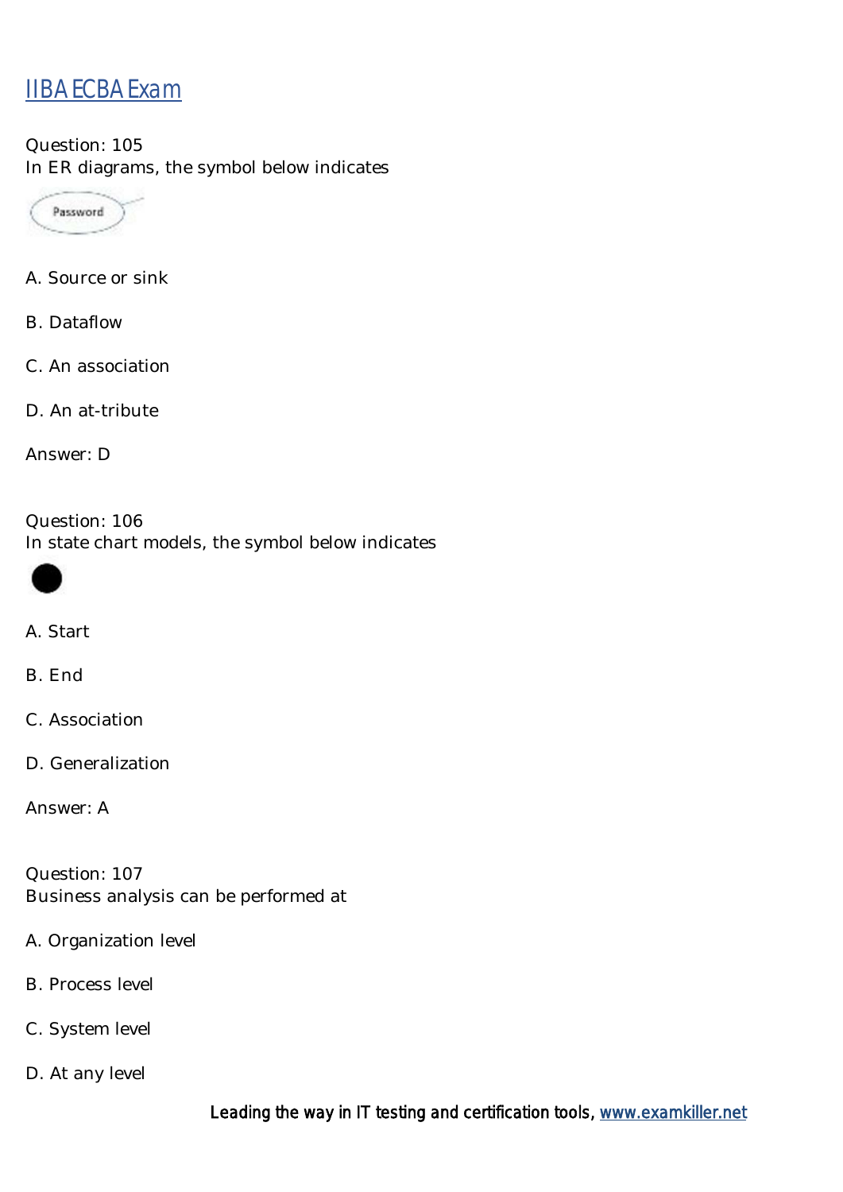IIBA ECBA Exam

Question: 105
In ER diagrams, the symbol below indicates

A. Source or sink

B. Dataflow

C. An association

D. An at-tribute

Answer: D

Question: 106
In state chart models, the symbol below indicates

A. Start

B. End

C. Association

D. Generalization

Answer: A

Question: 107
Business analysis can be performed at

A. Organization level

B. Process level

C. System level

D. At any level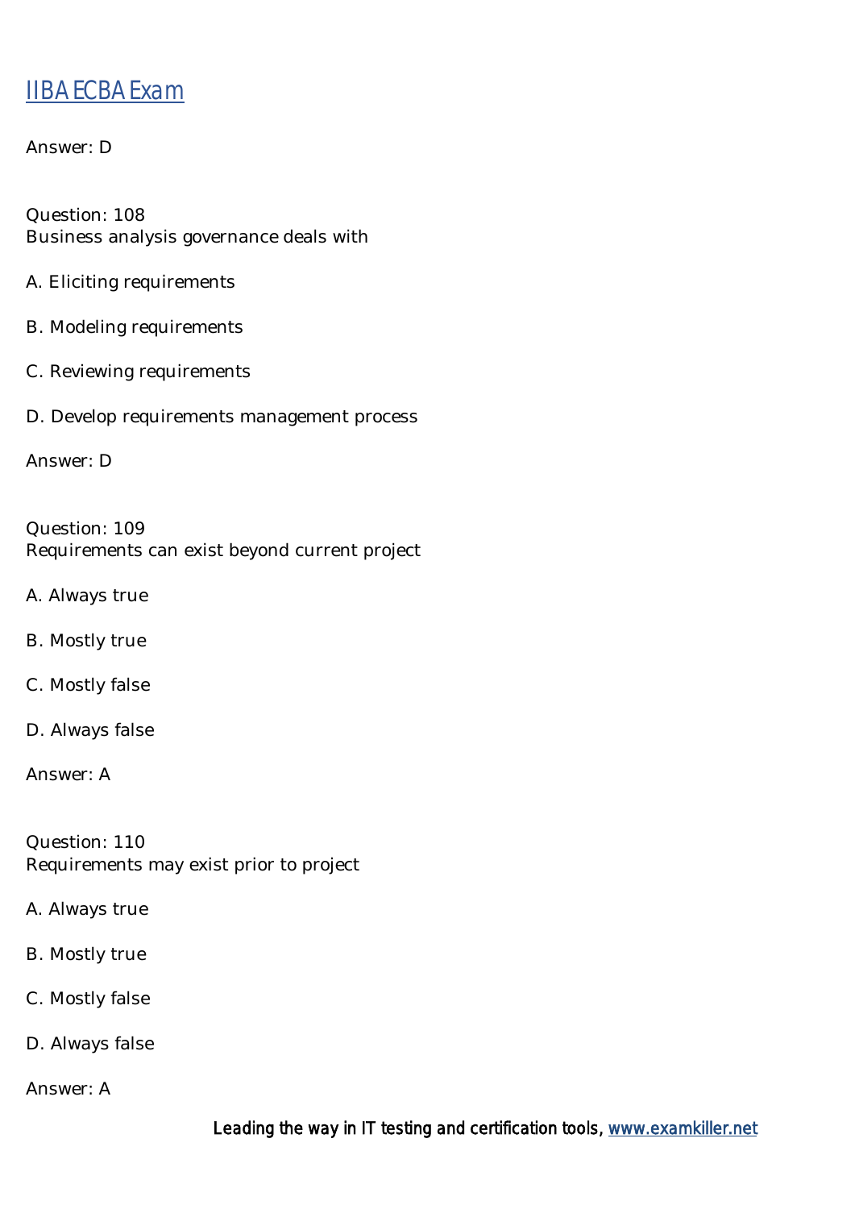Answer: D

Question: 108
Business analysis governance deals with

A. Eliciting requirements

B. Modeling requirements

C. Reviewing requirements

D. Develop requirements management process

Answer: D

Question: 109
Requirements can exist beyond current project

A. Always true

B. Mostly true

C. Mostly false

D. Always false

Answer: A

Question: 110
Requirements may exist prior to project

A. Always true

B. Mostly true

C. Mostly false

D. Always false

Answer: A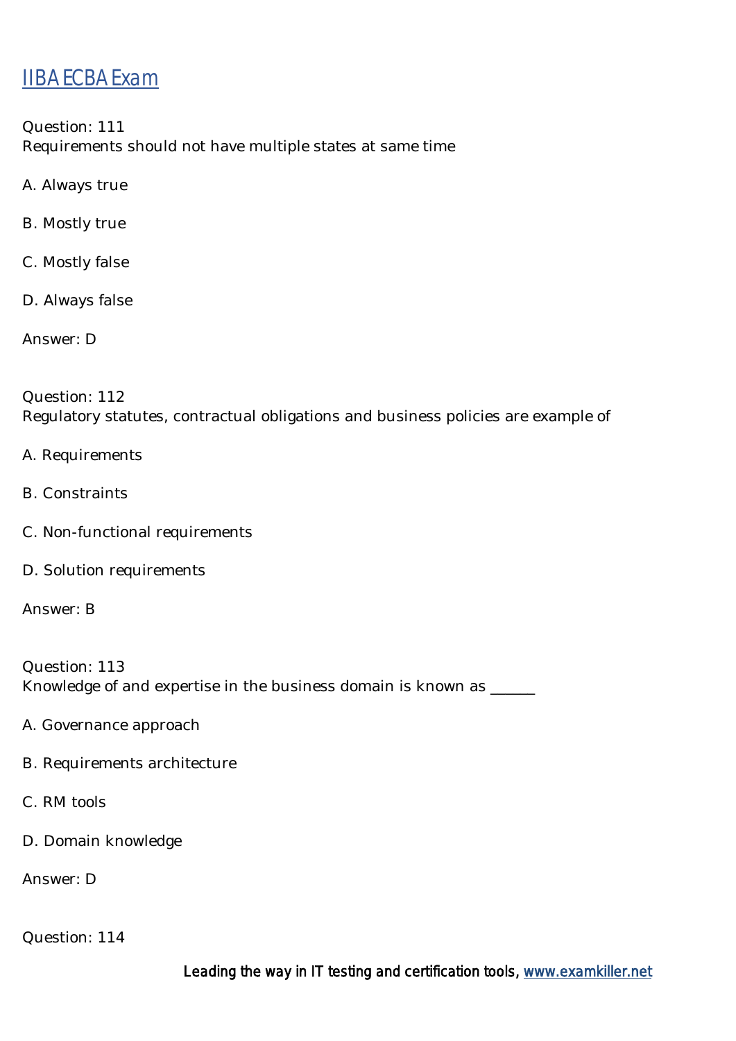Question: 111
Requirements should not have multiple states at same time

A. Always true

B. Mostly true

C. Mostly false

D. Always false

Answer: D

Question: 112
Regulatory statutes, contractual obligations and business policies are example of

A. Requirements

B. Constraints

C. Non-functional requirements

D. Solution requirements

Answer: B

Question: 113
Knowledge of and expertise in the business domain is known as ______

A. Governance approach

B. Requirements architecture

C. RM tools

D. Domain knowledge

Answer: D

Question: 114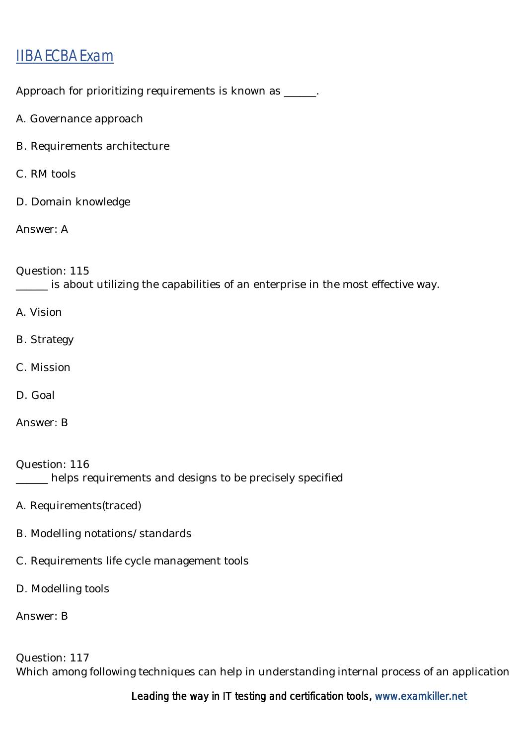Approach for prioritizing requirements is known as ______.

A. Governance approach

B. Requirements architecture

C. RM tools

D. Domain knowledge

Answer: A

Question: 115
______ is about utilizing the capabilities of an enterprise in the most effective way.

A. Vision

B. Strategy

C. Mission

D. Goal

Answer: B

Question: 116
______ helps requirements and designs to be precisely specified

A. Requirements(traced)

B. Modelling notations/ standards

C. Requirements life cycle management tools

D. Modelling tools

Answer: B

Question: 117
Which among following techniques can help in understanding internal process of an application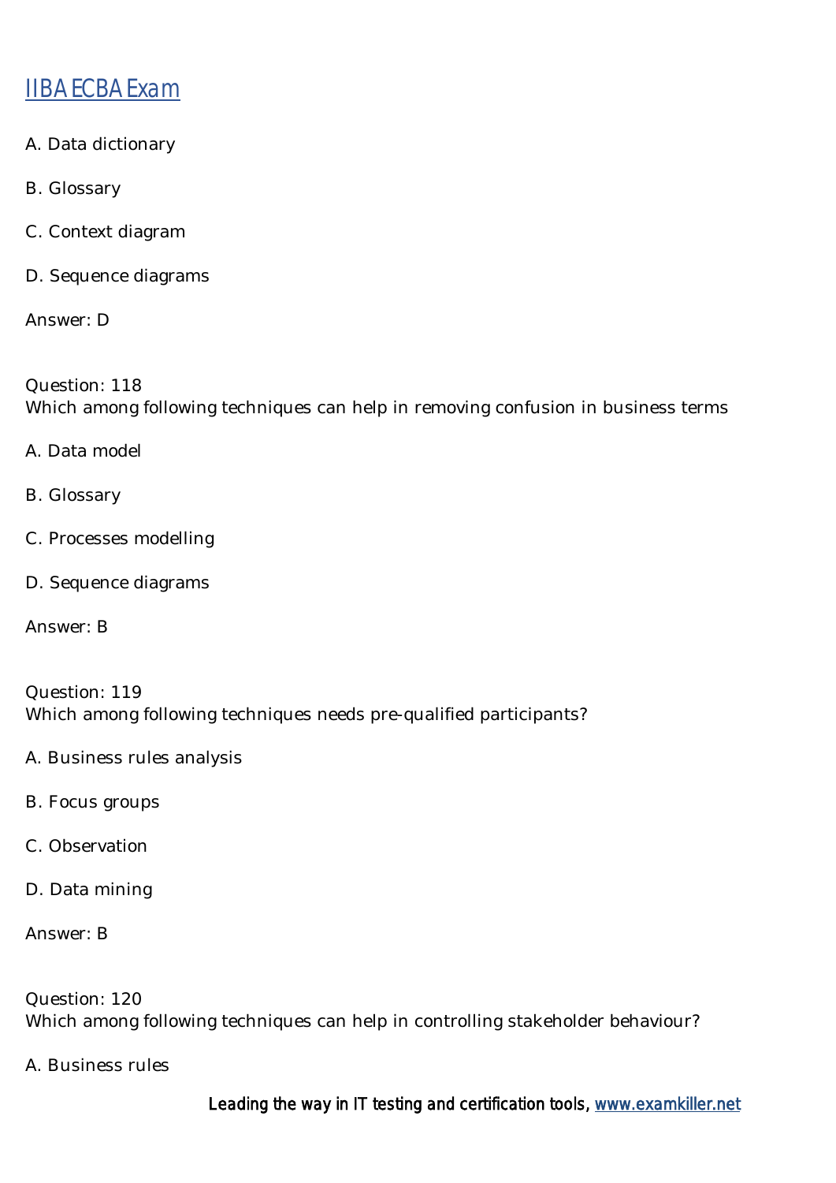A. Data dictionary

B. Glossary

C. Context diagram

D. Sequence diagrams

Answer: D

Question: 118
Which among following techniques can help in removing confusion in business terms

A. Data model

B. Glossary

C. Processes modelling

D. Sequence diagrams

Answer: B

Question: 119
Which among following techniques needs pre-qualified participants?

A. Business rules analysis

B. Focus groups

C. Observation

D. Data mining

Answer: B

Question: 120
Which among following techniques can help in controlling stakeholder behaviour?

A. Business rules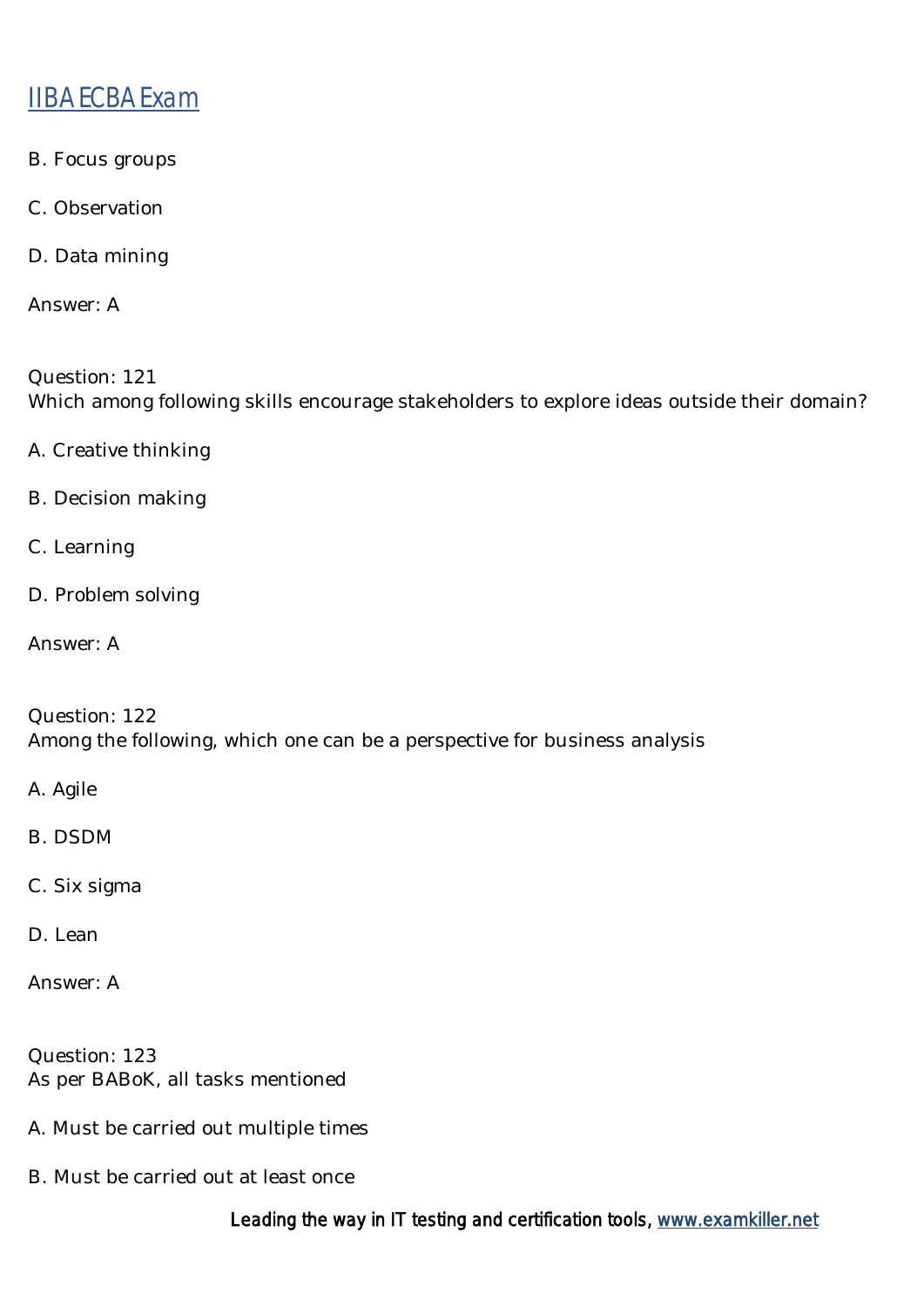B. Focus groups

C. Observation

D. Data mining

Answer: A

Question: 121
Which among following skills encourage stakeholders to explore ideas outside their domain?

A. Creative thinking

B. Decision making

C. Learning

D. Problem solving

Answer: A

Question: 122
Among the following, which one can be a perspective for business analysis

A. Agile

B. DSDM

C. Six sigma

D. Lean

Answer: A

Question: 123
As per BABoK, all tasks mentioned

A. Must be carried out multiple times

B. Must be carried out at least once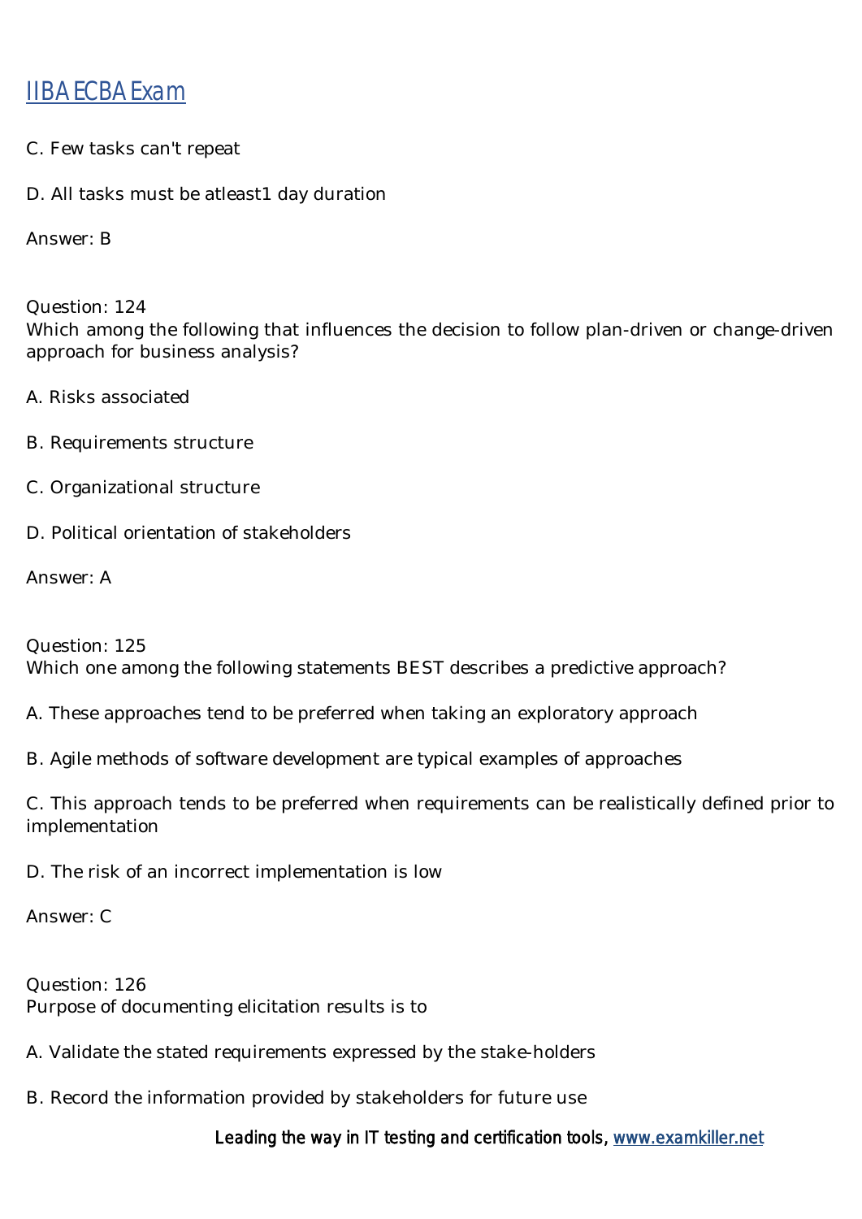C. Few tasks can't repeat

D. All tasks must be atleast1 day duration

Answer: B

Question: 124
Which among the following that influences the decision to follow plan-driven or change-driven approach for business analysis?

A. Risks associated

B. Requirements structure

C. Organizational structure

D. Political orientation of stakeholders

Answer: A

Question: 125
Which one among the following statements BEST describes a predictive approach?

A. These approaches tend to be preferred when taking an exploratory approach

B. Agile methods of software development are typical examples of approaches

C. This approach tends to be preferred when requirements can be realistically defined prior to implementation

D. The risk of an incorrect implementation is low

Answer: C

Question: 126
Purpose of documenting elicitation results is to

A. Validate the stated requirements expressed by the stake-holders

B. Record the information provided by stakeholders for future use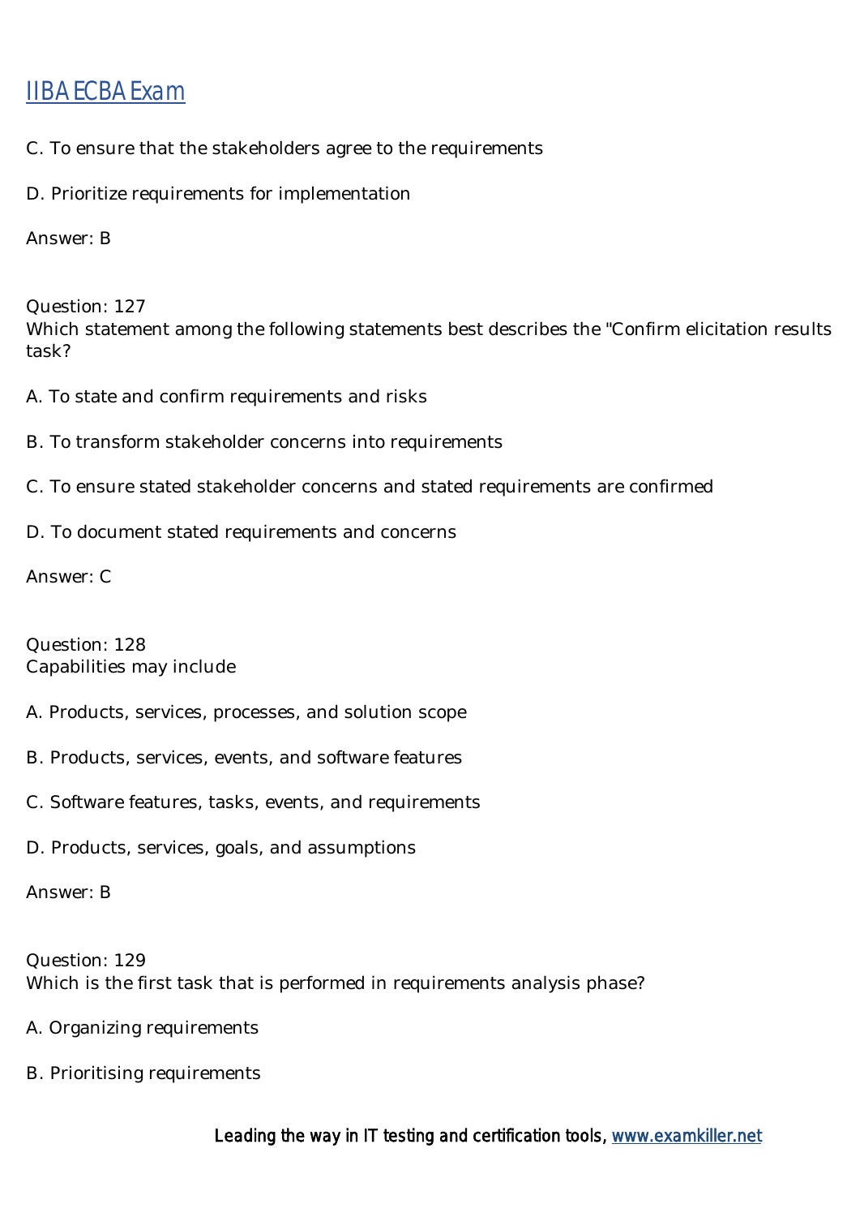C. To ensure that the stakeholders agree to the requirements

D. Prioritize requirements for implementation

Answer: B

Question: 127
Which statement among the following statements best describes the "Confirm elicitation results task?

A. To state and confirm requirements and risks

B. To transform stakeholder concerns into requirements

C. To ensure stated stakeholder concerns and stated requirements are confirmed

D. To document stated requirements and concerns

Answer: C

Question: 128
Capabilities may include

A. Products, services, processes, and solution scope

B. Products, services, events, and software features

C. Software features, tasks, events, and requirements

D. Products, services, goals, and assumptions

Answer: B

Question: 129
Which is the first task that is performed in requirements analysis phase?

A. Organizing requirements

B. Prioritising requirements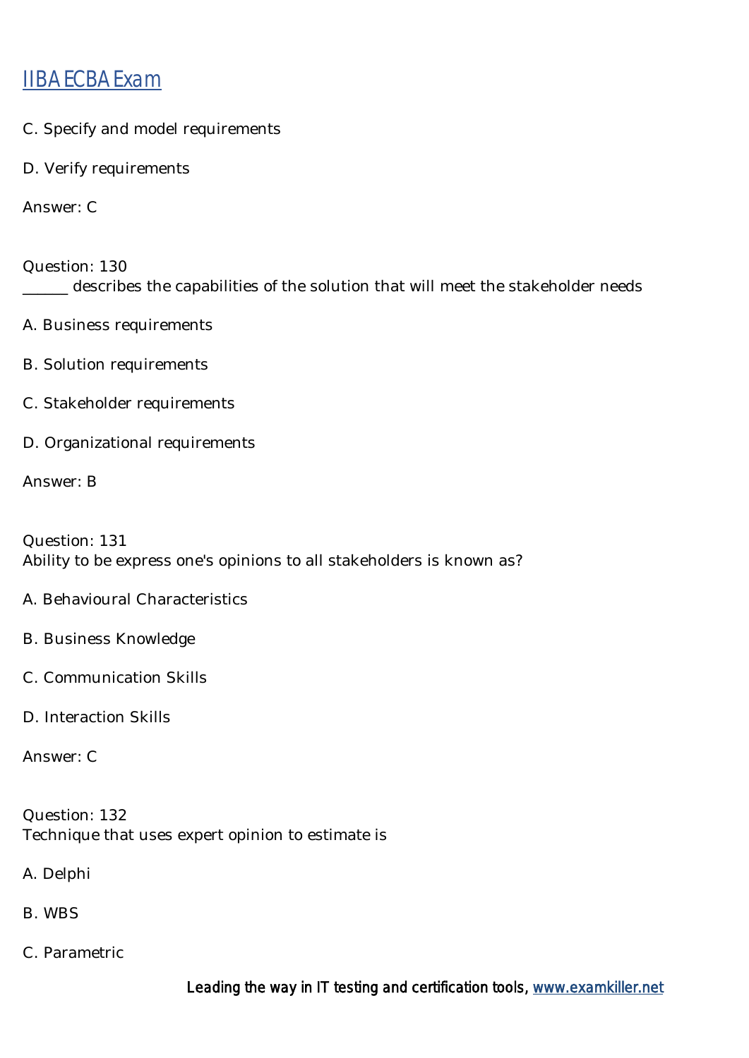C. Specify and model requirements

D. Verify requirements

Answer: C

Question: 130
______ describes the capabilities of the solution that will meet the stakeholder needs

A. Business requirements

B. Solution requirements

C. Stakeholder requirements

D. Organizational requirements

Answer: B

Question: 131
Ability to be express one's opinions to all stakeholders is known as?

A. Behavioural Characteristics

B. Business Knowledge

C. Communication Skills

D. Interaction Skills

Answer: C

Question: 132
Technique that uses expert opinion to estimate is

A. Delphi

B. WBS

C. Parametric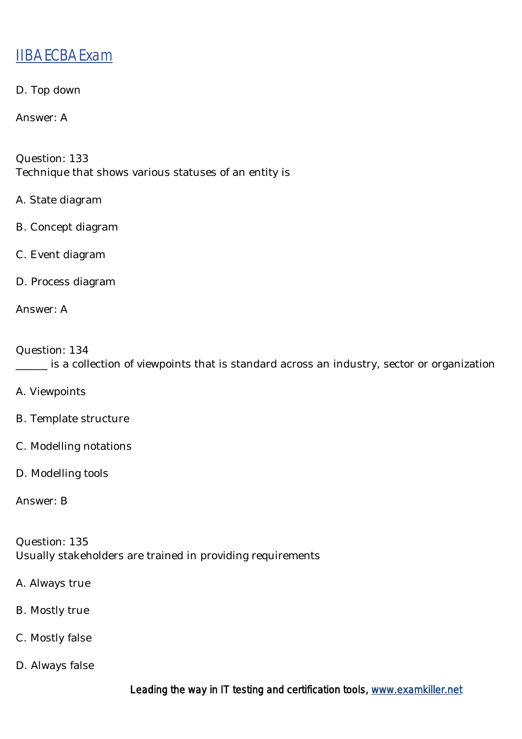D. Top down

Answer: A

Question: 133
Technique that shows various statuses of an entity is

A. State diagram

B. Concept diagram

C. Event diagram

D. Process diagram

Answer: A

Question: 134
______ is a collection of viewpoints that is standard across an industry, sector or organization

A. Viewpoints

B. Template structure

C. Modelling notations

D. Modelling tools

Answer: B

Question: 135
Usually stakeholders are trained in providing requirements

A. Always true

B. Mostly true

C. Mostly false

D. Always false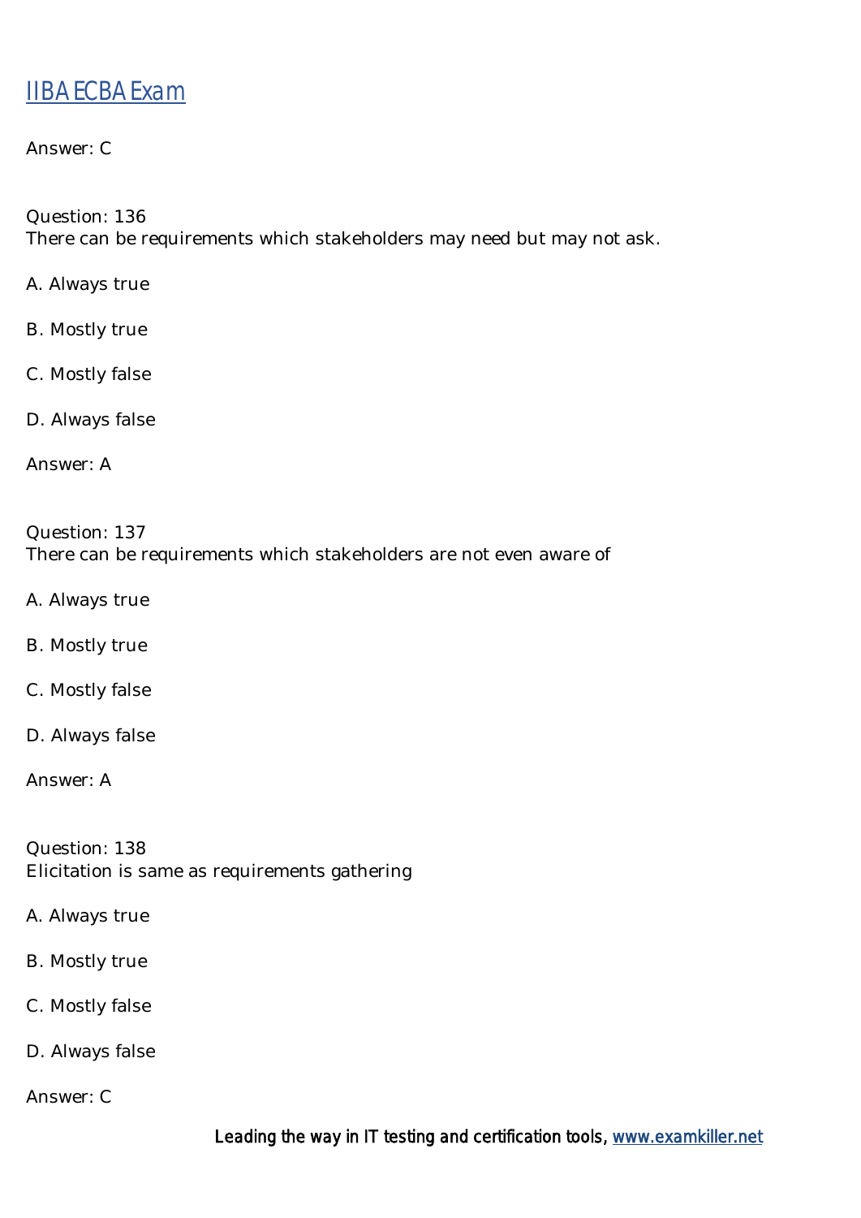Answer: C

Question: 136
There can be requirements which stakeholders may need but may not ask.

A. Always true

B. Mostly true

C. Mostly false

D. Always false

Answer: A

Question: 137
There can be requirements which stakeholders are not even aware of

A. Always true

B. Mostly true

C. Mostly false

D. Always false

Answer: A

Question: 138
Elicitation is same as requirements gathering

A. Always true

B. Mostly true

C. Mostly false

D. Always false

Answer: C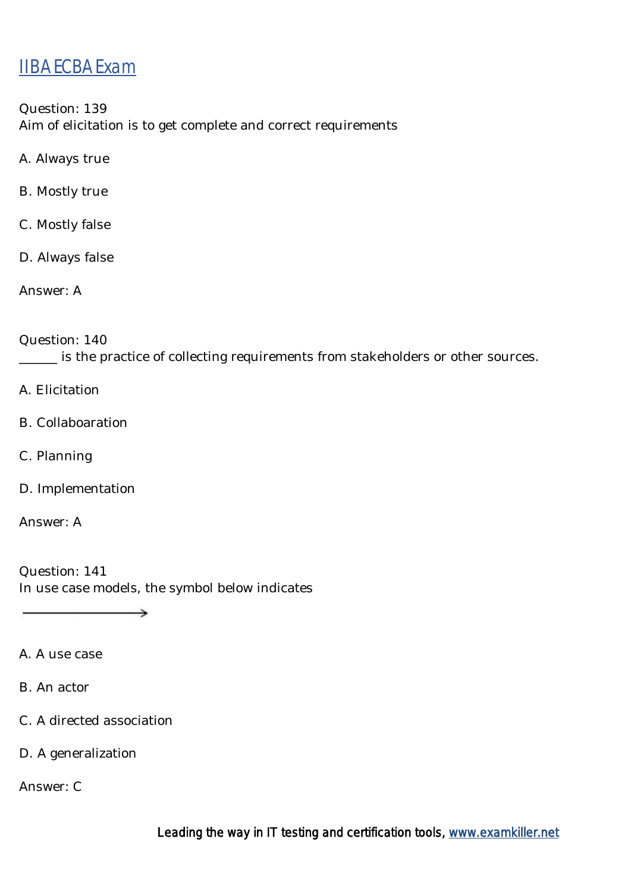IIBA ECBA Exam

Question: 139
Aim of elicitation is to get complete and correct requirements

A. Always true

B. Mostly true

C. Mostly false

D. Always false

Answer: A

Question: 140
______ is the practice of collecting requirements from stakeholders or other sources.

A. Elicitation

B. Collaboaration

C. Planning

D. Implementation

Answer: A

Question: 141
In use case models, the symbol below indicates

A. A use case

B. An actor

C. A directed association

D. A generalization

Answer: C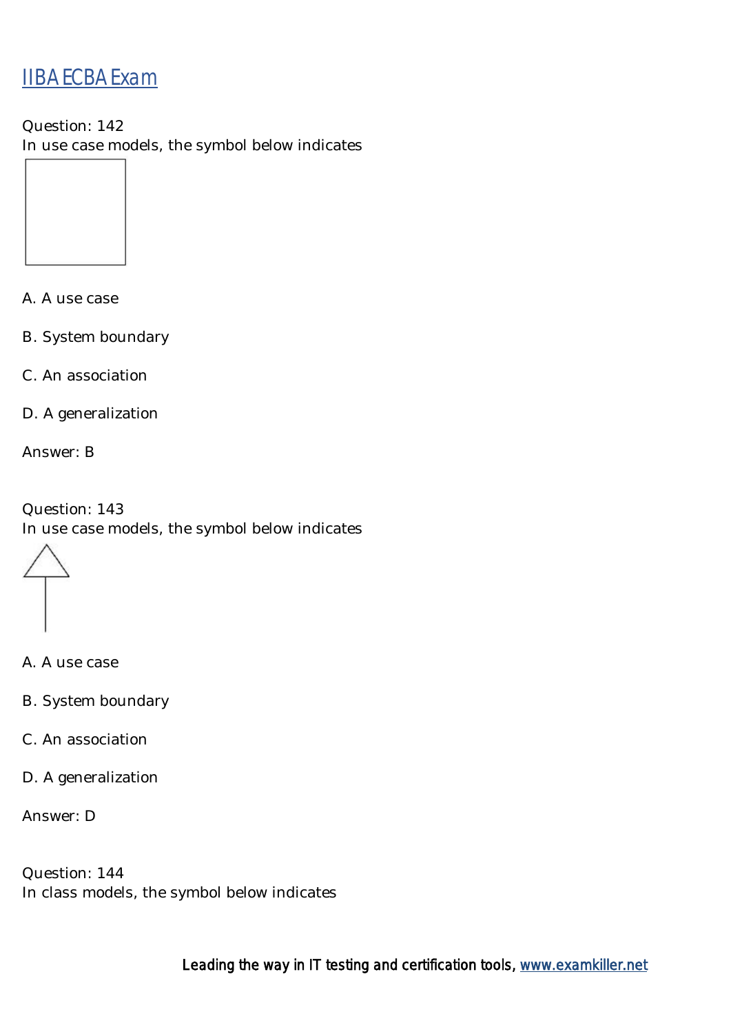[IIBA ECBA Exam](#)

Question: 142
In use case models, the symbol below indicates

A. A use case

B. System boundary

C. An association

D. A generalization

Answer: B

Question: 143
In use case models, the symbol below indicates

A. A use case

B. System boundary

C. An association

D. A generalization

Answer: D

Question: 144
In class models, the symbol below indicates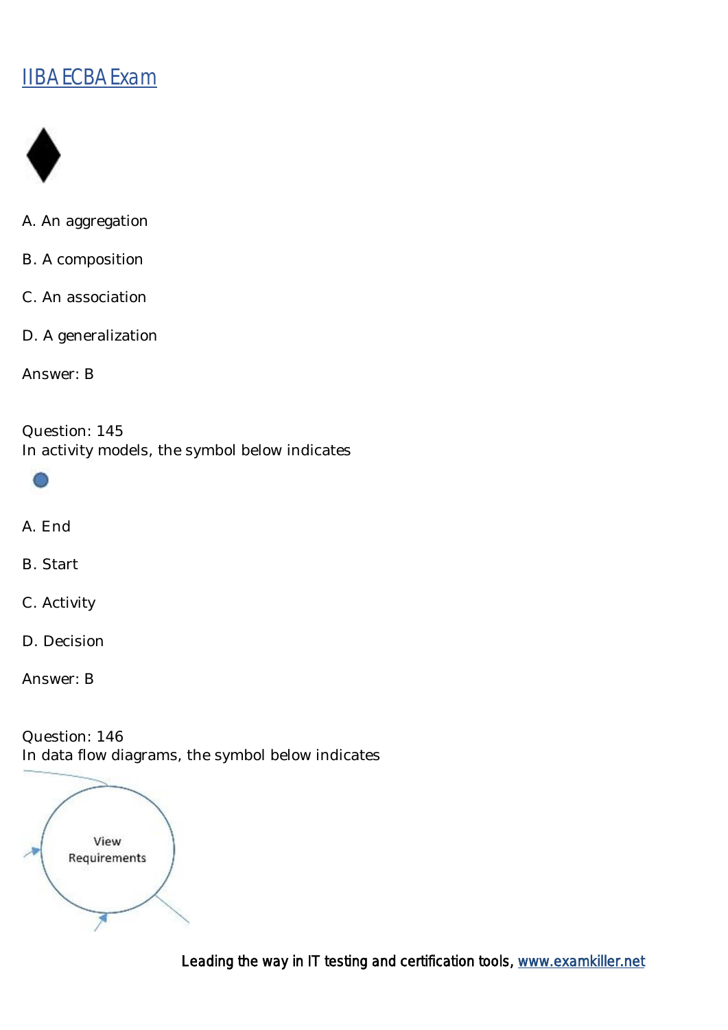A. An aggregation

B. A composition

C. An association

D. A generalization

Answer: B

Question: 145
In activity models, the symbol below indicates

A. End

B. Start

C. Activity

D. Decision

Answer: B

Question: 146
In data flow diagrams, the symbol below indicates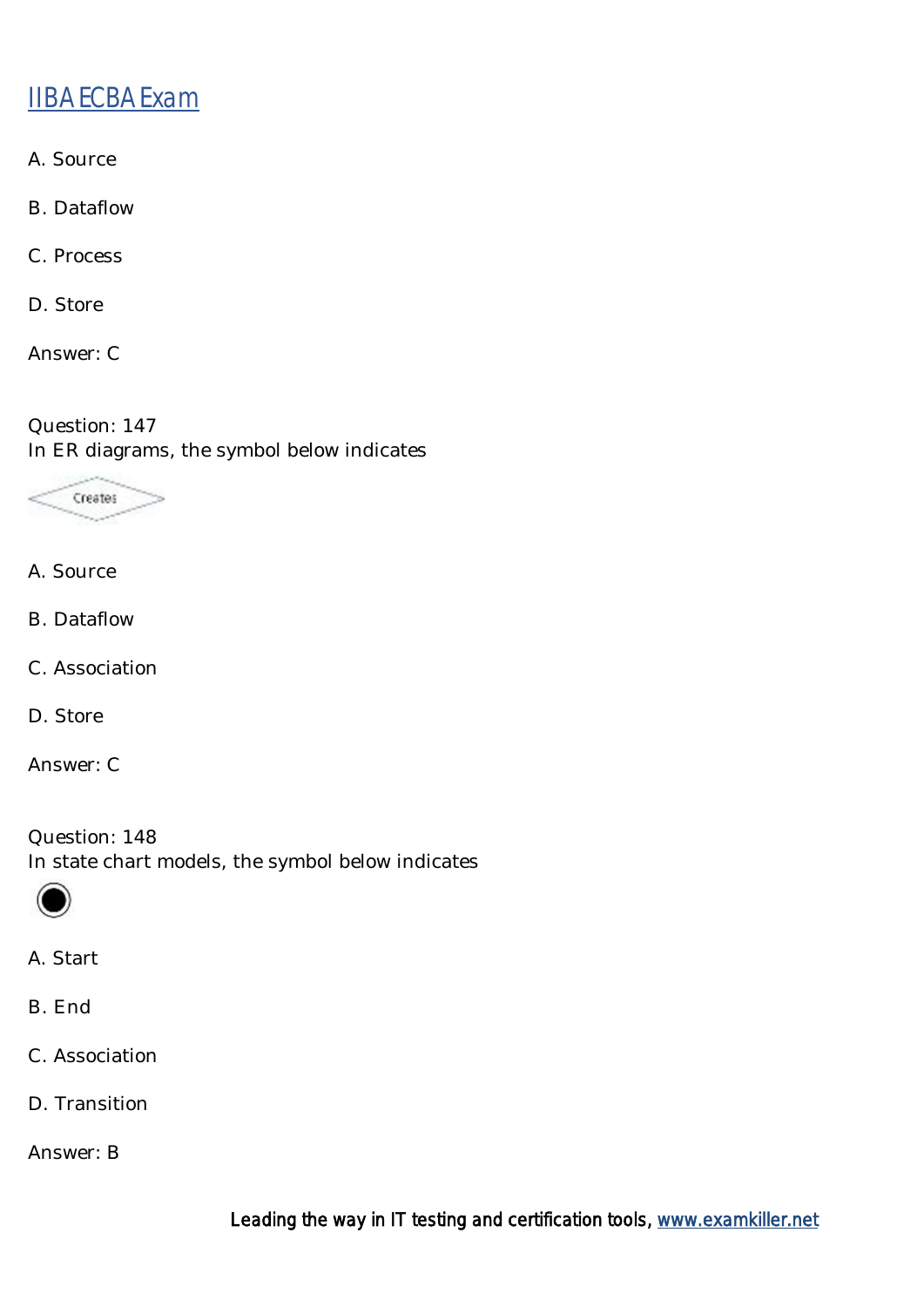A. Source

B. Dataflow

C. Process

D. Store

Answer: C

Question: 147
In ER diagrams, the symbol below indicates

A. Source

B. Dataflow

C. Association

D. Store

Answer: C

Question: 148
In state chart models, the symbol below indicates

A. Start

B. End

C. Association

D. Transition

Answer: B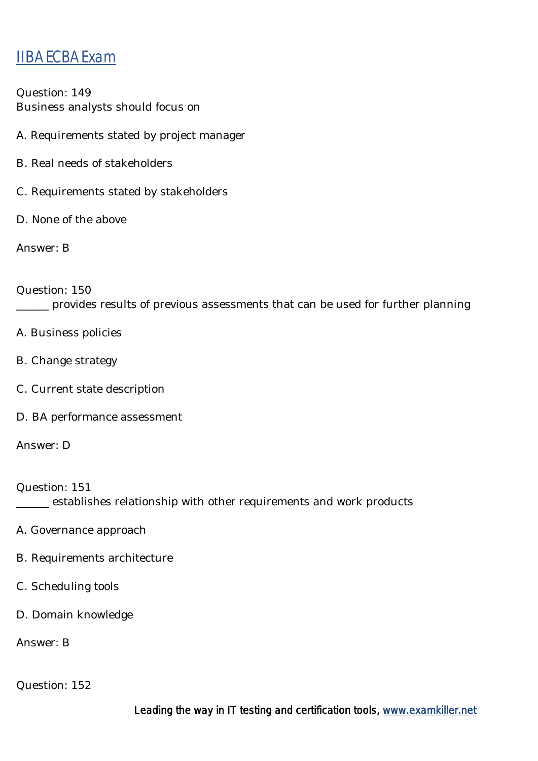Question: 149
Business analysts should focus on

A. Requirements stated by project manager

B. Real needs of stakeholders

C. Requirements stated by stakeholders

D. None of the above

Answer: B

Question: 150
______ provides results of previous assessments that can be used for further planning

A. Business policies

B. Change strategy

C. Current state description

D. BA performance assessment

Answer: D

Question: 151
______ establishes relationship with other requirements and work products

A. Governance approach

B. Requirements architecture

C. Scheduling tools

D. Domain knowledge

Answer: B

Question: 152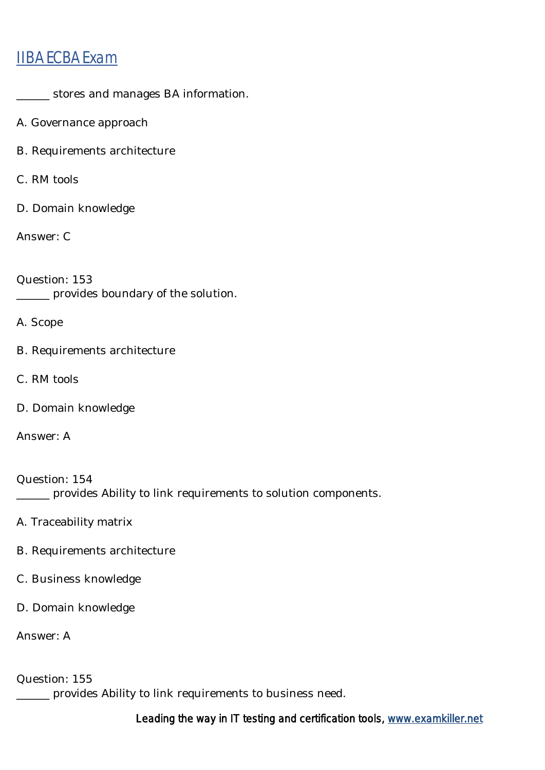______ stores and manages BA information.

A. Governance approach

B. Requirements architecture

C. RM tools

D. Domain knowledge

Answer: C

Question: 153
______ provides boundary of the solution.

A. Scope

B. Requirements architecture

C. RM tools

D. Domain knowledge

Answer: A

Question: 154
______ provides Ability to link requirements to solution components.

A. Traceability matrix

B. Requirements architecture

C. Business knowledge

D. Domain knowledge

Answer: A

Question: 155
______ provides Ability to link requirements to business need.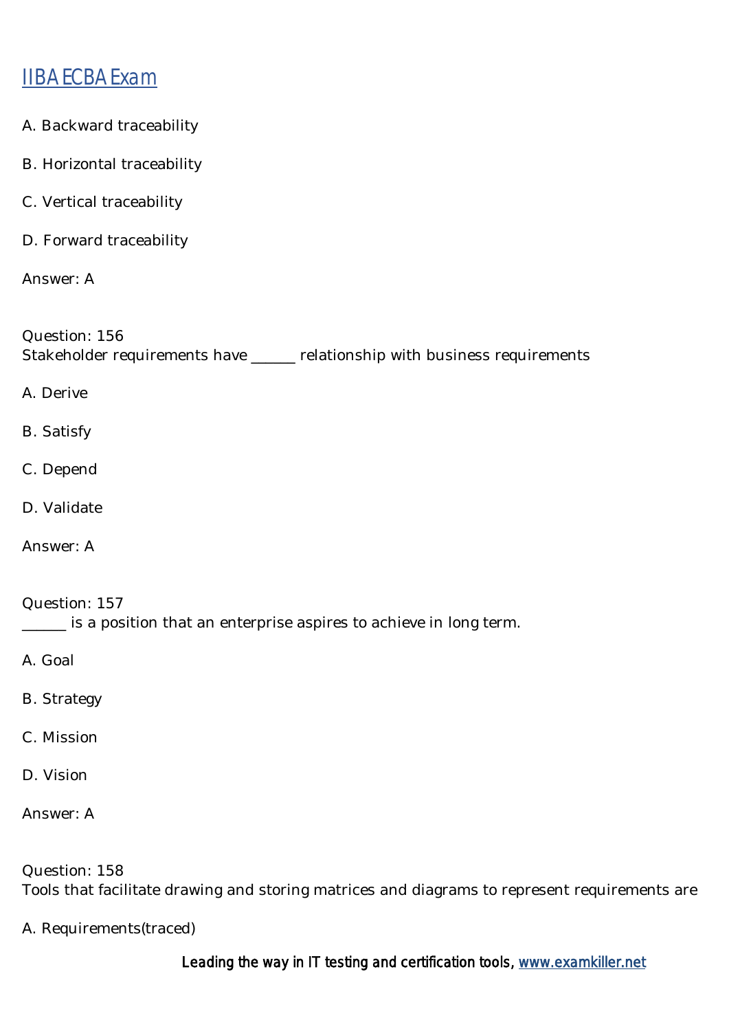A. Backward traceability

B. Horizontal traceability

C. Vertical traceability

D. Forward traceability

Answer: A

Question: 156
Stakeholder requirements have ______ relationship with business requirements

A. Derive

B. Satisfy

C. Depend

D. Validate

Answer: A

Question: 157
______ is a position that an enterprise aspires to achieve in long term.

A. Goal

B. Strategy

C. Mission

D. Vision

Answer: A

Question: 158
Tools that facilitate drawing and storing matrices and diagrams to represent requirements are

A. Requirements(traced)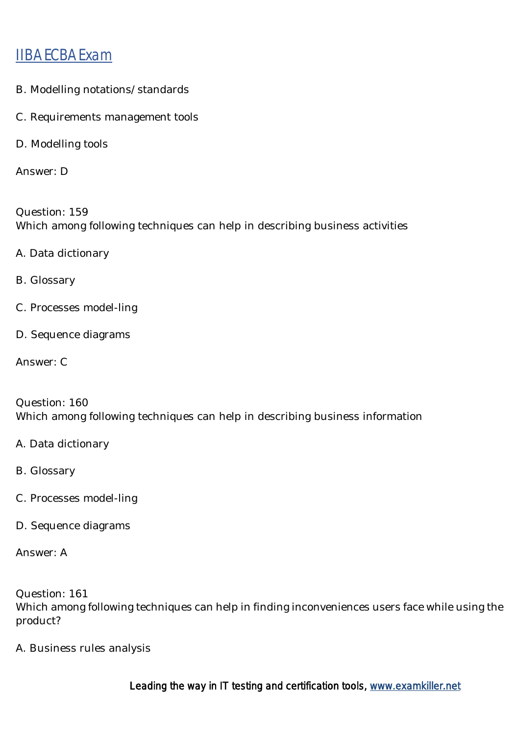B. Modelling notations/ standards

C. Requirements management tools

D. Modelling tools

Answer: D

Question: 159
Which among following techniques can help in describing business activities

A. Data dictionary

B. Glossary

C. Processes model-ling

D. Sequence diagrams

Answer: C

Question: 160
Which among following techniques can help in describing business information

A. Data dictionary

B. Glossary

C. Processes model-ling

D. Sequence diagrams

Answer: A

Question: 161
Which among following techniques can help in finding inconveniences users face while using the product?

A. Business rules analysis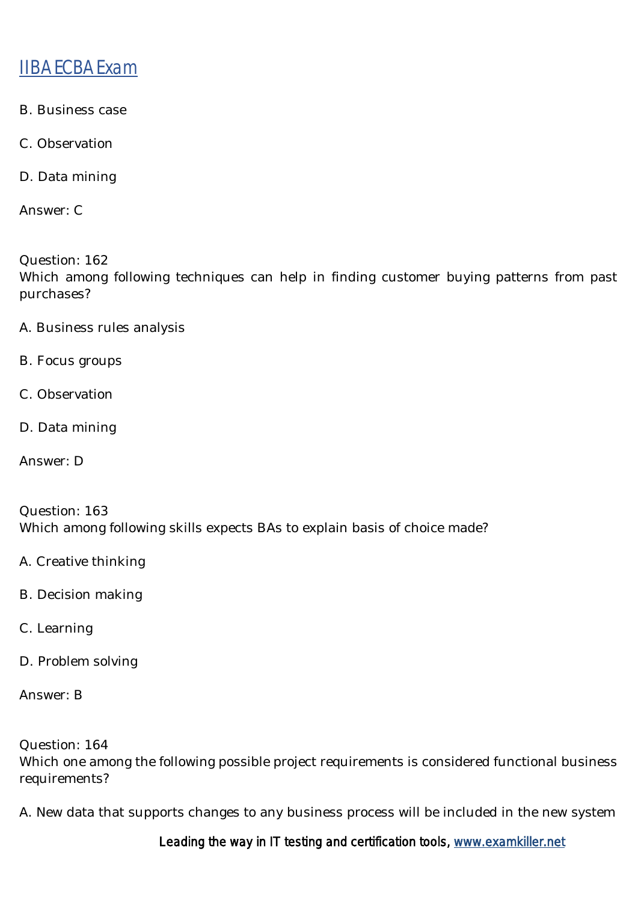B. Business case

C. Observation

D. Data mining

Answer: C

Question: 162
Which among following techniques can help in finding customer buying patterns from past purchases?

A. Business rules analysis

B. Focus groups

C. Observation

D. Data mining

Answer: D

Question: 163
Which among following skills expects BAs to explain basis of choice made?

A. Creative thinking

B. Decision making

C. Learning

D. Problem solving

Answer: B

Question: 164
Which one among the following possible project requirements is considered functional business requirements?

A. New data that supports changes to any business process will be included in the new system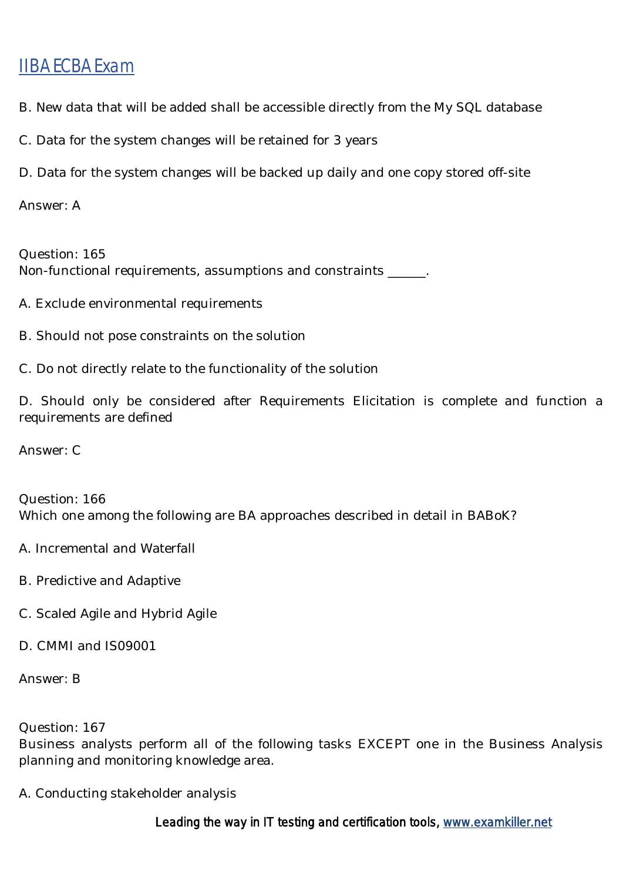B. New data that will be added shall be accessible directly from the My SQL database

C. Data for the system changes will be retained for 3 years

D. Data for the system changes will be backed up daily and one copy stored off-site

Answer: A

Question: 165
Non-functional requirements, assumptions and constraints ______.

A. Exclude environmental requirements

B. Should not pose constraints on the solution

C. Do not directly relate to the functionality of the solution

D. Should only be considered after Requirements Elicitation is complete and function a requirements are defined

Answer: C

Question: 166
Which one among the following are BA approaches described in detail in BABoK?

A. Incremental and Waterfall

B. Predictive and Adaptive

C. Scaled Agile and Hybrid Agile

D. CMMI and IS09001

Answer: B

Question: 167
Business analysts perform all of the following tasks EXCEPT one in the Business Analysis planning and monitoring knowledge area.

A. Conducting stakeholder analysis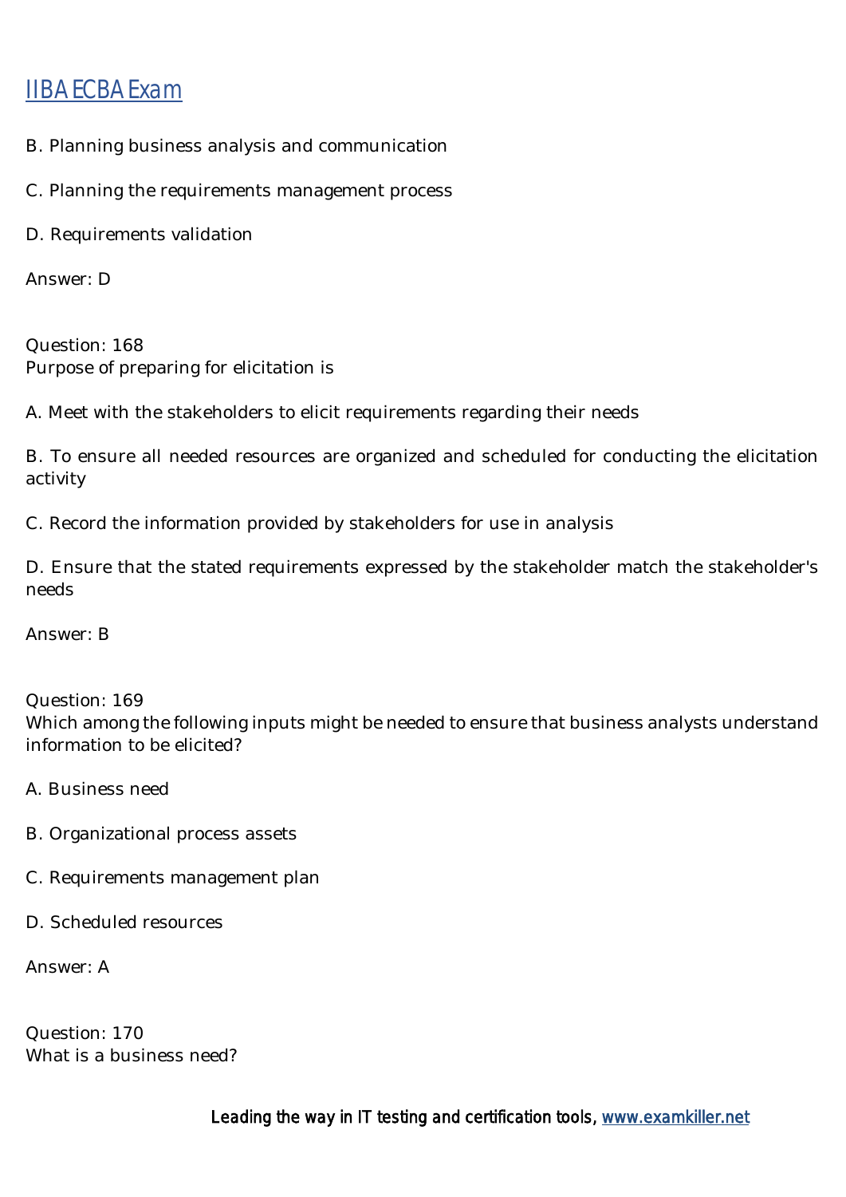B. Planning business analysis and communication

C. Planning the requirements management process

D. Requirements validation

Answer: D

Question: 168
Purpose of preparing for elicitation is

A. Meet with the stakeholders to elicit requirements regarding their needs

B. To ensure all needed resources are organized and scheduled for conducting the elicitation activity

C. Record the information provided by stakeholders for use in analysis

D. Ensure that the stated requirements expressed by the stakeholder match the stakeholder's needs

Answer: B

Question: 169
Which among the following inputs might be needed to ensure that business analysts understand information to be elicited?

A. Business need

B. Organizational process assets

C. Requirements management plan

D. Scheduled resources

Answer: A

Question: 170
What is a business need?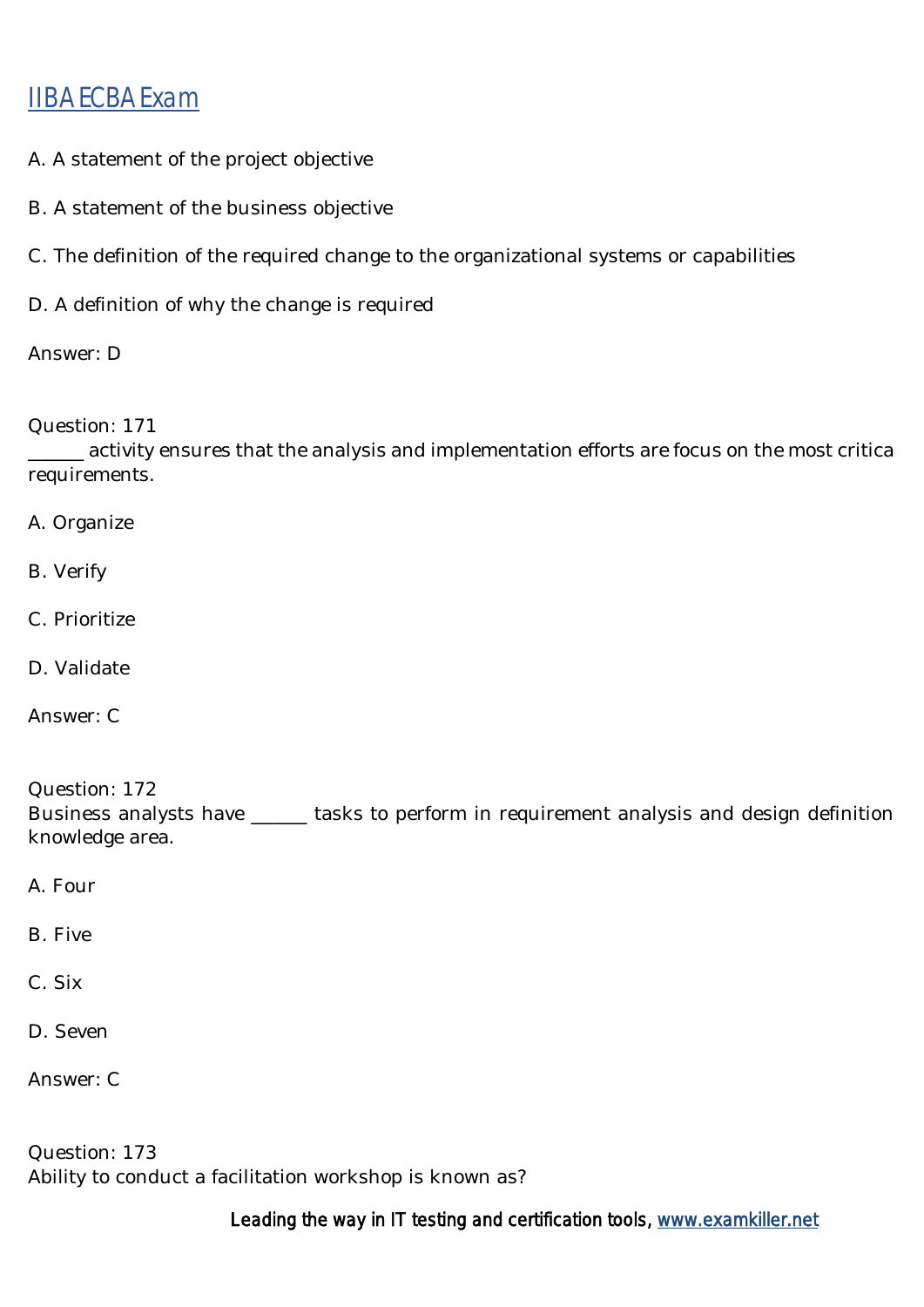A. A statement of the project objective

B. A statement of the business objective

C. The definition of the required change to the organizational systems or capabilities

D. A definition of why the change is required

Answer: D

Question: 171
______ activity ensures that the analysis and implementation efforts are focus on the most critica requirements.

A. Organize

B. Verify

C. Prioritize

D. Validate

Answer: C

Question: 172
Business analysts have ______ tasks to perform in requirement analysis and design definition knowledge area.

A. Four

B. Five

C. Six

D. Seven

Answer: C

Question: 173
Ability to conduct a facilitation workshop is known as?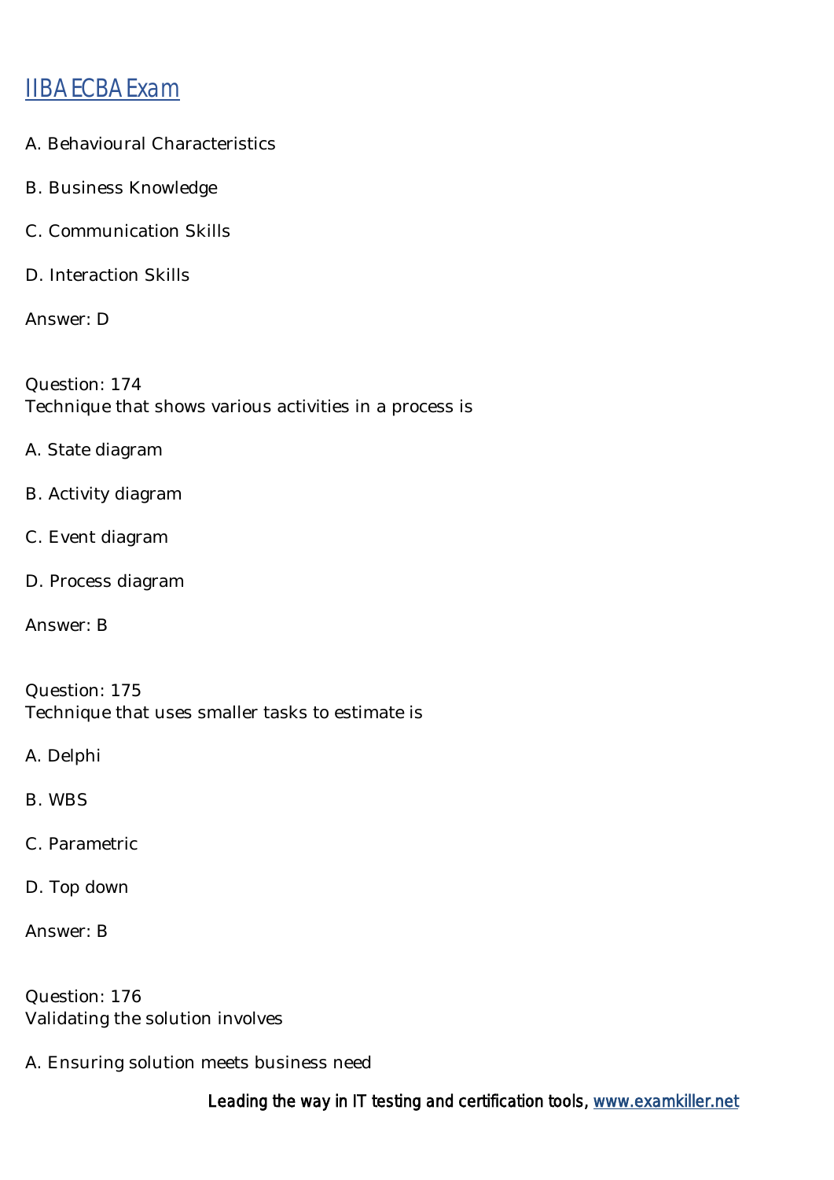A. Behavioural Characteristics

B. Business Knowledge

C. Communication Skills

D. Interaction Skills

Answer: D

Question: 174
Technique that shows various activities in a process is

A. State diagram

B. Activity diagram

C. Event diagram

D. Process diagram

Answer: B

Question: 175
Technique that uses smaller tasks to estimate is

A. Delphi

B. WBS

C. Parametric

D. Top down

Answer: B

Question: 176
Validating the solution involves

A. Ensuring solution meets business need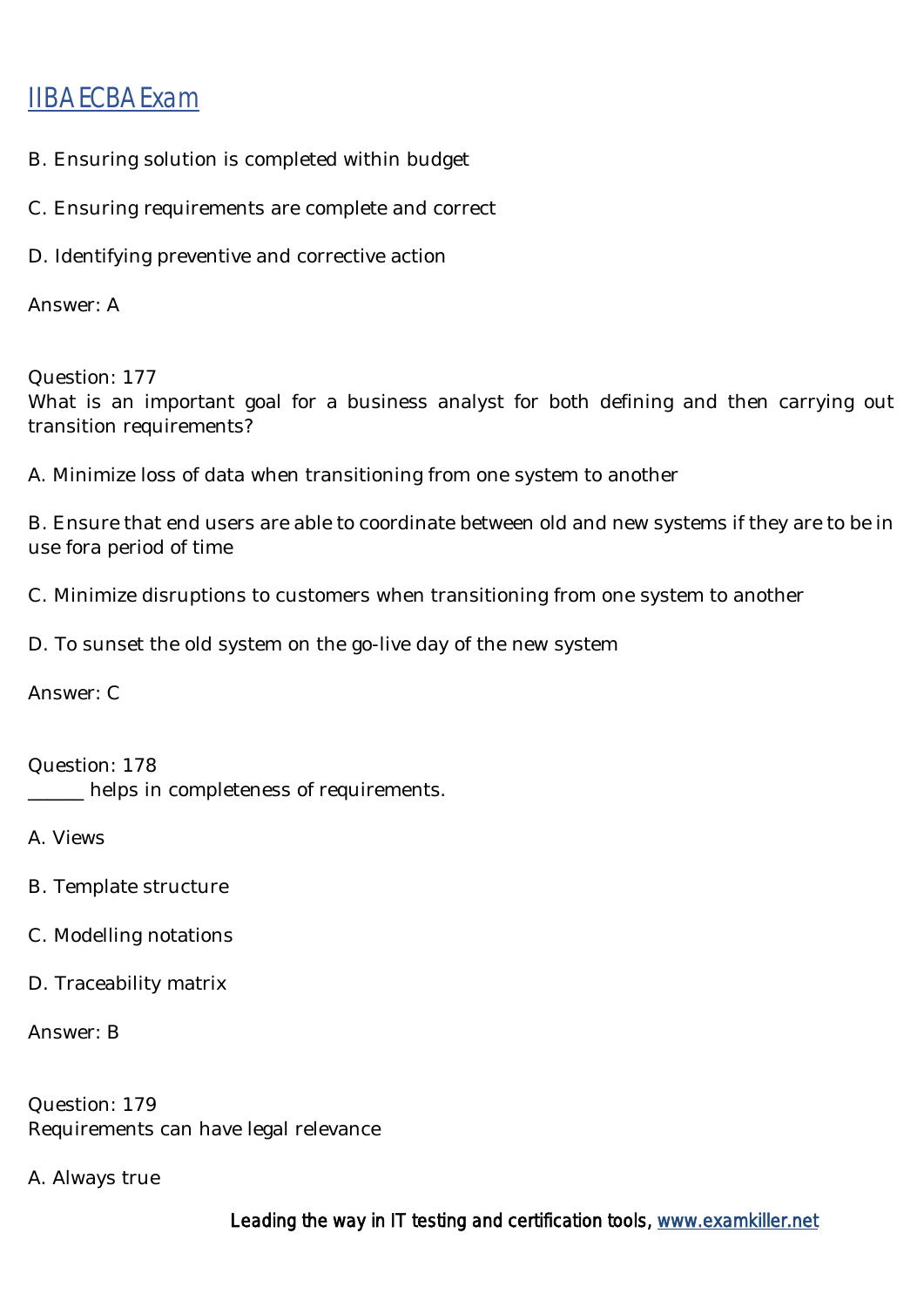B. Ensuring solution is completed within budget

C. Ensuring requirements are complete and correct

D. Identifying preventive and corrective action

Answer: A

Question: 177
What is an important goal for a business analyst for both defining and then carrying out transition requirements?

A. Minimize loss of data when transitioning from one system to another

B. Ensure that end users are able to coordinate between old and new systems if they are to be in use fora period of time

C. Minimize disruptions to customers when transitioning from one system to another

D. To sunset the old system on the go-live day of the new system

Answer: C

Question: 178
______ helps in completeness of requirements.

A. Views

B. Template structure

C. Modelling notations

D. Traceability matrix

Answer: B

Question: 179
Requirements can have legal relevance

A. Always true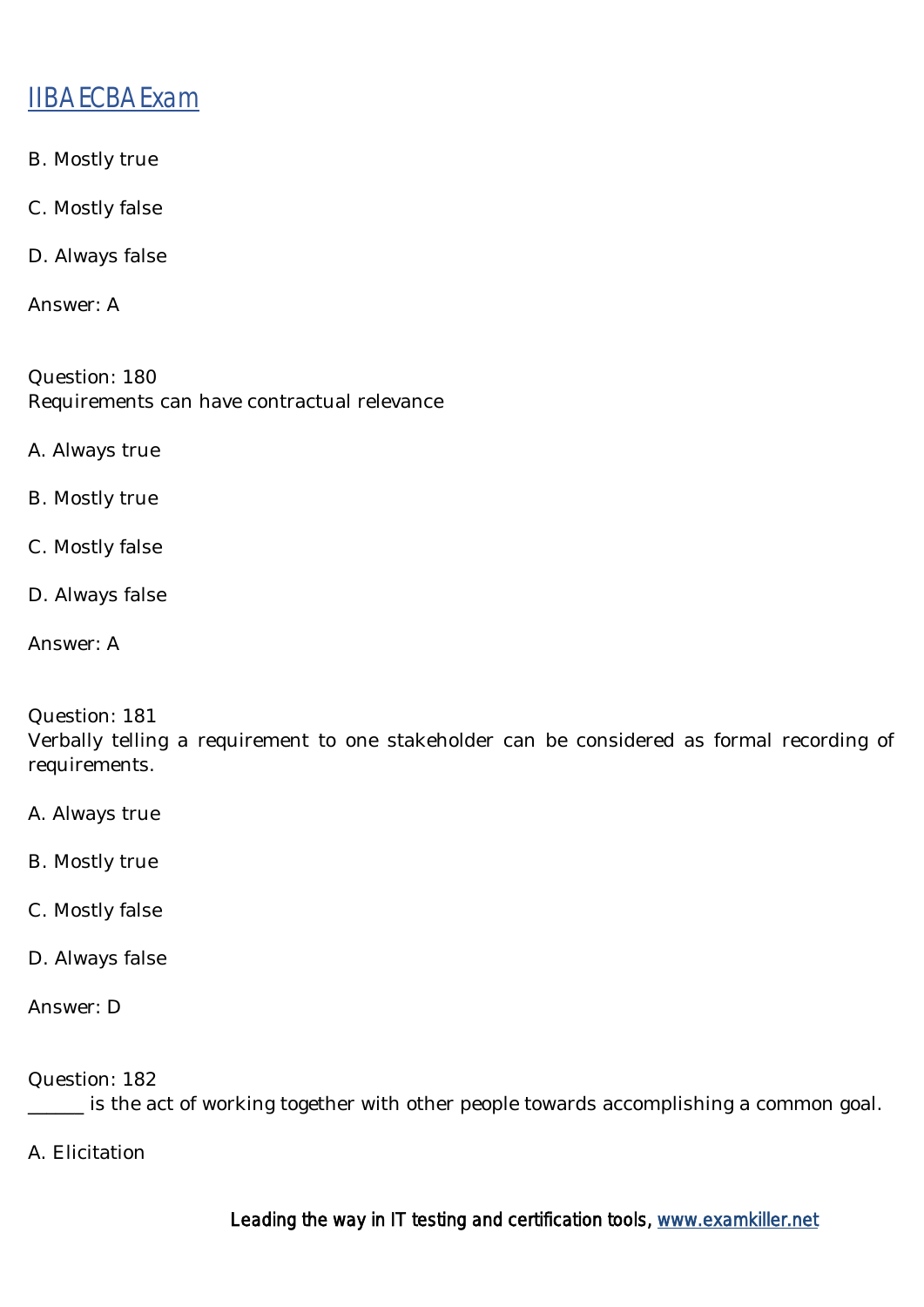B. Mostly true

C. Mostly false

D. Always false

Answer: A

Question: 180
Requirements can have contractual relevance

A. Always true

B. Mostly true

C. Mostly false

D. Always false

Answer: A

Question: 181
Verbally telling a requirement to one stakeholder can be considered as formal recording of requirements.

A. Always true

B. Mostly true

C. Mostly false

D. Always false

Answer: D

Question: 182
______ is the act of working together with other people towards accomplishing a common goal.

A. Elicitation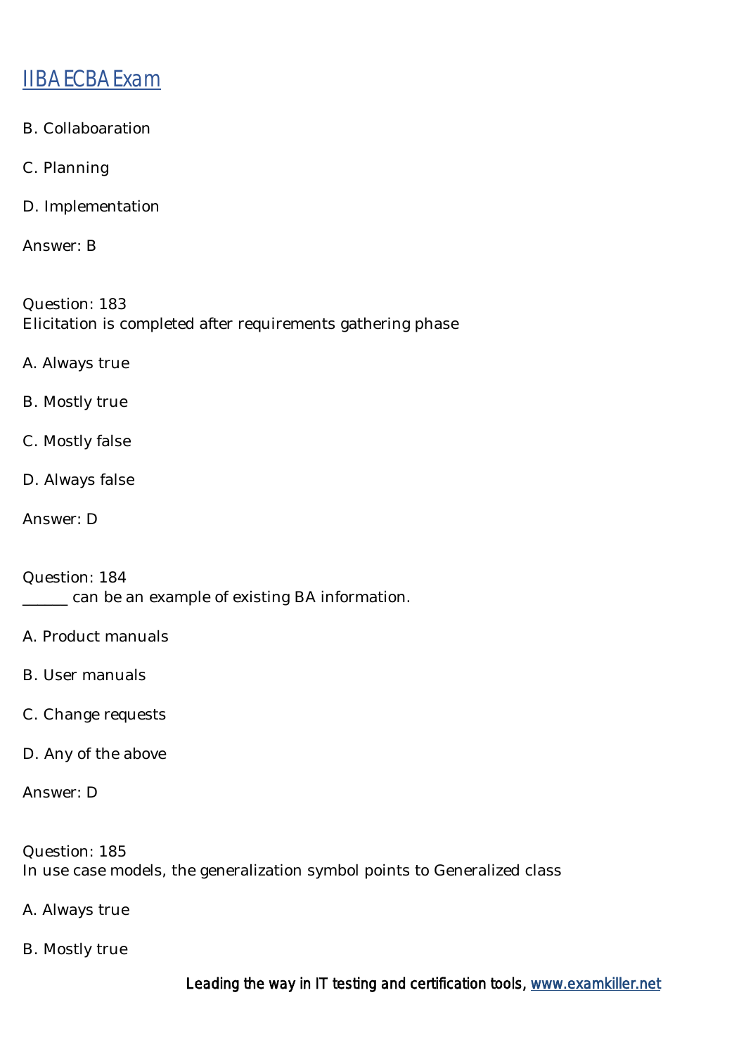B. Collaboaration

C. Planning

D. Implementation

Answer: B

Question: 183
Elicitation is completed after requirements gathering phase

A. Always true

B. Mostly true

C. Mostly false

D. Always false

Answer: D

Question: 184
______ can be an example of existing BA information.

A. Product manuals

B. User manuals

C. Change requests

D. Any of the above

Answer: D

Question: 185
In use case models, the generalization symbol points to Generalized class

A. Always true

B. Mostly true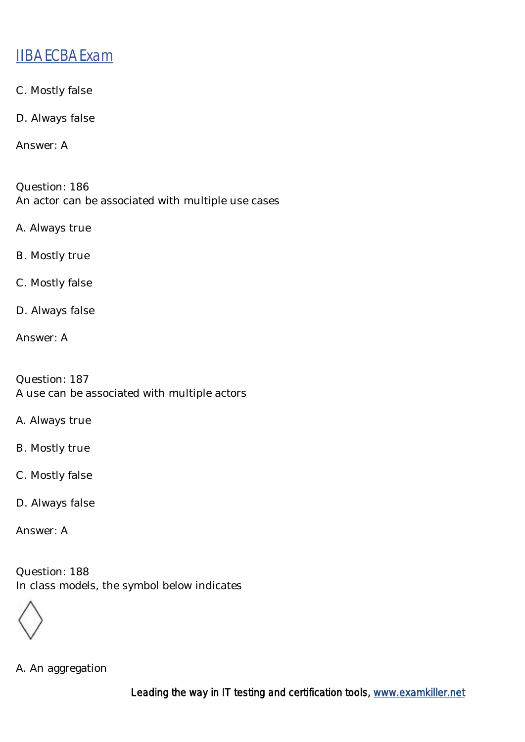C. Mostly false

D. Always false

Answer: A

Question: 186
An actor can be associated with multiple use cases

A. Always true

B. Mostly true

C. Mostly false

D. Always false

Answer: A

Question: 187
A use can be associated with multiple actors

A. Always true

B. Mostly true

C. Mostly false

D. Always false

Answer: A

Question: 188
In class models, the symbol below indicates

◇

A. An aggregation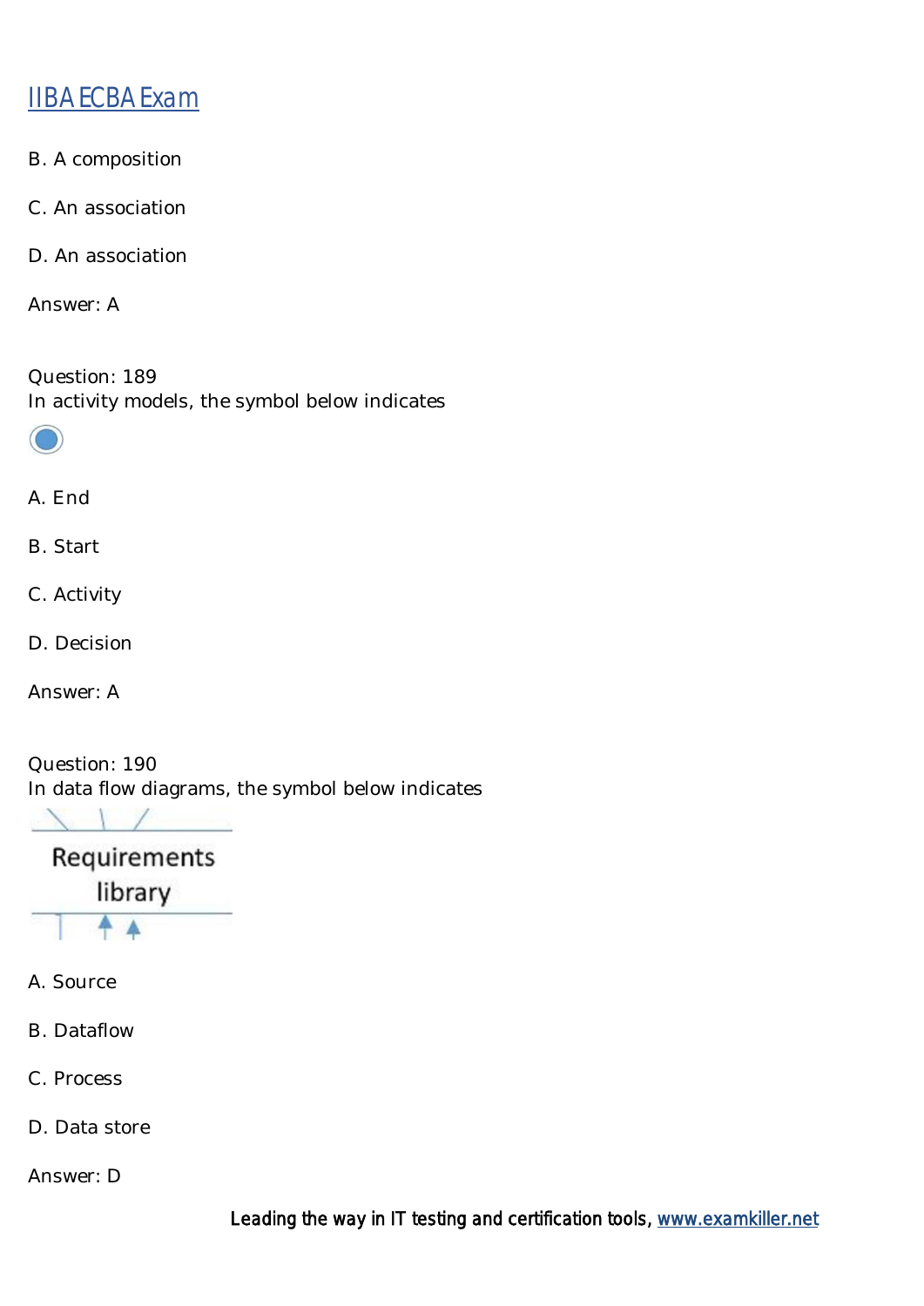B. A composition

C. An association

D. An association

Answer: A

Question: 189
In activity models, the symbol below indicates

A. End

B. Start

C. Activity

D. Decision

Answer: A

Question: 190
In data flow diagrams, the symbol below indicates

Requirements library

A. Source

B. Dataflow

C. Process

D. Data store

Answer: D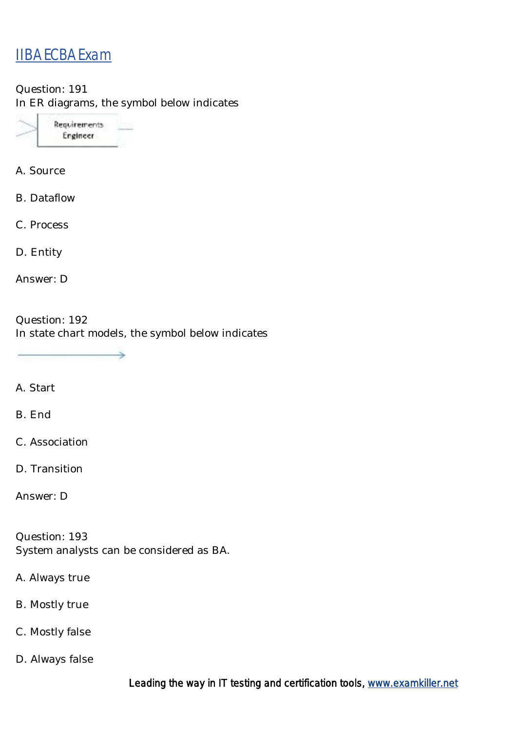IIBA ECBA Exam

Question: 191
In ER diagrams, the symbol below indicates

Requirements Engineer

A. Source

B. Dataflow

C. Process

D. Entity

Answer: D

Question: 192
In state chart models, the symbol below indicates

A. Start

B. End

C. Association

D. Transition

Answer: D

Question: 193
System analysts can be considered as BA.

A. Always true

B. Mostly true

C. Mostly false

D. Always false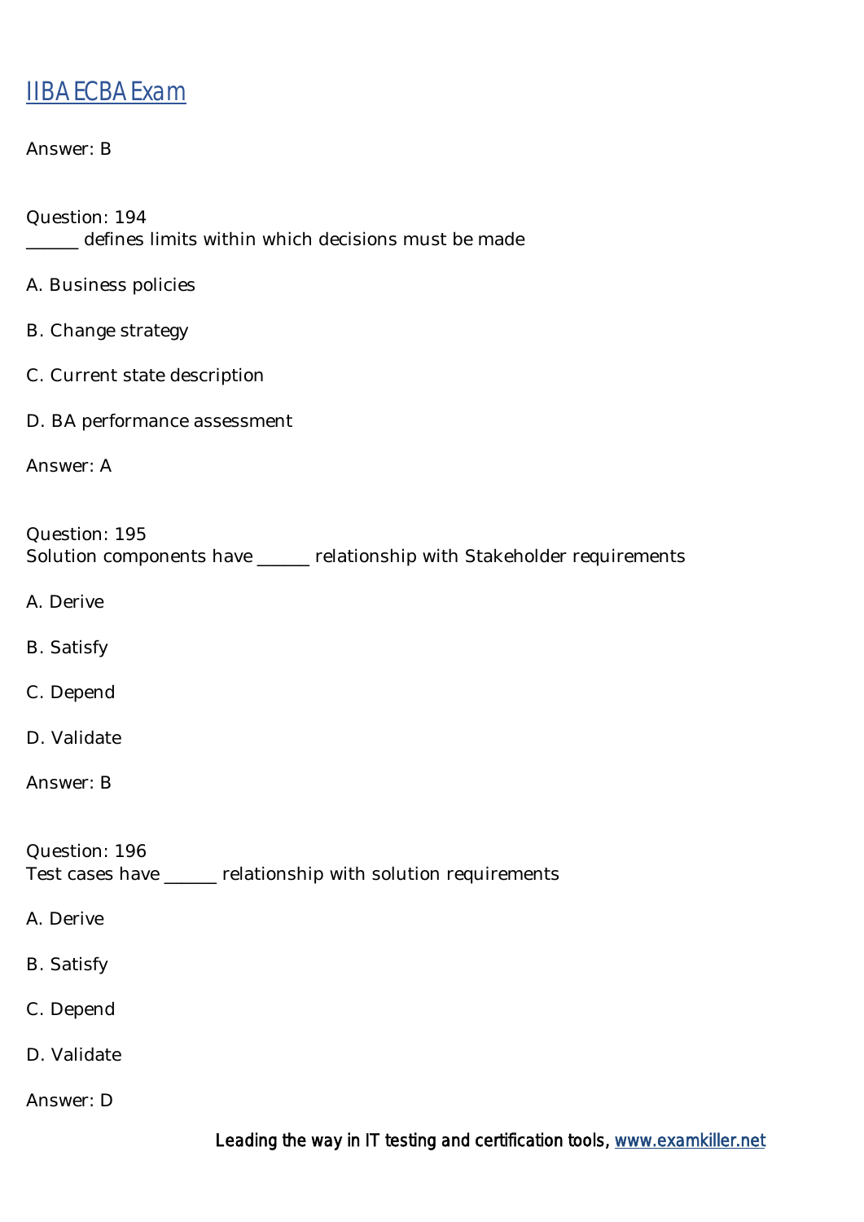Answer: B

Question: 194
______ defines limits within which decisions must be made

A. Business policies

B. Change strategy

C. Current state description

D. BA performance assessment

Answer: A

Question: 195
Solution components have ______ relationship with Stakeholder requirements

A. Derive

B. Satisfy

C. Depend

D. Validate

Answer: B

Question: 196
Test cases have ______ relationship with solution requirements

A. Derive

B. Satisfy

C. Depend

D. Validate

Answer: D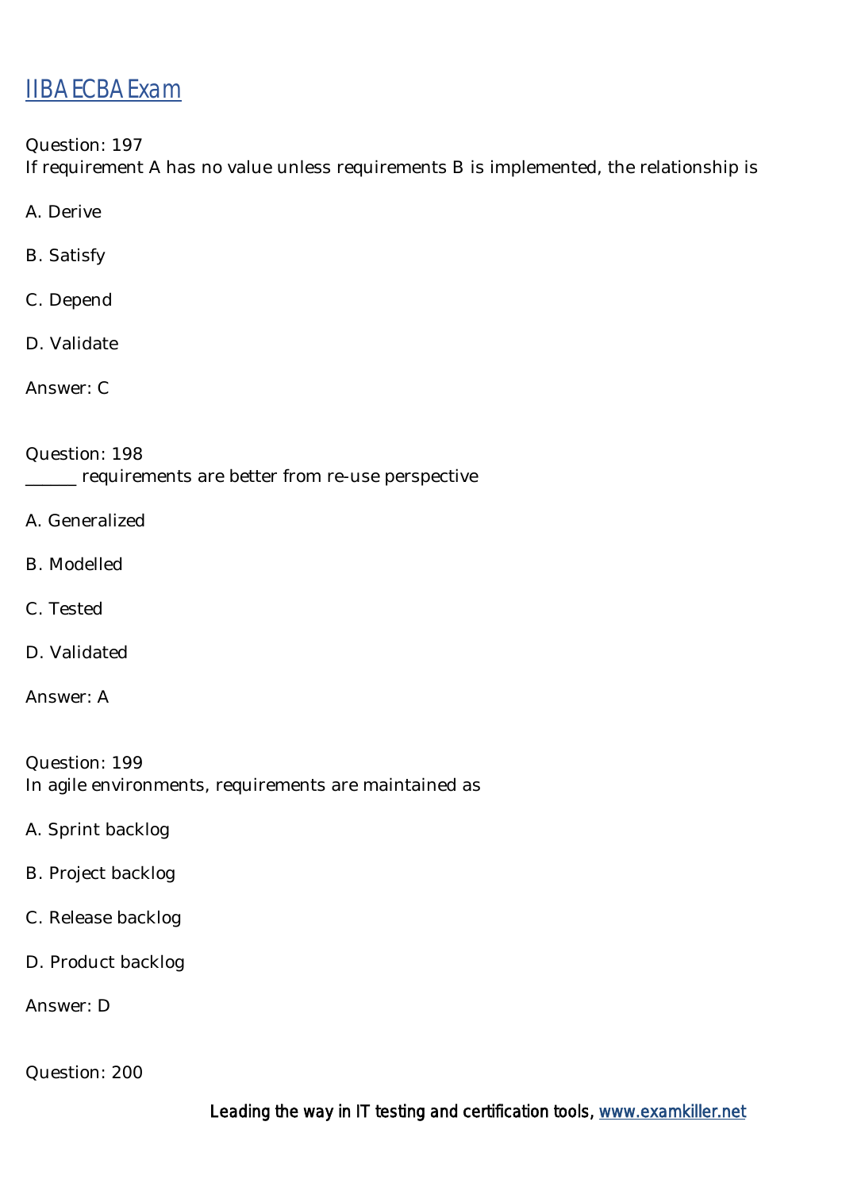Question: 197

If requirement A has no value unless requirements B is implemented, the relationship is

A. Derive

B. Satisfy

C. Depend

D. Validate

Answer: C

Question: 198

______ requirements are better from re-use perspective

A. Generalized

B. Modelled

C. Tested

D. Validated

Answer: A

Question: 199

In agile environments, requirements are maintained as

A. Sprint backlog

B. Project backlog

C. Release backlog

D. Product backlog

Answer: D

Question: 200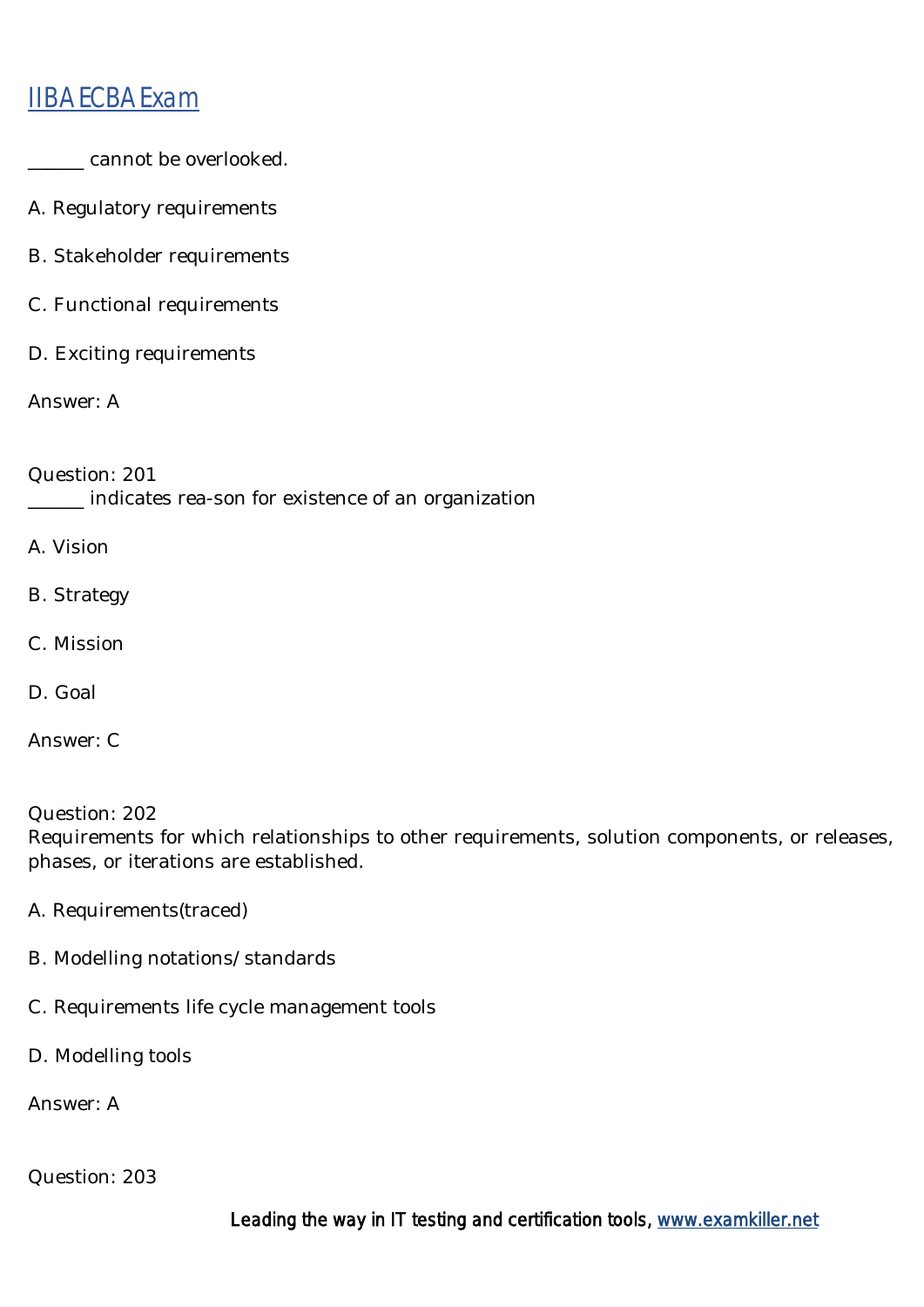______ cannot be overlooked.

A. Regulatory requirements

B. Stakeholder requirements

C. Functional requirements

D. Exciting requirements

Answer: A

Question: 201
______ indicates rea-son for existence of an organization

A. Vision

B. Strategy

C. Mission

D. Goal

Answer: C

Question: 202
Requirements for which relationships to other requirements, solution components, or releases, phases, or iterations are established.

A. Requirements(traced)

B. Modelling notations/ standards

C. Requirements life cycle management tools

D. Modelling tools

Answer: A

Question: 203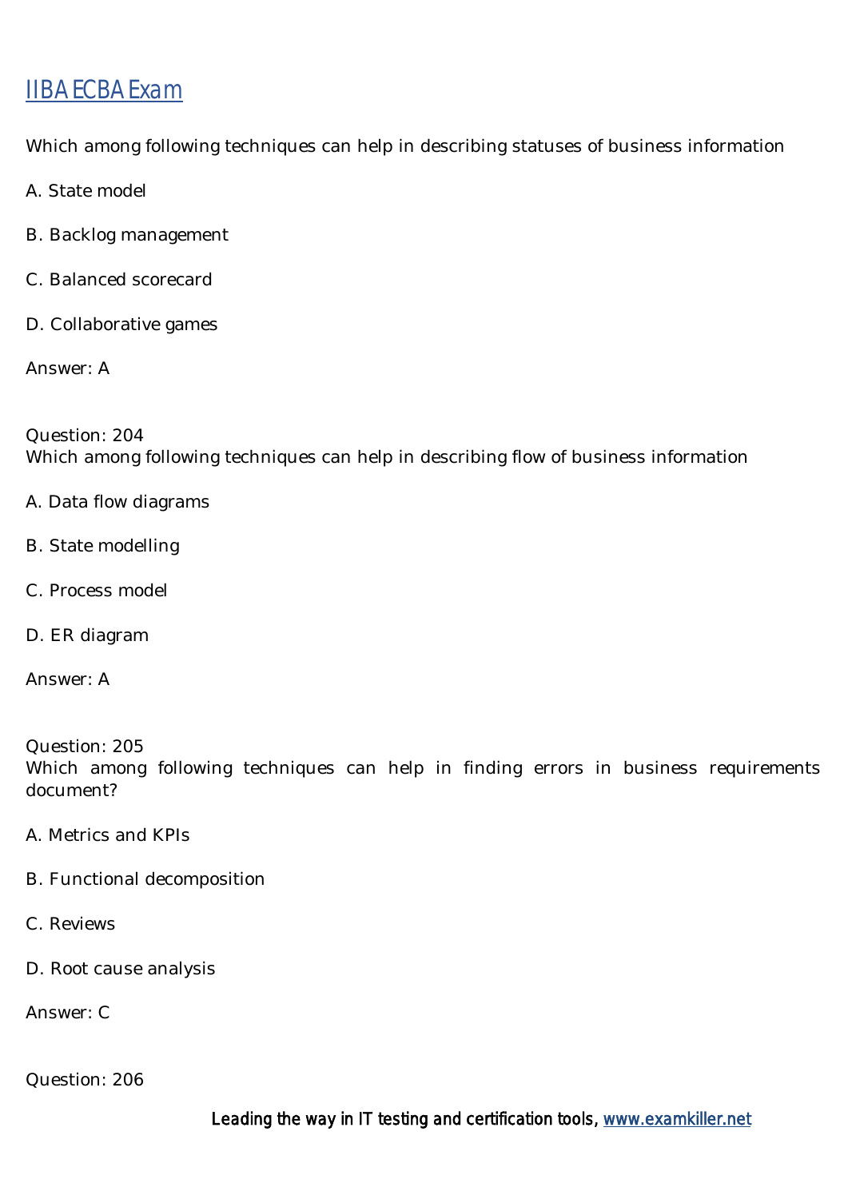Which among following techniques can help in describing statuses of business information

A. State model

B. Backlog management

C. Balanced scorecard

D. Collaborative games

Answer: A

Question: 204
Which among following techniques can help in describing flow of business information

A. Data flow diagrams

B. State modelling

C. Process model

D. ER diagram

Answer: A

Question: 205
Which among following techniques can help in finding errors in business requirements document?

A. Metrics and KPIs

B. Functional decomposition

C. Reviews

D. Root cause analysis

Answer: C

Question: 206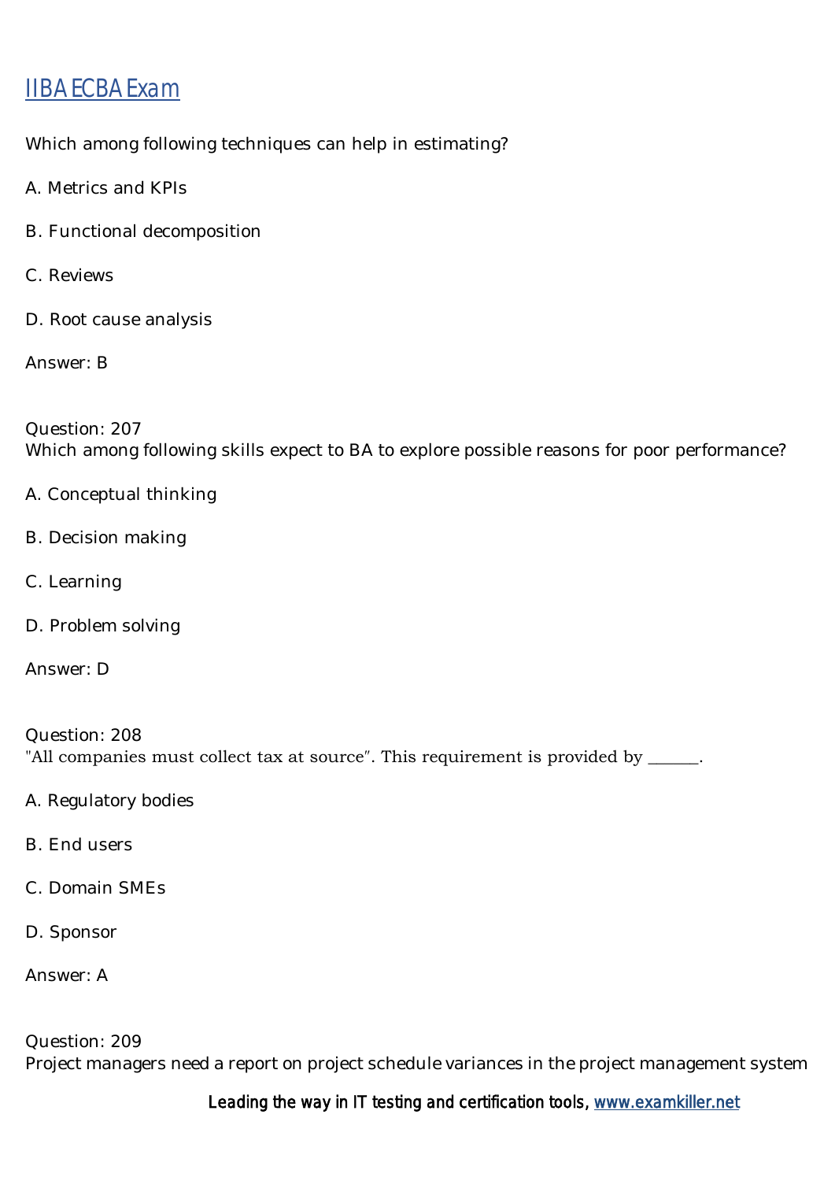# IIBA ECBA Exam

Which among following techniques can help in estimating?

A. Metrics and KPIs

B. Functional decomposition

C. Reviews

D. Root cause analysis

Answer: B

Question: 207

Which among following skills expect to BA to explore possible reasons for poor performance?

A. Conceptual thinking

B. Decision making

C. Learning

D. Problem solving

Answer: D

Question: 208

"All companies must collect tax at source". This requirement is provided by ______.

A. Regulatory bodies

B. End users

C. Domain SMEs

D. Sponsor

Answer: A

Question: 209

Project managers need a report on project schedule variances in the project management system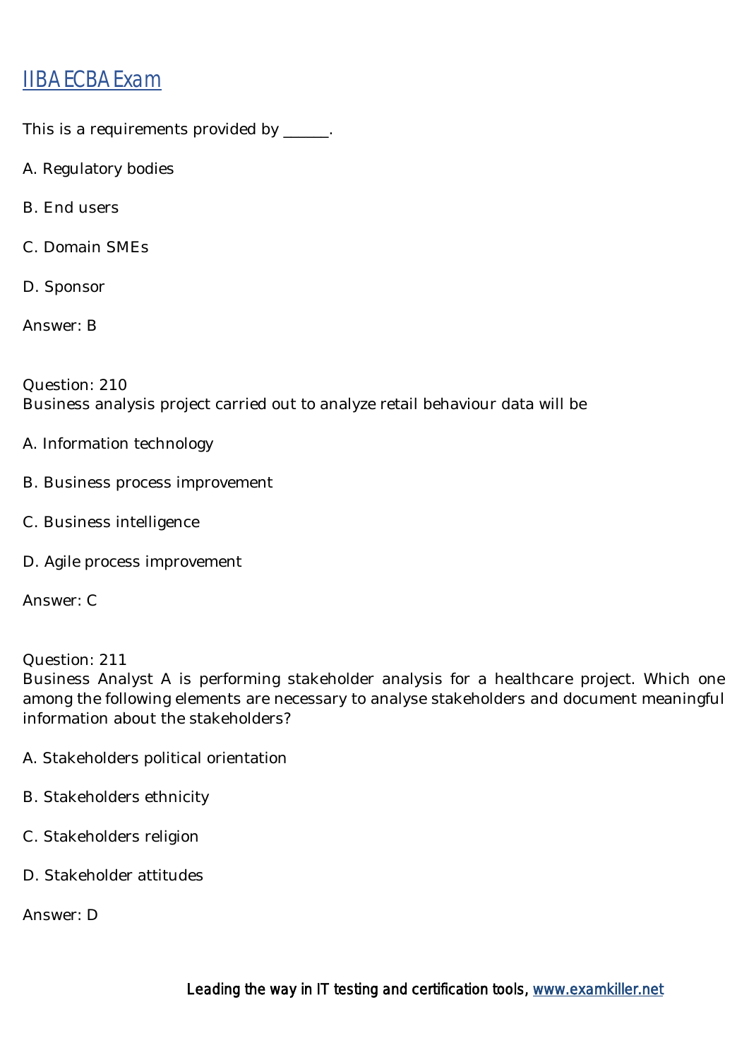This is a requirements provided by ______.

A. Regulatory bodies

B. End users

C. Domain SMEs

D. Sponsor

Answer: B

Question: 210
Business analysis project carried out to analyze retail behaviour data will be

A. Information technology

B. Business process improvement

C. Business intelligence

D. Agile process improvement

Answer: C

Question: 211
Business Analyst A is performing stakeholder analysis for a healthcare project. Which one among the following elements are necessary to analyse stakeholders and document meaningful information about the stakeholders?

A. Stakeholders political orientation

B. Stakeholders ethnicity

C. Stakeholders religion

D. Stakeholder attitudes

Answer: D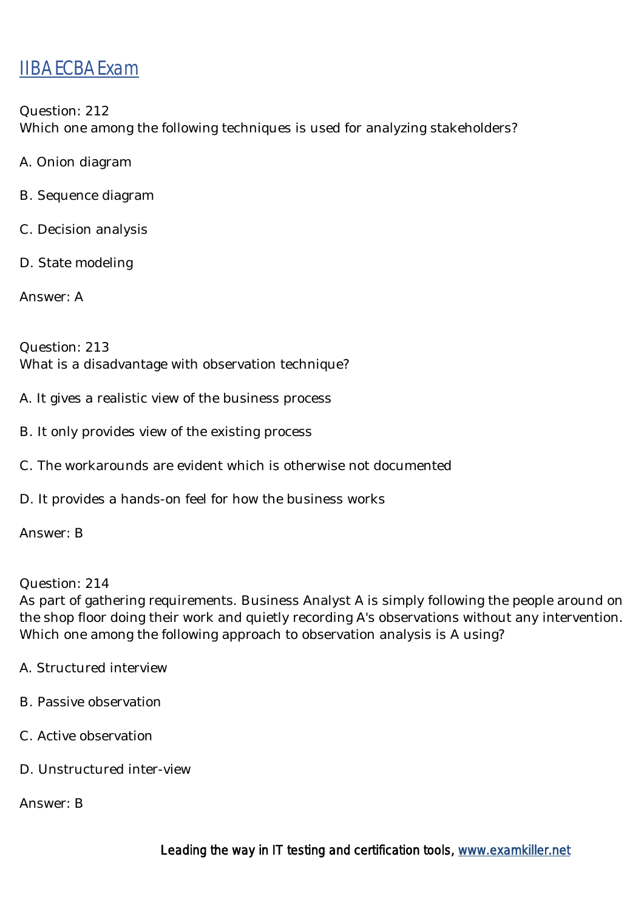[IIBA ECBA Exam](#)

Question: 212
Which one among the following techniques is used for analyzing stakeholders?

A. Onion diagram

B. Sequence diagram

C. Decision analysis

D. State modeling

Answer: A

Question: 213
What is a disadvantage with observation technique?

A. It gives a realistic view of the business process

B. It only provides view of the existing process

C. The workarounds are evident which is otherwise not documented

D. It provides a hands-on feel for how the business works

Answer: B

Question: 214
As part of gathering requirements. Business Analyst A is simply following the people around on the shop floor doing their work and quietly recording A's observations without any intervention. Which one among the following approach to observation analysis is A using?

A. Structured interview

B. Passive observation

C. Active observation

D. Unstructured inter-view

Answer: B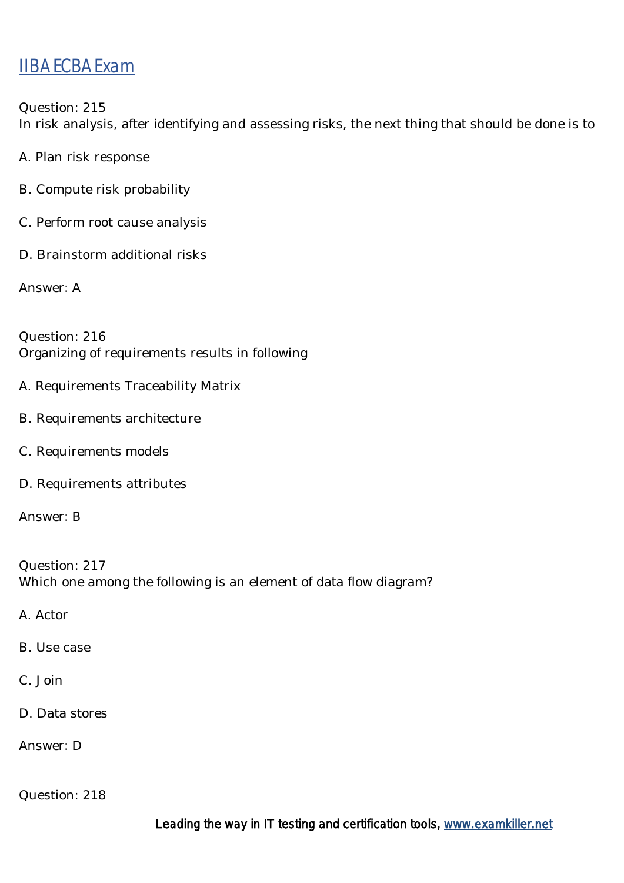Question: 215
In risk analysis, after identifying and assessing risks, the next thing that should be done is to

A. Plan risk response

B. Compute risk probability

C. Perform root cause analysis

D. Brainstorm additional risks

Answer: A

Question: 216
Organizing of requirements results in following

A. Requirements Traceability Matrix

B. Requirements architecture

C. Requirements models

D. Requirements attributes

Answer: B

Question: 217
Which one among the following is an element of data flow diagram?

A. Actor

B. Use case

C. Join

D. Data stores

Answer: D

Question: 218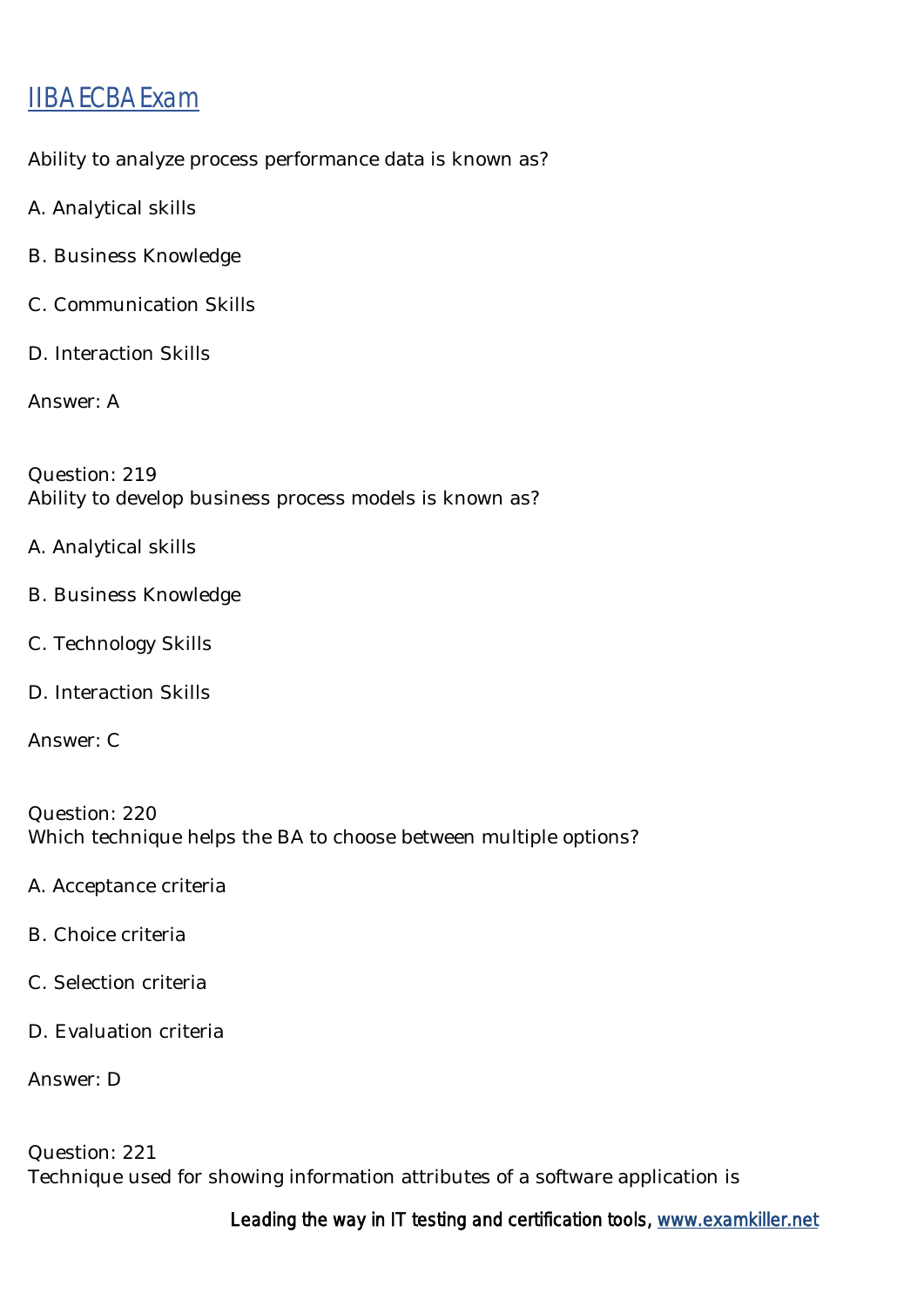Ability to analyze process performance data is known as?

A. Analytical skills

B. Business Knowledge

C. Communication Skills

D. Interaction Skills

Answer: A

Question: 219
Ability to develop business process models is known as?

A. Analytical skills

B. Business Knowledge

C. Technology Skills

D. Interaction Skills

Answer: C

Question: 220
Which technique helps the BA to choose between multiple options?

A. Acceptance criteria

B. Choice criteria

C. Selection criteria

D. Evaluation criteria

Answer: D

Question: 221
Technique used for showing information attributes of a software application is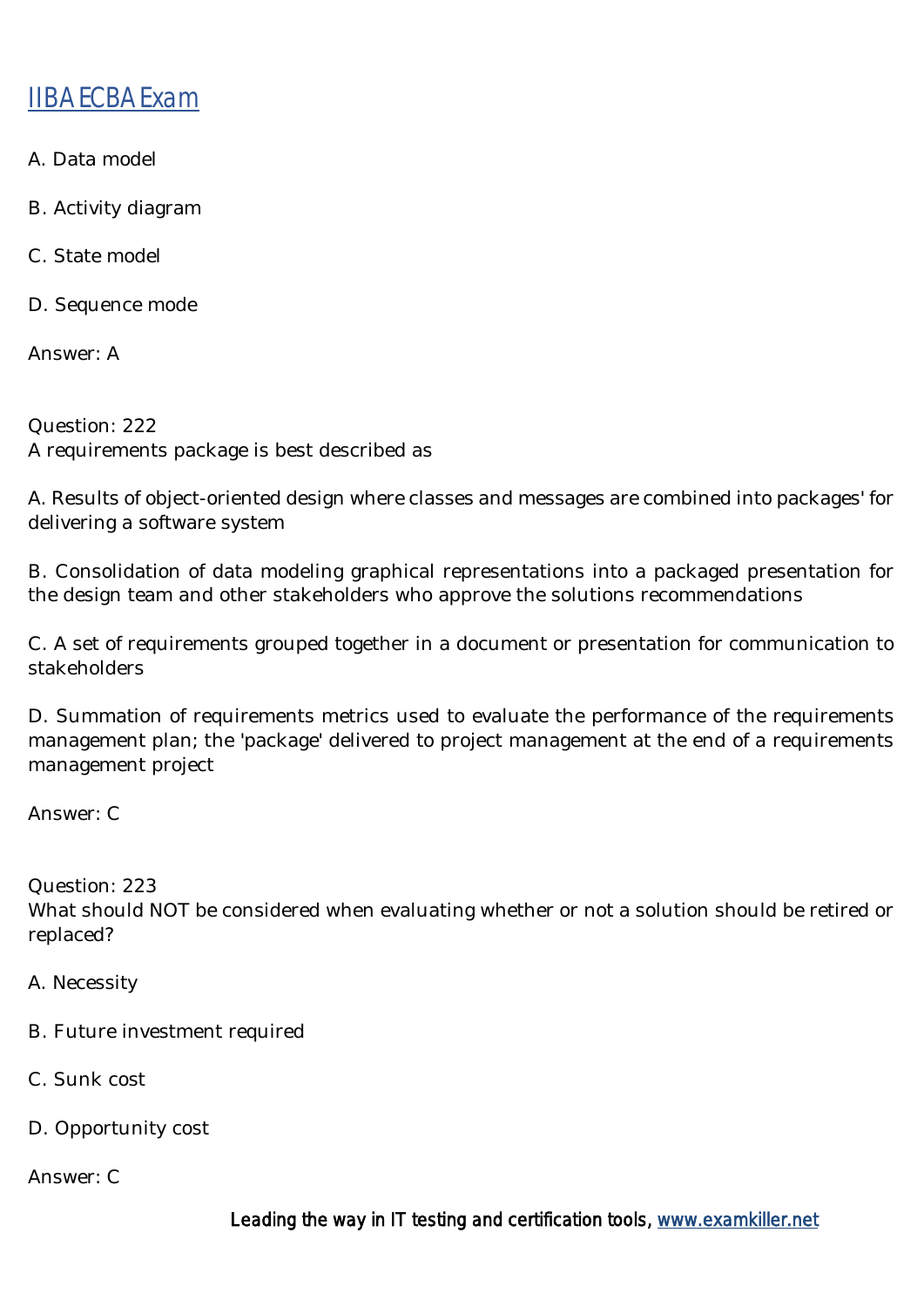A. Data model

B. Activity diagram

C. State model

D. Sequence mode

Answer: A

Question: 222
A requirements package is best described as

A. Results of object-oriented design where classes and messages are combined into packages' for delivering a software system

B. Consolidation of data modeling graphical representations into a packaged presentation for the design team and other stakeholders who approve the solutions recommendations

C. A set of requirements grouped together in a document or presentation for communication to stakeholders

D. Summation of requirements metrics used to evaluate the performance of the requirements management plan; the 'package' delivered to project management at the end of a requirements management project

Answer: C

Question: 223
What should NOT be considered when evaluating whether or not a solution should be retired or replaced?

A. Necessity

B. Future investment required

C. Sunk cost

D. Opportunity cost

Answer: C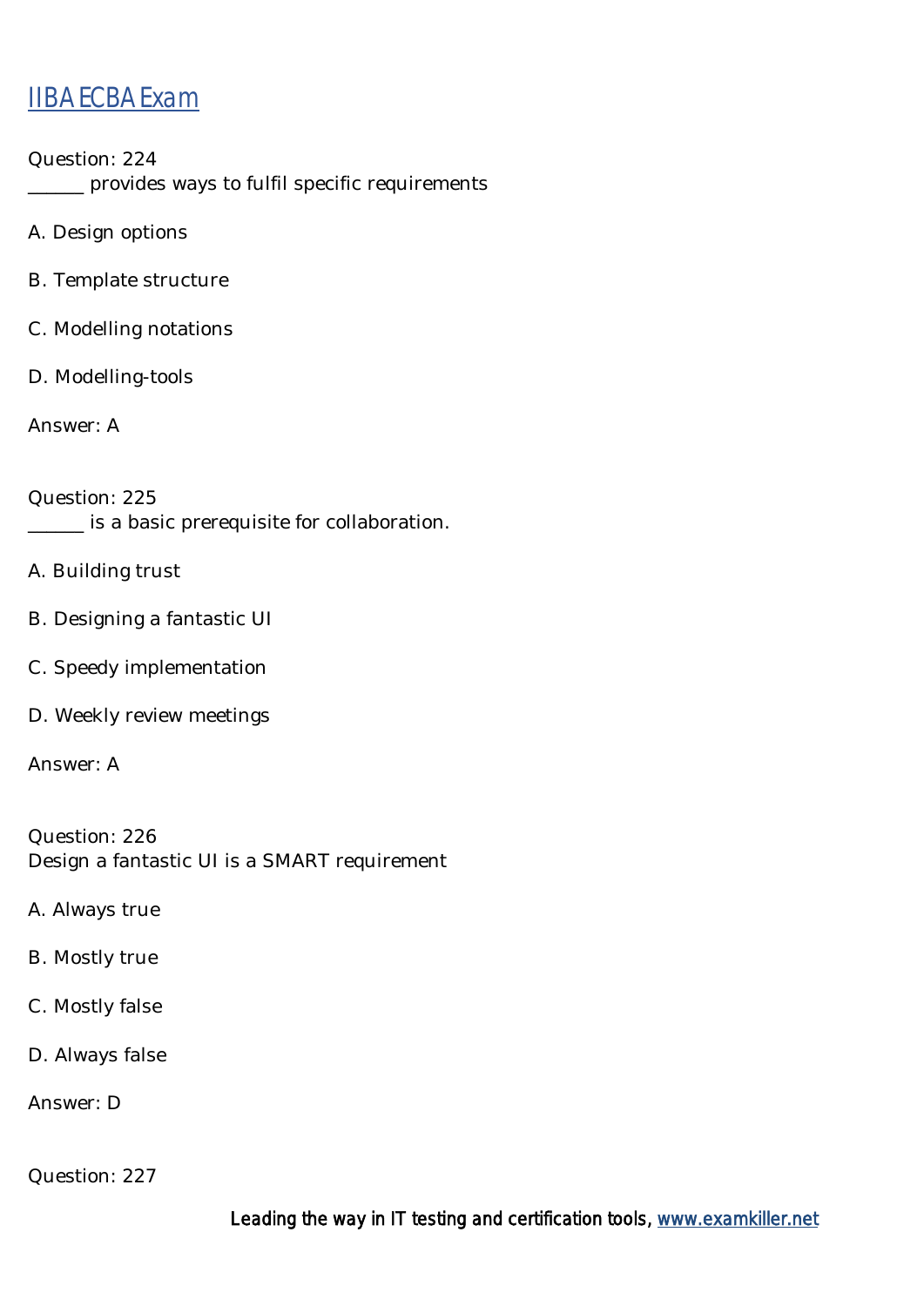Question: 224
______ provides ways to fulfil specific requirements

A. Design options

B. Template structure

C. Modelling notations

D. Modelling-tools

Answer: A

Question: 225
______ is a basic prerequisite for collaboration.

A. Building trust

B. Designing a fantastic UI

C. Speedy implementation

D. Weekly review meetings

Answer: A

Question: 226
Design a fantastic UI is a SMART requirement

A. Always true

B. Mostly true

C. Mostly false

D. Always false

Answer: D

Question: 227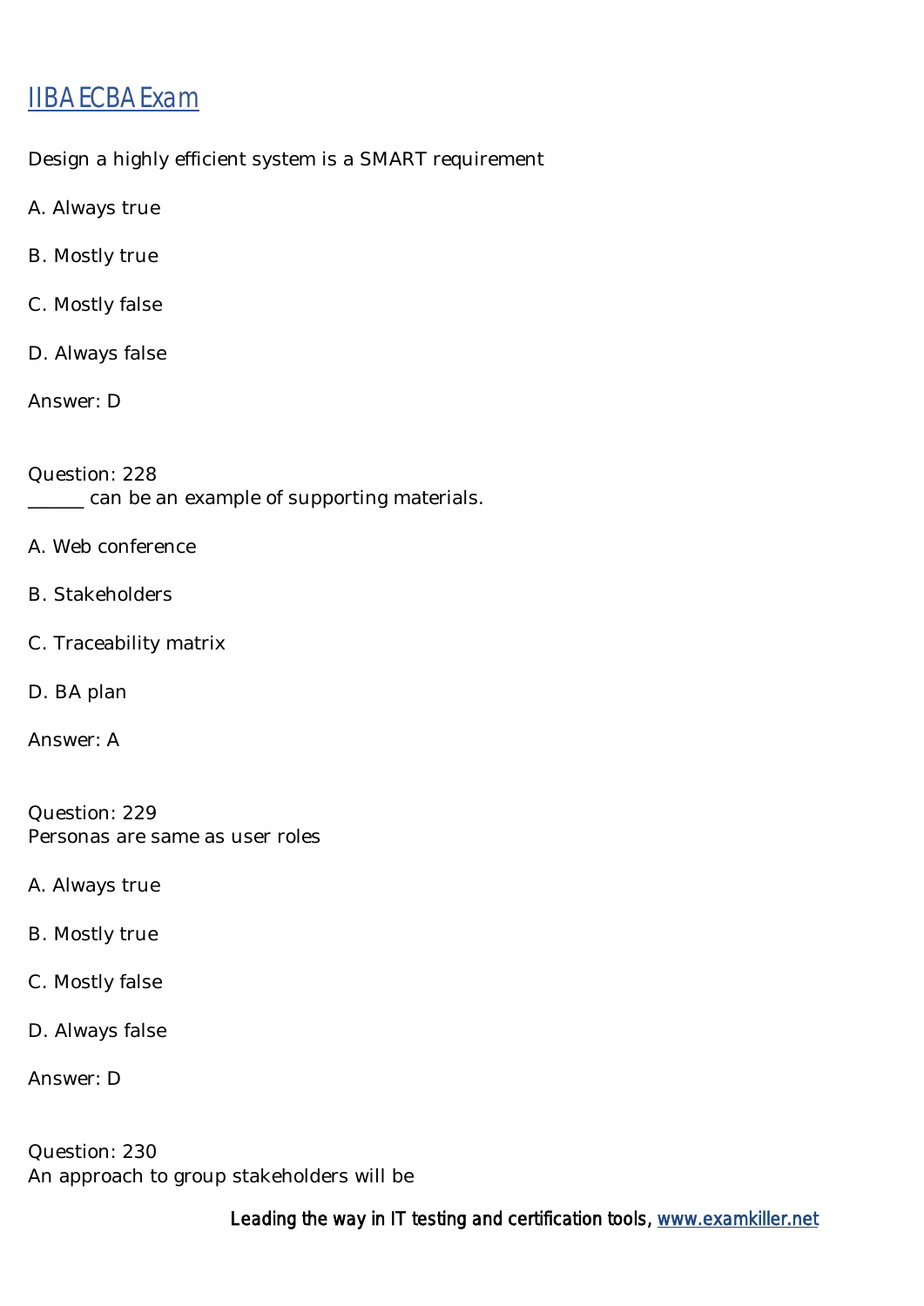Design a highly efficient system is a SMART requirement

A. Always true

B. Mostly true

C. Mostly false

D. Always false

Answer: D

Question: 228
______ can be an example of supporting materials.

A. Web conference

B. Stakeholders

C. Traceability matrix

D. BA plan

Answer: A

Question: 229
Personas are same as user roles

A. Always true

B. Mostly true

C. Mostly false

D. Always false

Answer: D

Question: 230
An approach to group stakeholders will be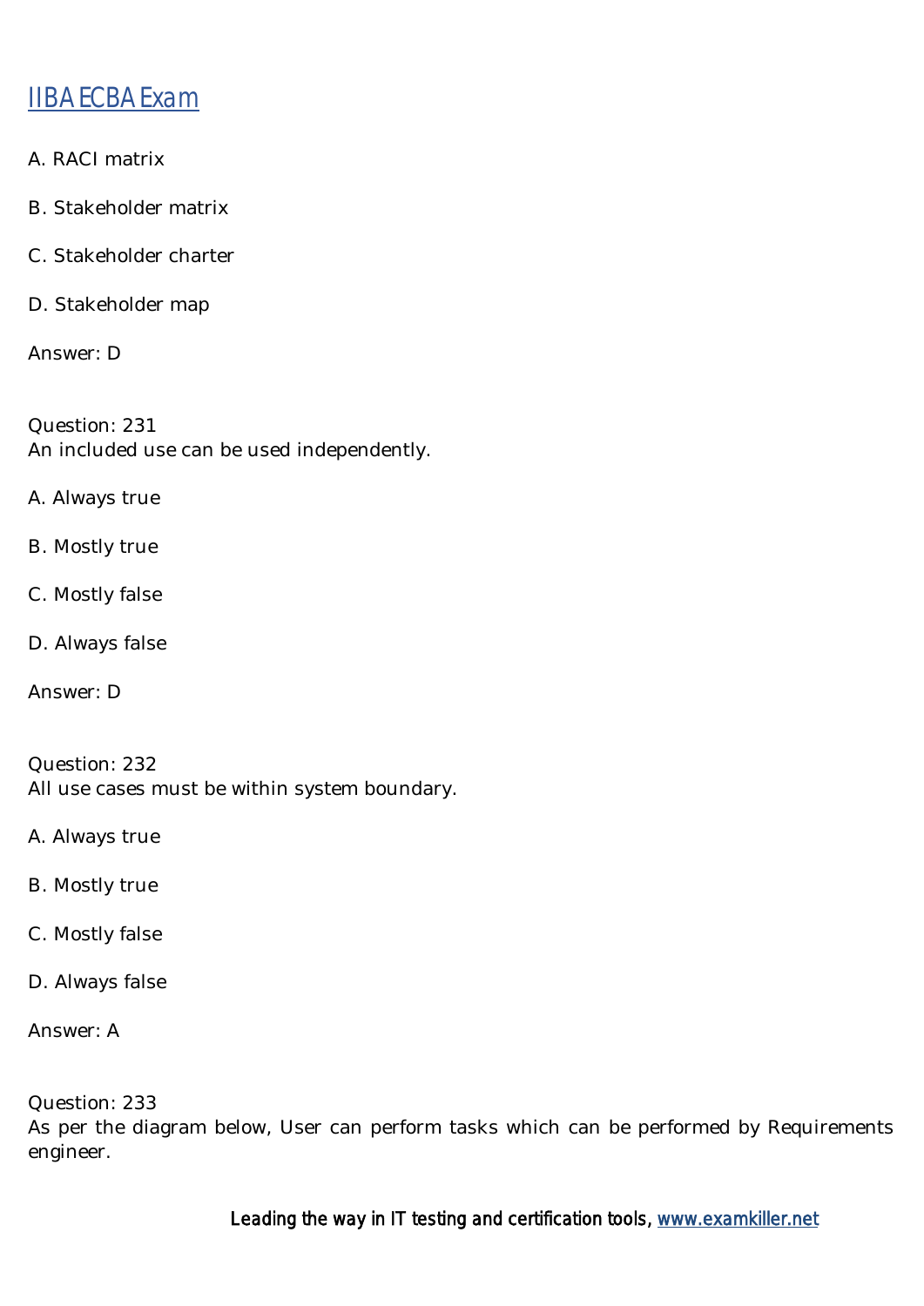A. RACI matrix

B. Stakeholder matrix

C. Stakeholder charter

D. Stakeholder map

Answer: D

Question: 231
An included use can be used independently.

A. Always true

B. Mostly true

C. Mostly false

D. Always false

Answer: D

Question: 232
All use cases must be within system boundary.

A. Always true

B. Mostly true

C. Mostly false

D. Always false

Answer: A

Question: 233
As per the diagram below, User can perform tasks which can be performed by Requirements engineer.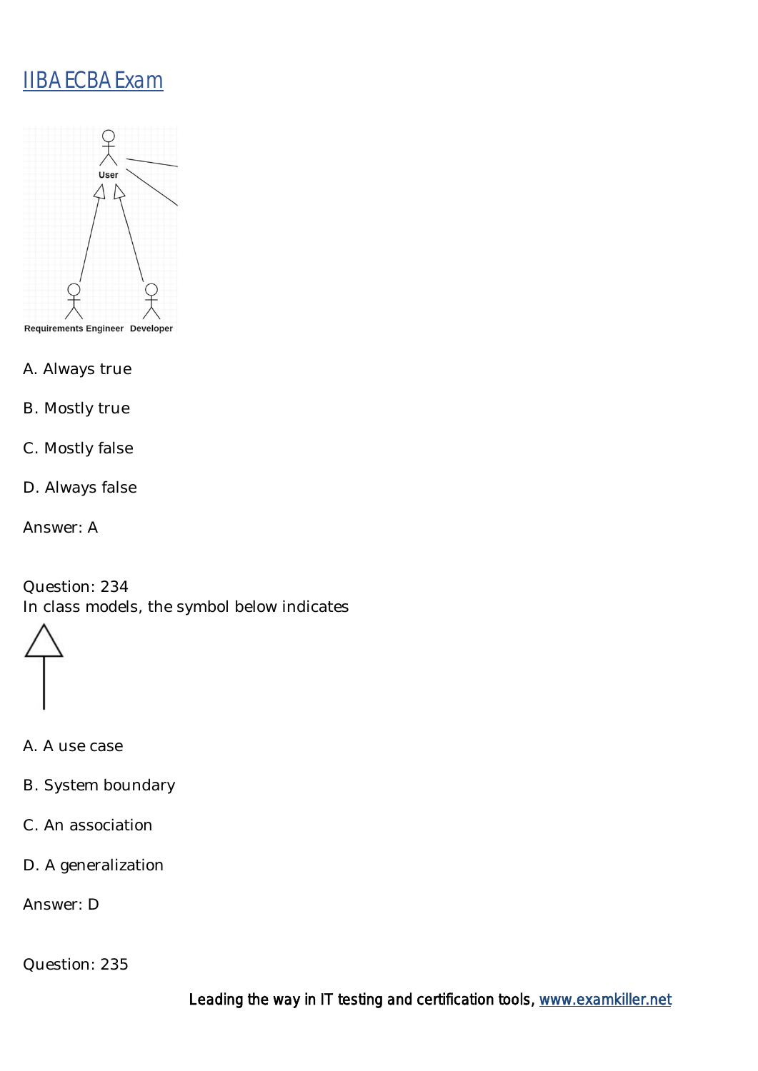A. Always true

B. Mostly true

C. Mostly false

D. Always false

Answer: A

Question: 234

In class models, the symbol below indicates

A. A use case

B. System boundary

C. An association

D. A generalization

Answer: D

Question: 235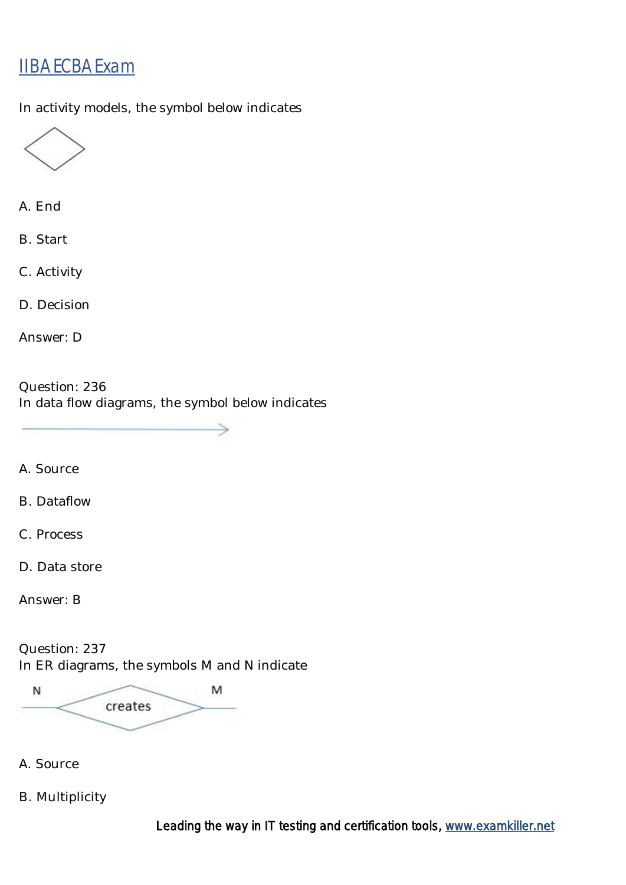In activity models, the symbol below indicates

A. End

B. Start

C. Activity

D. Decision

Answer: D

Question: 236

In data flow diagrams, the symbol below indicates

A. Source

B. Dataflow

C. Process

D. Data store

Answer: B

Question: 237

In ER diagrams, the symbols M and N indicate

A. Source

B. Multiplicity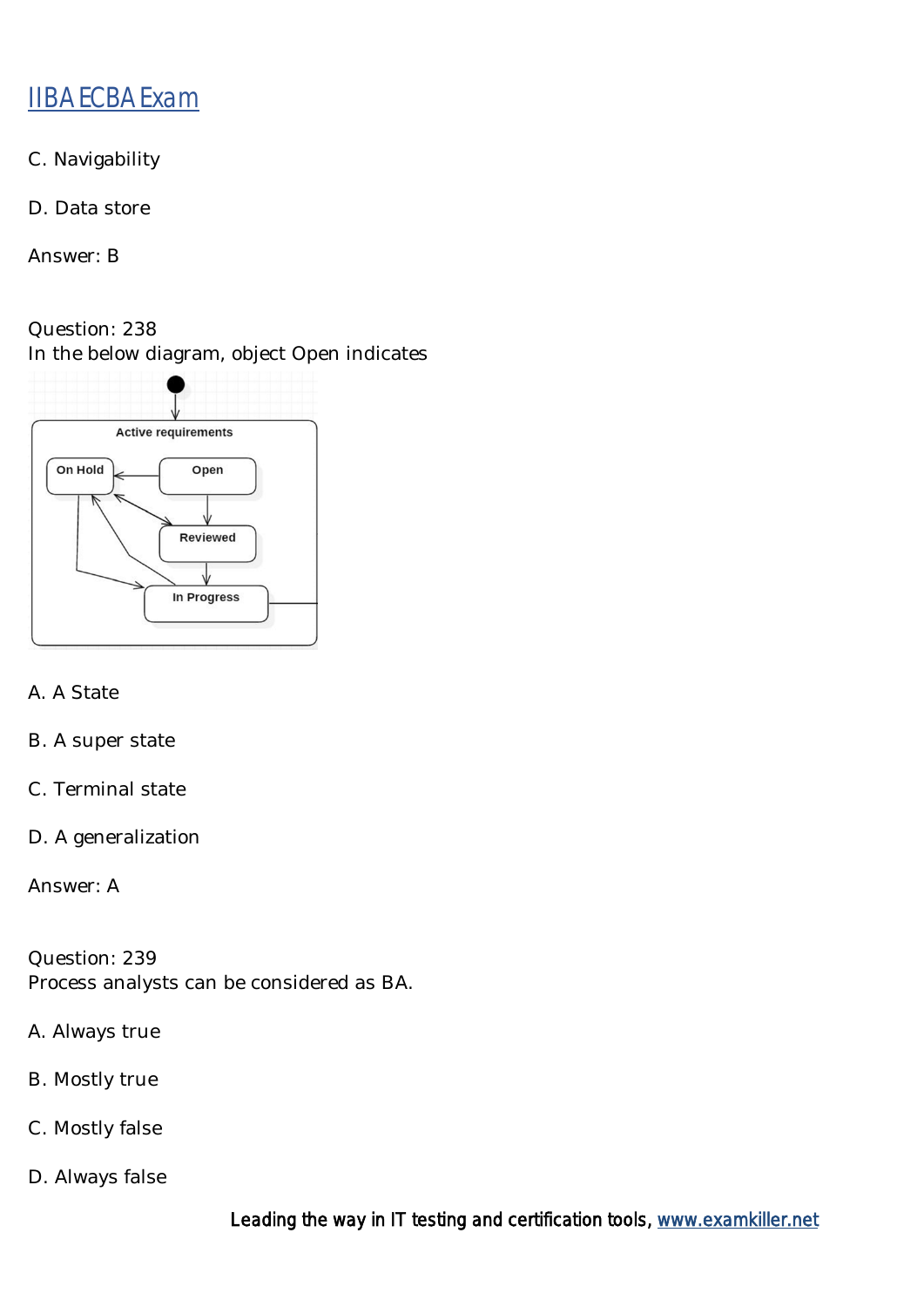C. Navigability

D. Data store

Answer: B

Question: 238
In the below diagram, object Open indicates

A. A State

B. A super state

C. Terminal state

D. A generalization

Answer: A

Question: 239
Process analysts can be considered as BA.

A. Always true

B. Mostly true

C. Mostly false

D. Always false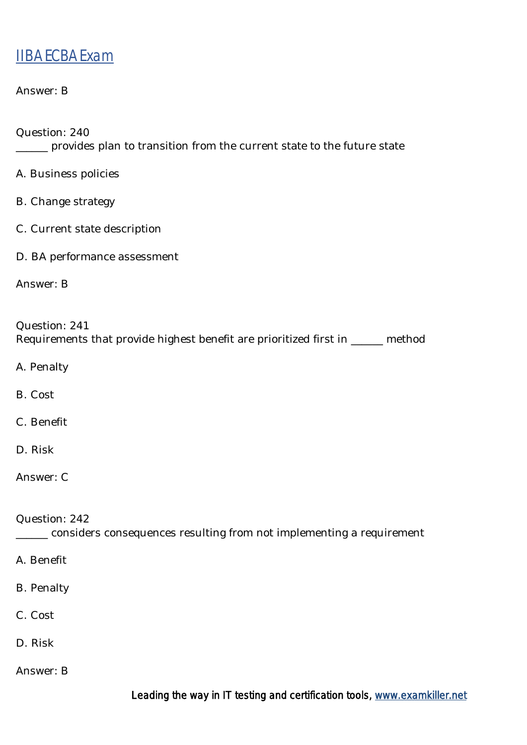Answer: B

Question: 240
______ provides plan to transition from the current state to the future state

A. Business policies

B. Change strategy

C. Current state description

D. BA performance assessment

Answer: B

Question: 241
Requirements that provide highest benefit are prioritized first in ______ method

A. Penalty

B. Cost

C. Benefit

D. Risk

Answer: C

Question: 242
______ considers consequences resulting from not implementing a requirement

A. Benefit

B. Penalty

C. Cost

D. Risk

Answer: B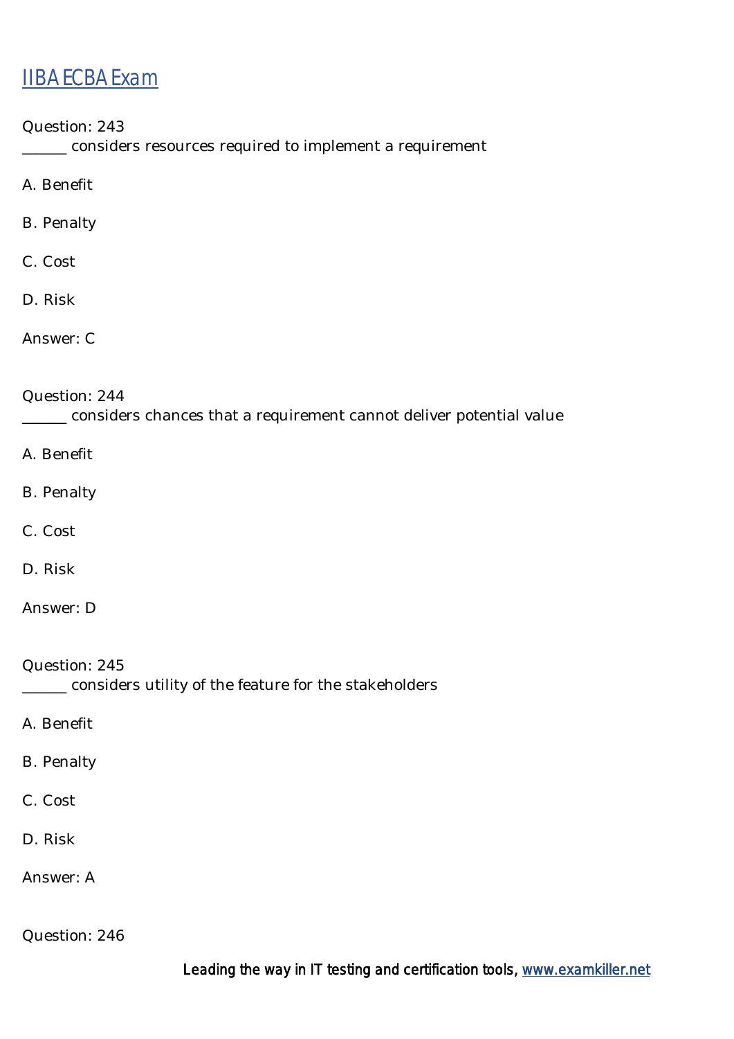# IIBA ECBA Exam

Question: 243
______ considers resources required to implement a requirement

A. Benefit

B. Penalty

C. Cost

D. Risk

Answer: C

Question: 244
______ considers chances that a requirement cannot deliver potential value

A. Benefit

B. Penalty

C. Cost

D. Risk

Answer: D

Question: 245
______ considers utility of the feature for the stakeholders

A. Benefit

B. Penalty

C. Cost

D. Risk

Answer: A

Question: 246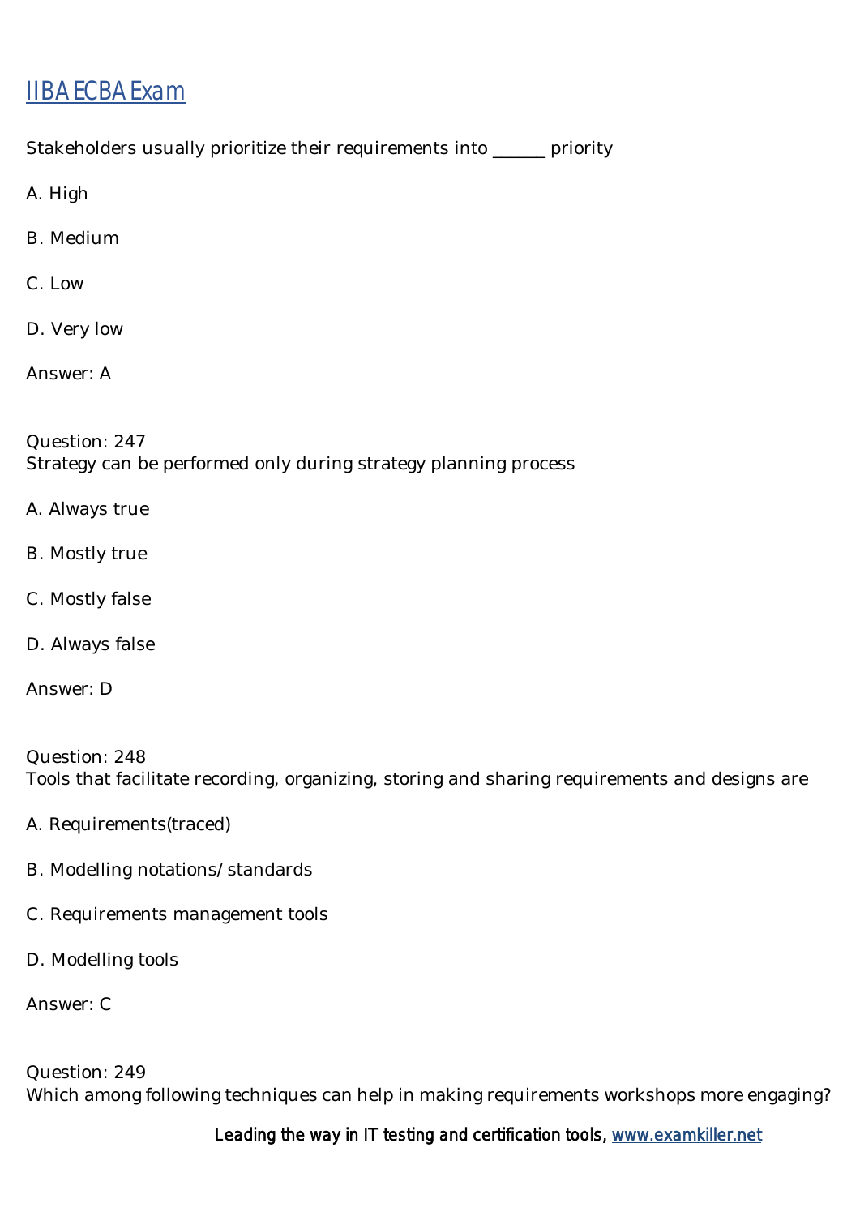Stakeholders usually prioritize their requirements into ______ priority

A. High

B. Medium

C. Low

D. Very low

Answer: A

Question: 247
Strategy can be performed only during strategy planning process

A. Always true

B. Mostly true

C. Mostly false

D. Always false

Answer: D

Question: 248
Tools that facilitate recording, organizing, storing and sharing requirements and designs are

A. Requirements(traced)

B. Modelling notations/ standards

C. Requirements management tools

D. Modelling tools

Answer: C

Question: 249
Which among following techniques can help in making requirements workshops more engaging?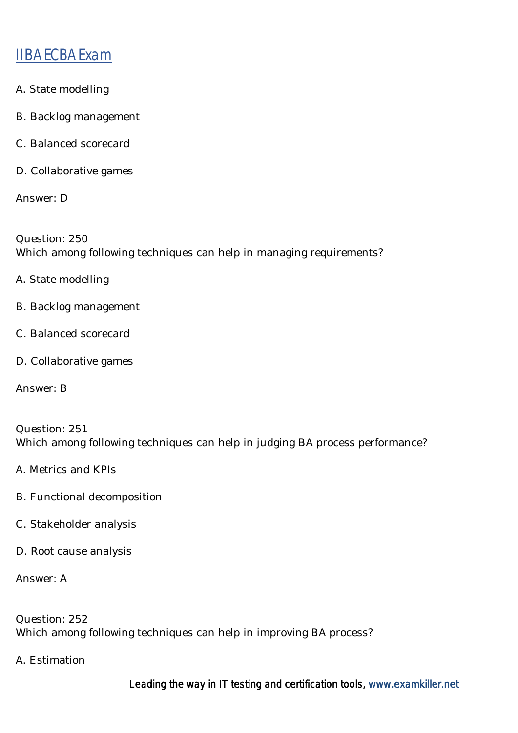A. State modelling

B. Backlog management

C. Balanced scorecard

D. Collaborative games

Answer: D

Question: 250
Which among following techniques can help in managing requirements?

A. State modelling

B. Backlog management

C. Balanced scorecard

D. Collaborative games

Answer: B

Question: 251
Which among following techniques can help in judging BA process performance?

A. Metrics and KPIs

B. Functional decomposition

C. Stakeholder analysis

D. Root cause analysis

Answer: A

Question: 252
Which among following techniques can help in improving BA process?

A. Estimation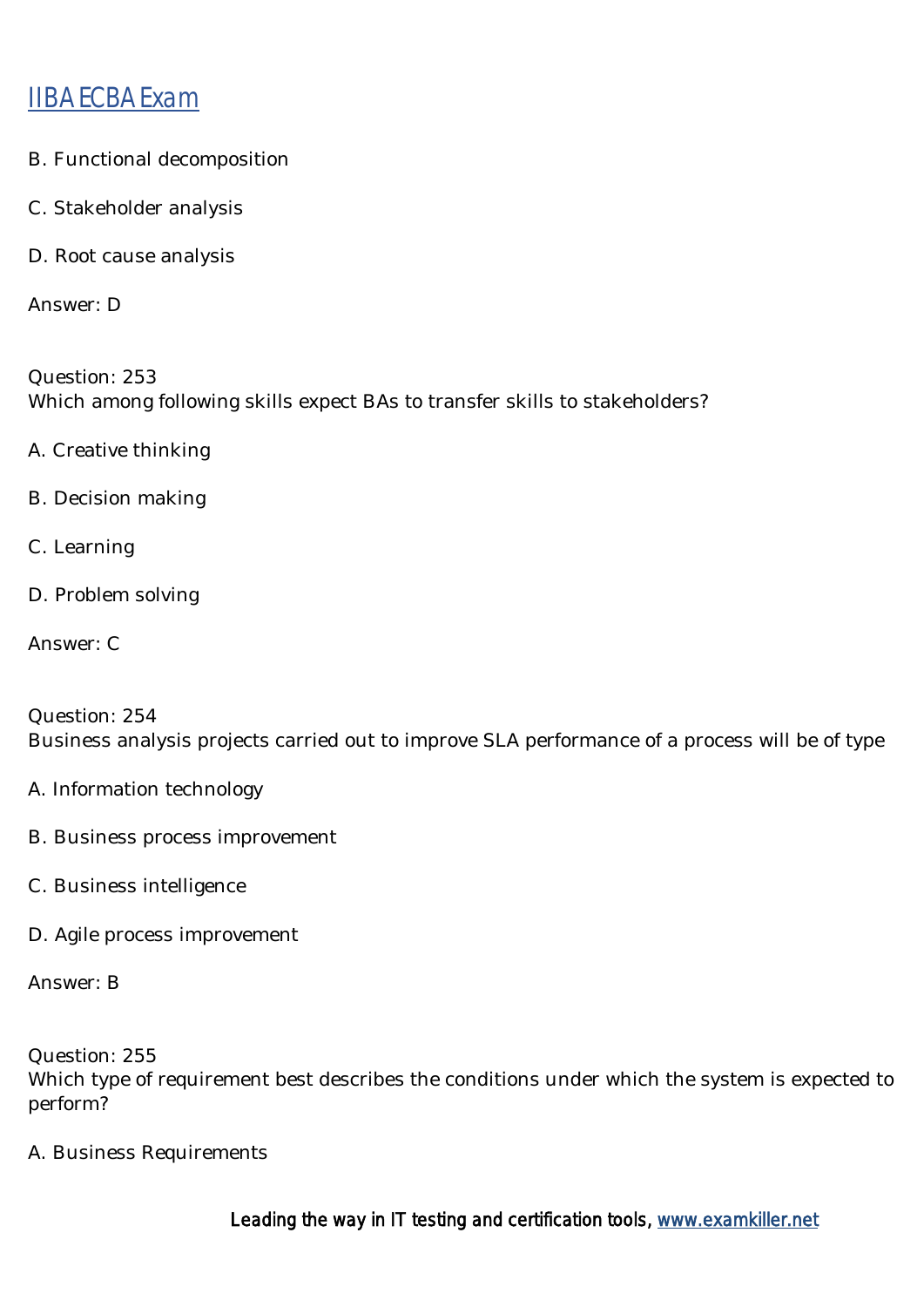B. Functional decomposition

C. Stakeholder analysis

D. Root cause analysis

Answer: D

Question: 253
Which among following skills expect BAs to transfer skills to stakeholders?

A. Creative thinking

B. Decision making

C. Learning

D. Problem solving

Answer: C

Question: 254
Business analysis projects carried out to improve SLA performance of a process will be of type

A. Information technology

B. Business process improvement

C. Business intelligence

D. Agile process improvement

Answer: B

Question: 255
Which type of requirement best describes the conditions under which the system is expected to perform?

A. Business Requirements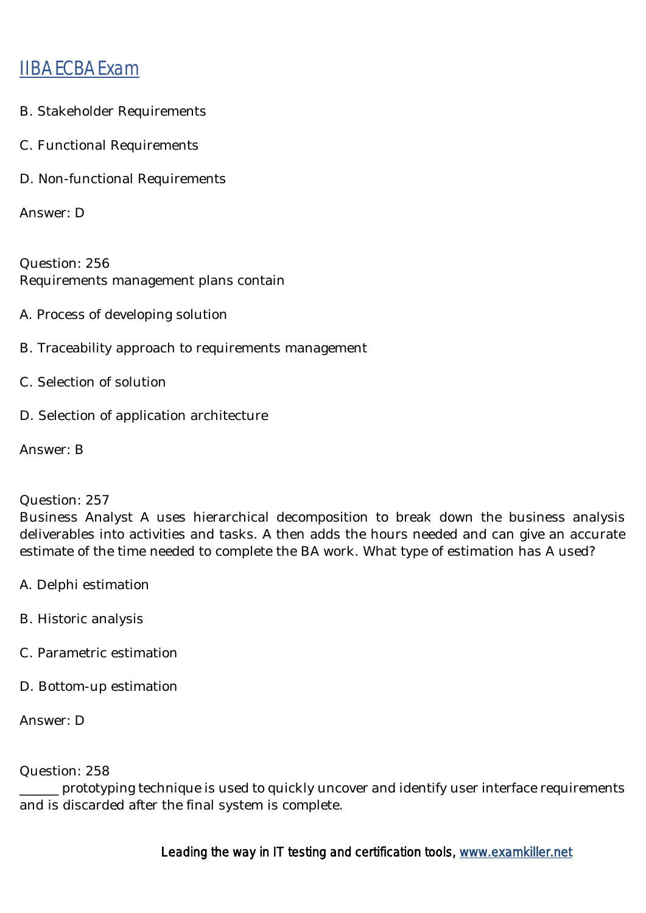B. Stakeholder Requirements

C. Functional Requirements

D. Non-functional Requirements

Answer: D

Question: 256
Requirements management plans contain

A. Process of developing solution

B. Traceability approach to requirements management

C. Selection of solution

D. Selection of application architecture

Answer: B

Question: 257
Business Analyst A uses hierarchical decomposition to break down the business analysis deliverables into activities and tasks. A then adds the hours needed and can give an accurate estimate of the time needed to complete the BA work. What type of estimation has A used?

A. Delphi estimation

B. Historic analysis

C. Parametric estimation

D. Bottom-up estimation

Answer: D

Question: 258
______ prototyping technique is used to quickly uncover and identify user interface requirements and is discarded after the final system is complete.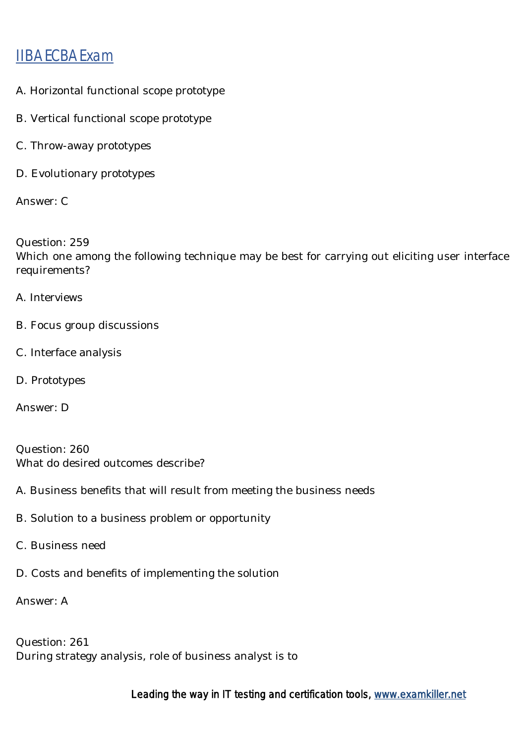A. Horizontal functional scope prototype

B. Vertical functional scope prototype

C. Throw-away prototypes

D. Evolutionary prototypes

Answer: C

Question: 259
Which one among the following technique may be best for carrying out eliciting user interface requirements?

A. Interviews

B. Focus group discussions

C. Interface analysis

D. Prototypes

Answer: D

Question: 260
What do desired outcomes describe?

A. Business benefits that will result from meeting the business needs

B. Solution to a business problem or opportunity

C. Business need

D. Costs and benefits of implementing the solution

Answer: A

Question: 261
During strategy analysis, role of business analyst is to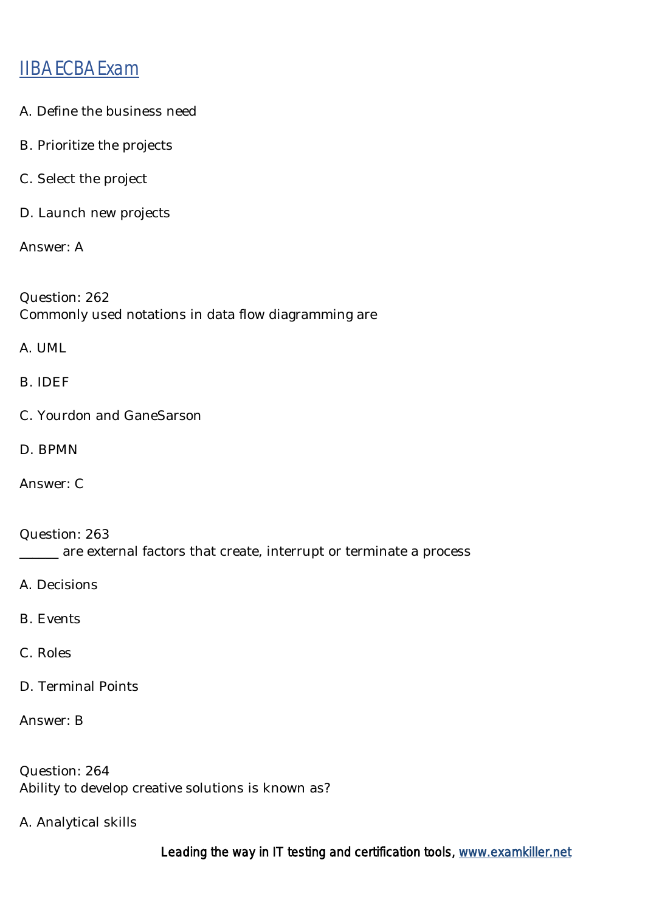A. Define the business need

B. Prioritize the projects

C. Select the project

D. Launch new projects

Answer: A

Question: 262
Commonly used notations in data flow diagramming are

A. UML

B. IDEF

C. Yourdon and GaneSarson

D. BPMN

Answer: C

Question: 263
______ are external factors that create, interrupt or terminate a process

A. Decisions

B. Events

C. Roles

D. Terminal Points

Answer: B

Question: 264
Ability to develop creative solutions is known as?

A. Analytical skills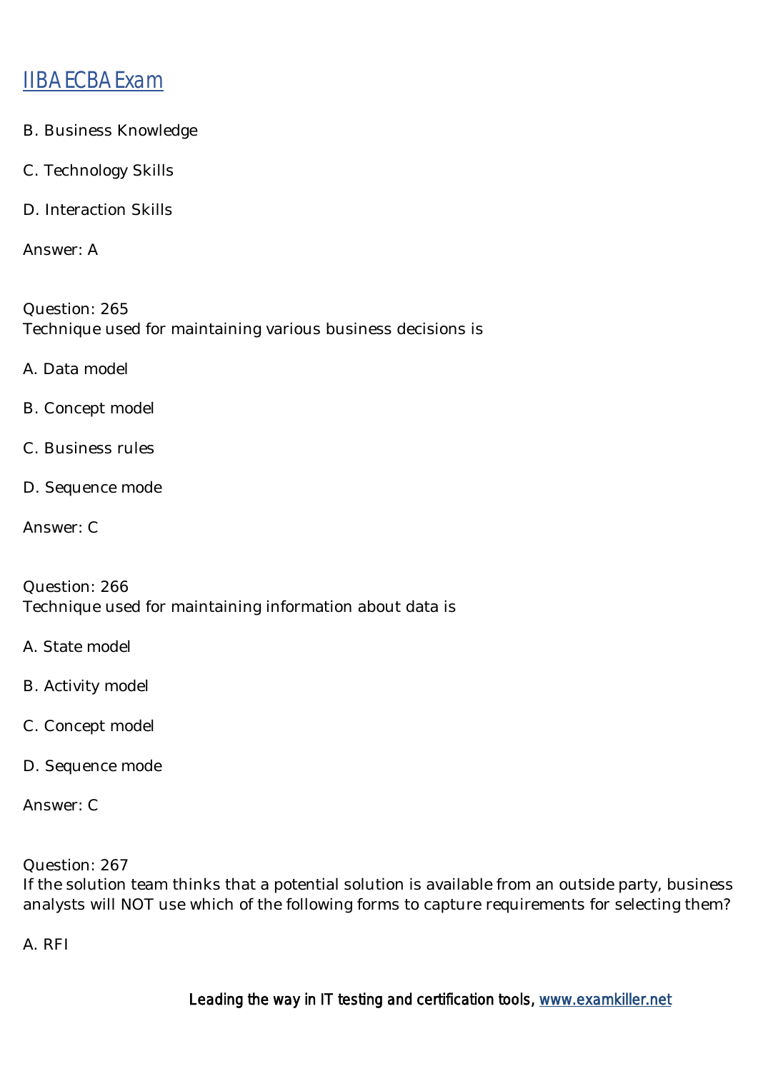B. Business Knowledge

C. Technology Skills

D. Interaction Skills

Answer: A

Question: 265
Technique used for maintaining various business decisions is

A. Data model

B. Concept model

C. Business rules

D. Sequence mode

Answer: C

Question: 266
Technique used for maintaining information about data is

A. State model

B. Activity model

C. Concept model

D. Sequence mode

Answer: C

Question: 267
If the solution team thinks that a potential solution is available from an outside party, business analysts will NOT use which of the following forms to capture requirements for selecting them?

A. RFI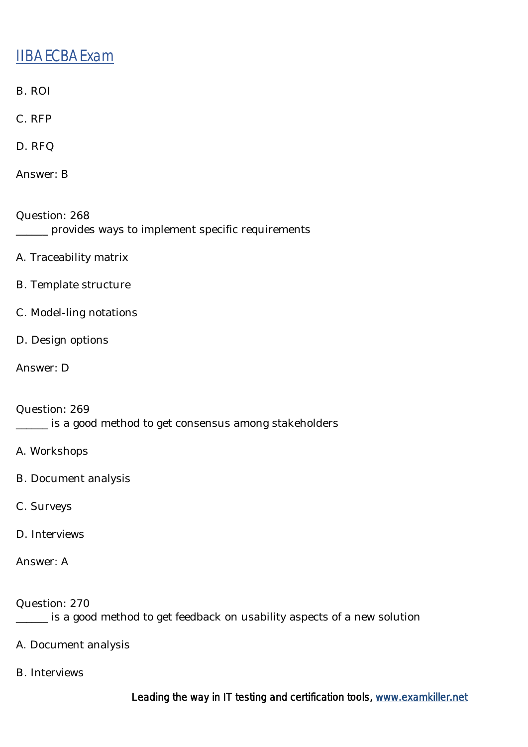B. ROI

C. RFP

D. RFQ

Answer: B

Question: 268
______ provides ways to implement specific requirements

A. Traceability matrix

B. Template structure

C. Model-ling notations

D. Design options

Answer: D

Question: 269
______ is a good method to get consensus among stakeholders

A. Workshops

B. Document analysis

C. Surveys

D. Interviews

Answer: A

Question: 270
______ is a good method to get feedback on usability aspects of a new solution

A. Document analysis

B. Interviews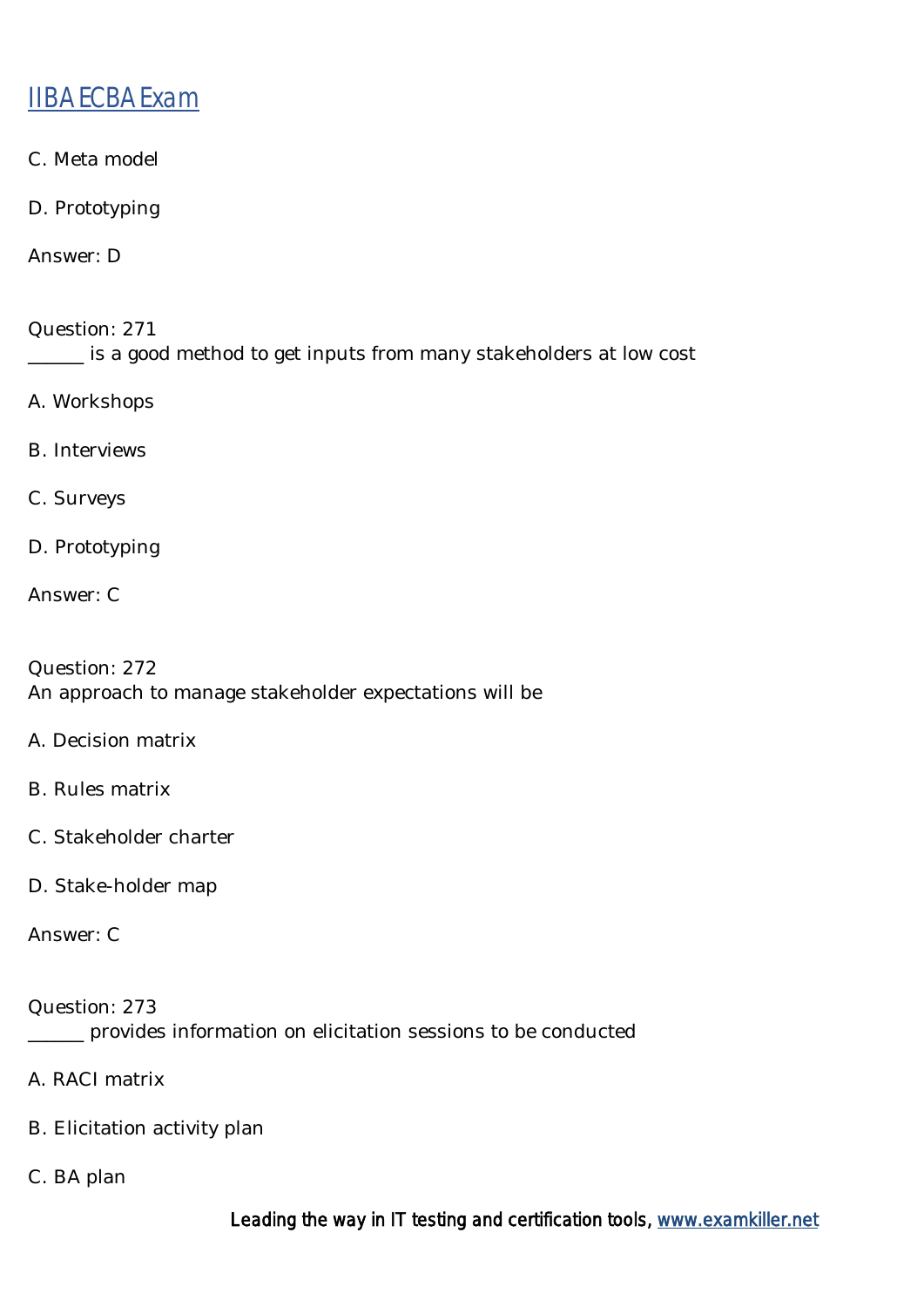C. Meta model

D. Prototyping

Answer: D

Question: 271
______ is a good method to get inputs from many stakeholders at low cost

A. Workshops

B. Interviews

C. Surveys

D. Prototyping

Answer: C

Question: 272
An approach to manage stakeholder expectations will be

A. Decision matrix

B. Rules matrix

C. Stakeholder charter

D. Stake-holder map

Answer: C

Question: 273
______ provides information on elicitation sessions to be conducted

A. RACI matrix

B. Elicitation activity plan

C. BA plan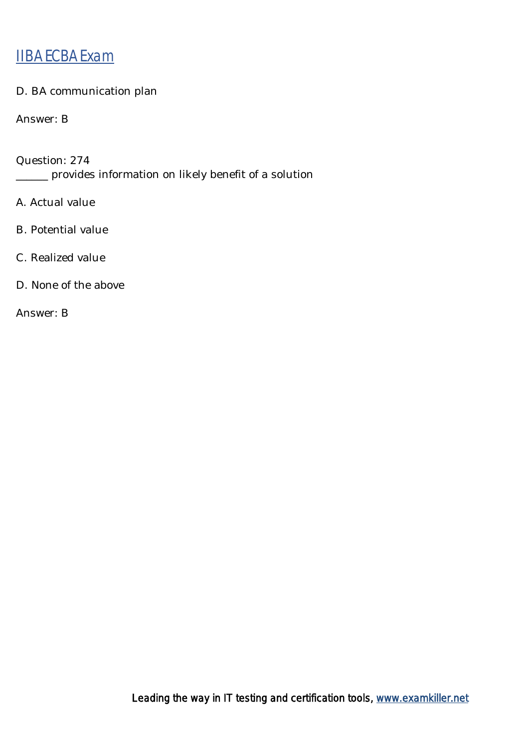D. BA communication plan

Answer: B

Question: 274
______ provides information on likely benefit of a solution

A. Actual value

B. Potential value

C. Realized value

D. None of the above

Answer: B